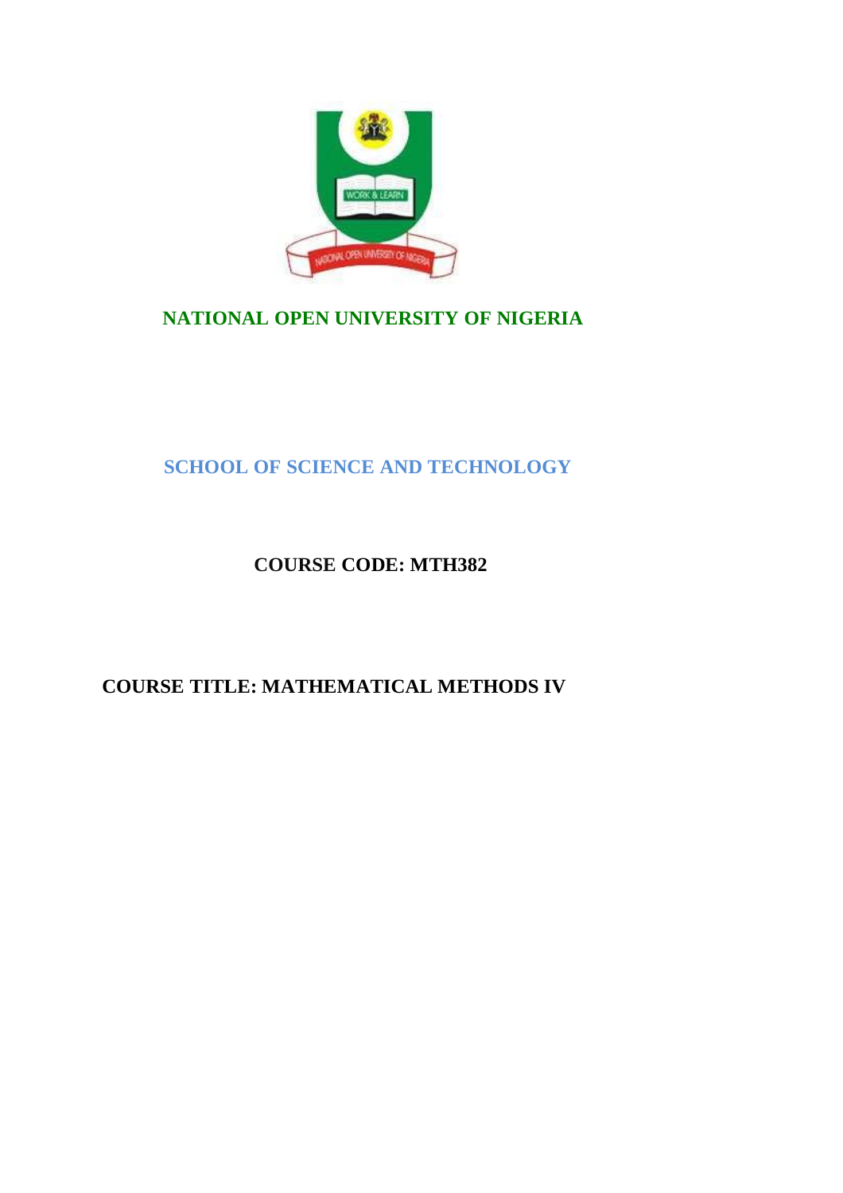# NATIONAL OPEN UNIVERSITY OF NIGERIA

## SCHOOL OF SCIENCE AND TECHNOLOGY

**COURSE CODE: MTH382**

**COURSE TITLE: MATHEMATICAL METHODS IV**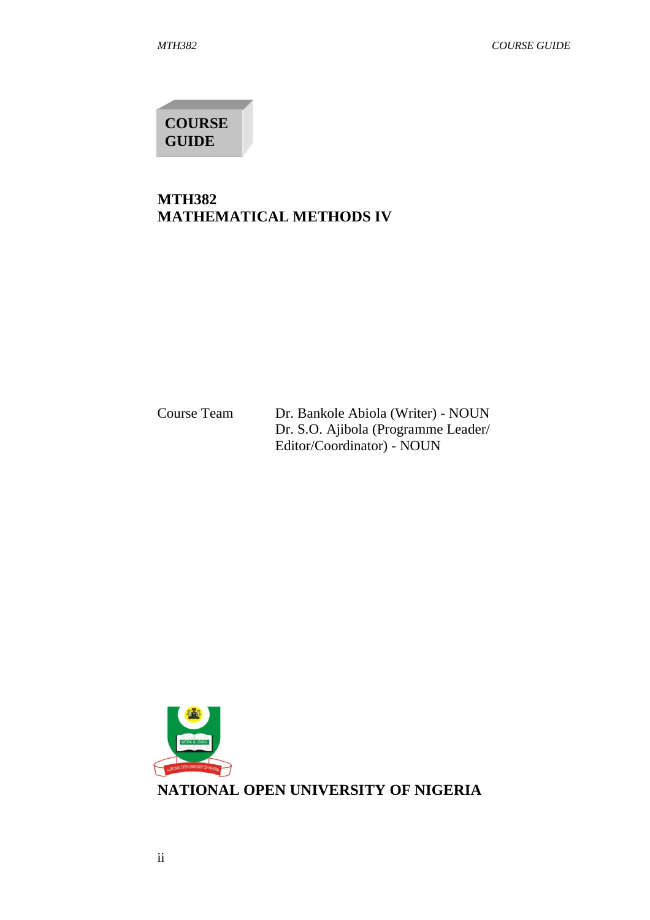# COURSE GUIDE

## MTH382
## MATHEMATICAL METHODS IV

Course Team
Dr. Bankole Abiola (Writer) - NOUN
Dr. S.O. Ajibola (Programme Leader/ Editor/Coordinator) - NOUN

**NATIONAL OPEN UNIVERSITY OF NIGERIA**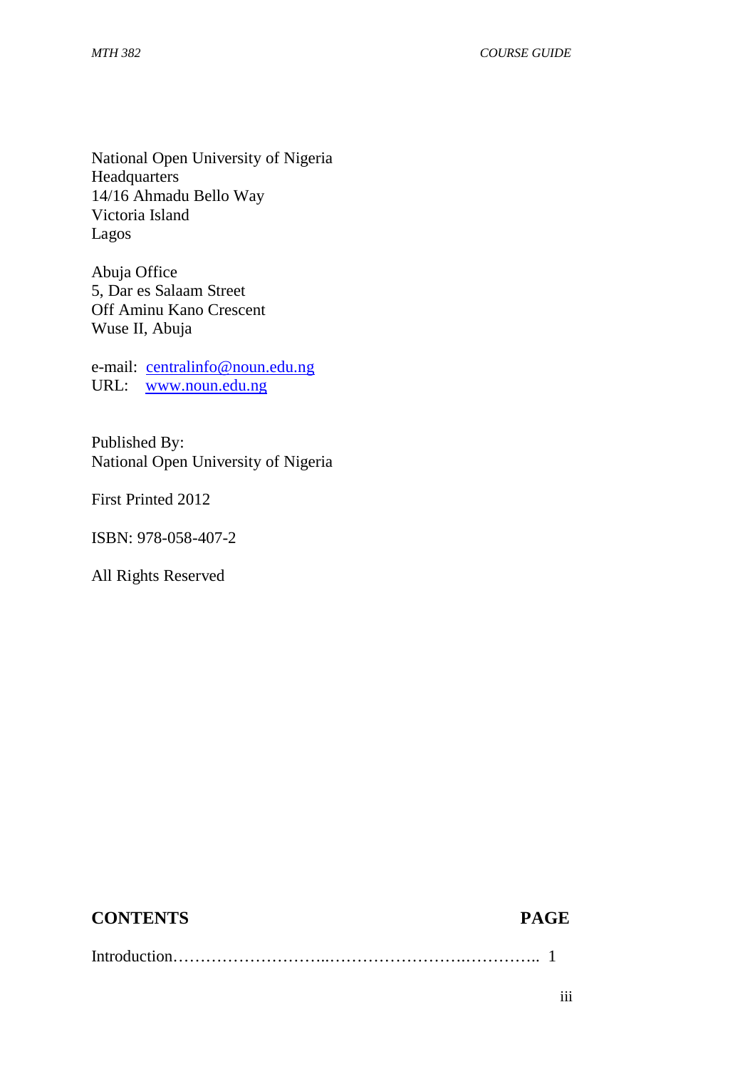National Open University of Nigeria
Headquarters
14/16 Ahmadu Bello Way
Victoria Island
Lagos

Abuja Office
5, Dar es Salaam Street
Off Aminu Kano Crescent
Wuse II, Abuja

e-mail: centralinfo@noun.edu.ng
URL: www.noun.edu.ng

Published By:
National Open University of Nigeria

First Printed 2012

ISBN: 978-058-407-2

All Rights Reserved

## CONTENTS PAGE

Introduction………………………..…………………….………….. 1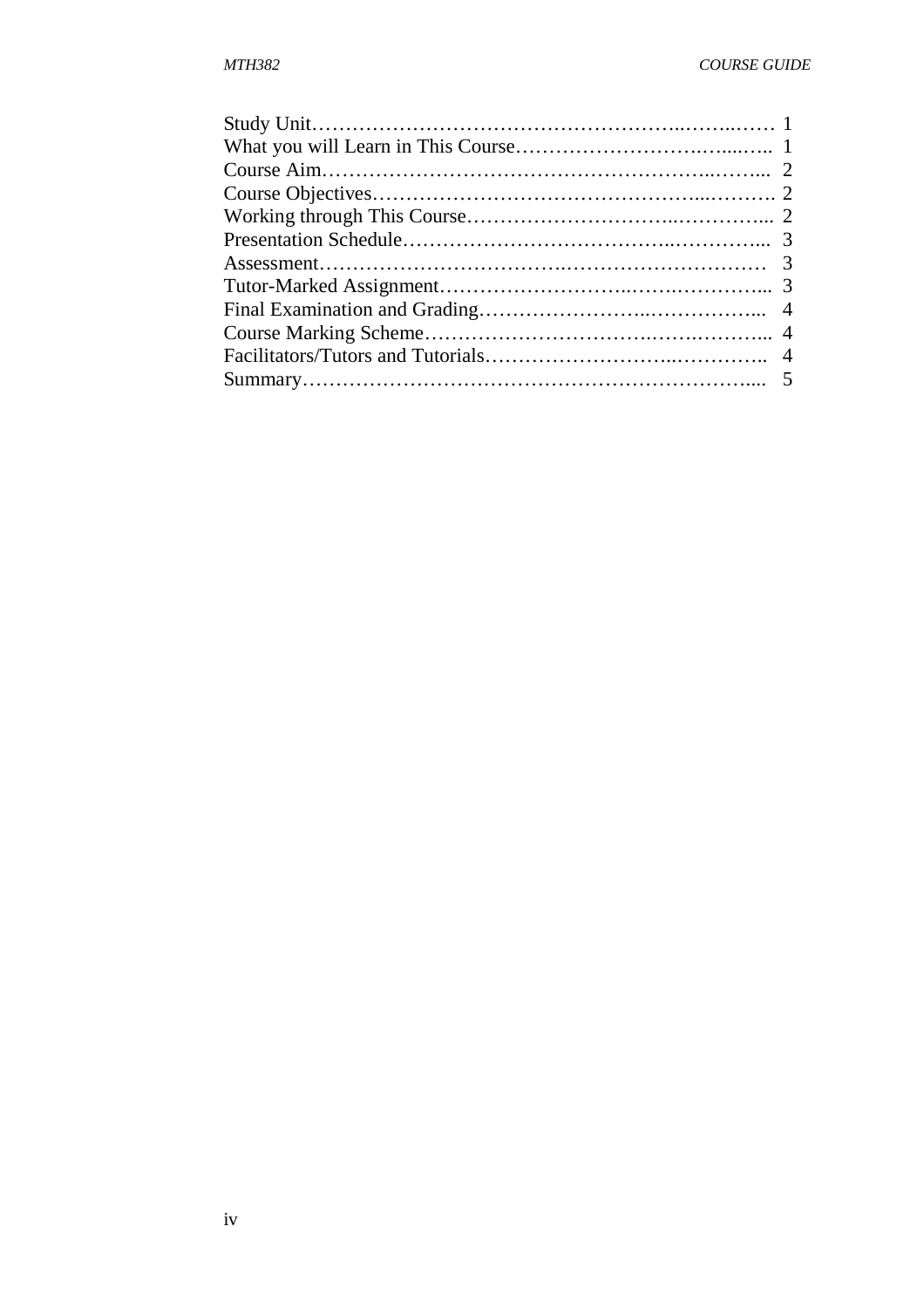| | |
|---|---|
| Study Unit…………………………………………………..……..…… | 1 |
| What you will Learn in This Course…………………………..…....….. | 1 |
| Course Aim…………………………………………………..……... | 2 |
| Course Objectives…………………………………………...………. | 2 |
| Working through This Course………………………..…………... | 2 |
| Presentation Schedule………………………………..…………... | 3 |
| Assessment…………………………….………………………… | 3 |
| Tutor-Marked Assignment………………………..…….………….... | 3 |
| Final Examination and Grading……………………..……………... | 4 |
| Course Marking Scheme…………………………….…….………... | 4 |
| Facilitators/Tutors and Tutorials……………………..………….. | 4 |
| Summary…………………………………………………………..... | 5 |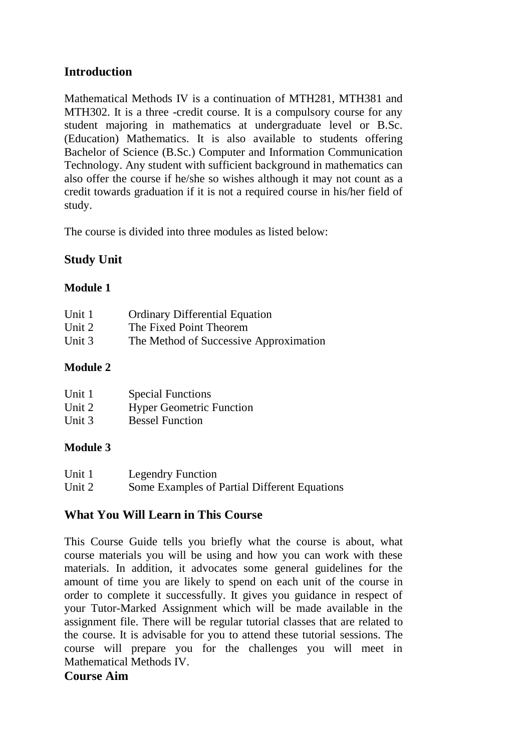## Introduction

Mathematical Methods IV is a continuation of MTH281, MTH381 and MTH302. It is a three -credit course. It is a compulsory course for any student majoring in mathematics at undergraduate level or B.Sc. (Education) Mathematics. It is also available to students offering Bachelor of Science (B.Sc.) Computer and Information Communication Technology. Any student with sufficient background in mathematics can also offer the course if he/she so wishes although it may not count as a credit towards graduation if it is not a required course in his/her field of study.

The course is divided into three modules as listed below:

## Study Unit

### Module 1

| | |
|---|---|
| Unit 1 | Ordinary Differential Equation |
| Unit 2 | The Fixed Point Theorem |
| Unit 3 | The Method of Successive Approximation |

### Module 2

| | |
|---|---|
| Unit 1 | Special Functions |
| Unit 2 | Hyper Geometric Function |
| Unit 3 | Bessel Function |

### Module 3

| | |
|---|---|
| Unit 1 | Legendry Function |
| Unit 2 | Some Examples of Partial Different Equations |

## What You Will Learn in This Course

This Course Guide tells you briefly what the course is about, what course materials you will be using and how you can work with these materials. In addition, it advocates some general guidelines for the amount of time you are likely to spend on each unit of the course in order to complete it successfully. It gives you guidance in respect of your Tutor-Marked Assignment which will be made available in the assignment file. There will be regular tutorial classes that are related to the course. It is advisable for you to attend these tutorial sessions. The course will prepare you for the challenges you will meet in Mathematical Methods IV.

## Course Aim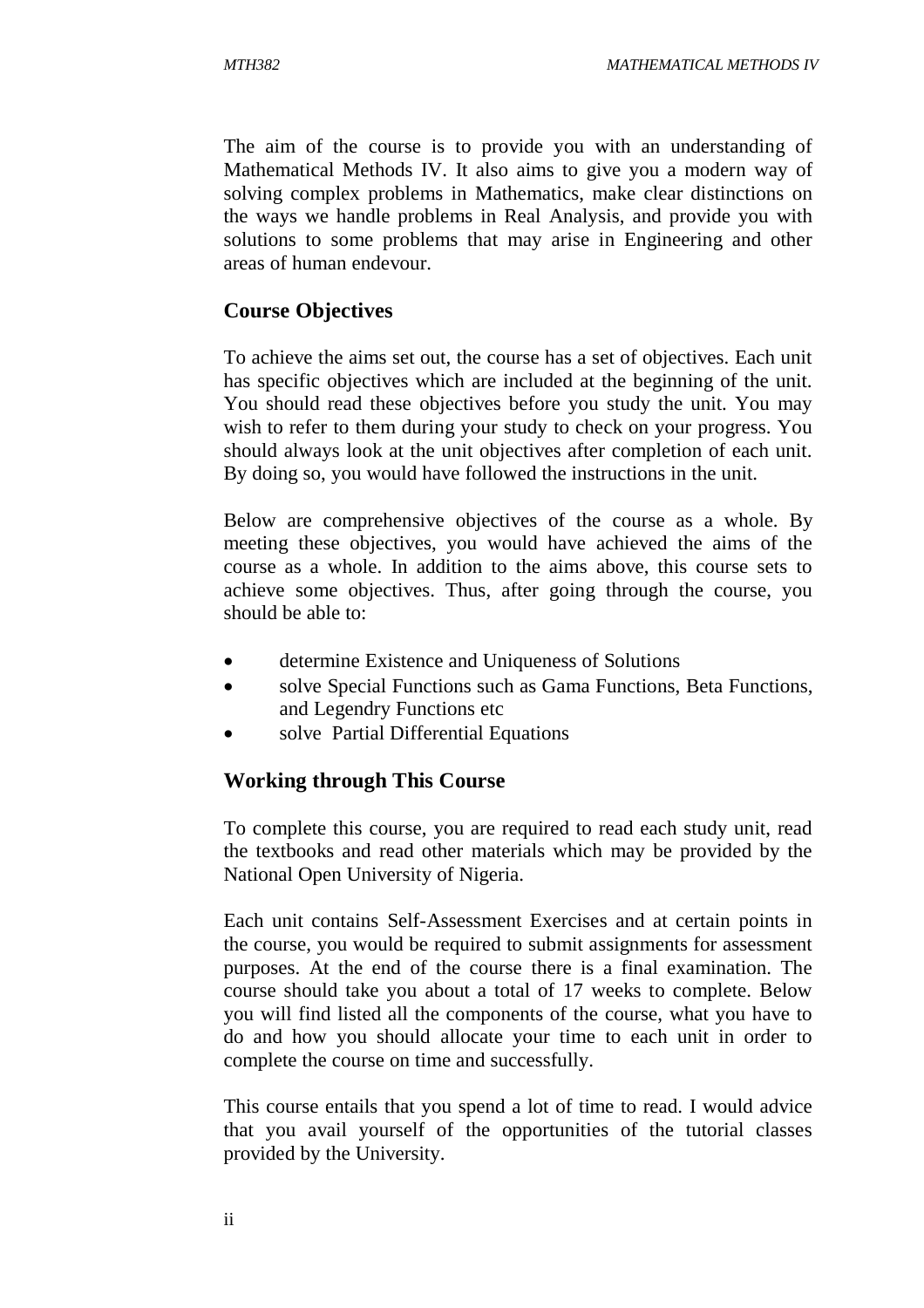The aim of the course is to provide you with an understanding of Mathematical Methods IV. It also aims to give you a modern way of solving complex problems in Mathematics, make clear distinctions on the ways we handle problems in Real Analysis, and provide you with solutions to some problems that may arise in Engineering and other areas of human endevour.

## Course Objectives

To achieve the aims set out, the course has a set of objectives. Each unit has specific objectives which are included at the beginning of the unit. You should read these objectives before you study the unit. You may wish to refer to them during your study to check on your progress. You should always look at the unit objectives after completion of each unit. By doing so, you would have followed the instructions in the unit.

Below are comprehensive objectives of the course as a whole. By meeting these objectives, you would have achieved the aims of the course as a whole. In addition to the aims above, this course sets to achieve some objectives. Thus, after going through the course, you should be able to:

- determine Existence and Uniqueness of Solutions
- solve Special Functions such as Gama Functions, Beta Functions, and Legendry Functions etc
- solve Partial Differential Equations

## Working through This Course

To complete this course, you are required to read each study unit, read the textbooks and read other materials which may be provided by the National Open University of Nigeria.

Each unit contains Self-Assessment Exercises and at certain points in the course, you would be required to submit assignments for assessment purposes. At the end of the course there is a final examination. The course should take you about a total of 17 weeks to complete. Below you will find listed all the components of the course, what you have to do and how you should allocate your time to each unit in order to complete the course on time and successfully.

This course entails that you spend a lot of time to read. I would advice that you avail yourself of the opportunities of the tutorial classes provided by the University.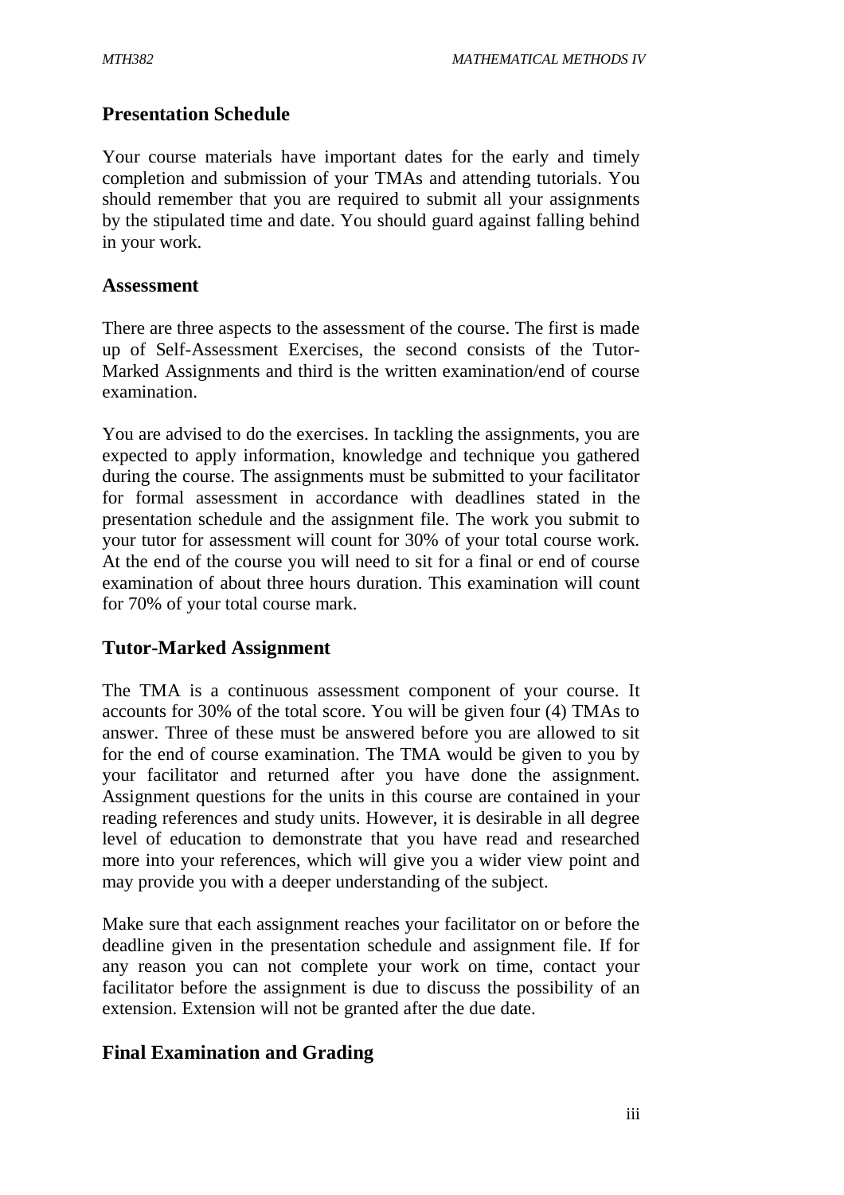## Presentation Schedule

Your course materials have important dates for the early and timely completion and submission of your TMAs and attending tutorials. You should remember that you are required to submit all your assignments by the stipulated time and date. You should guard against falling behind in your work.

### Assessment

There are three aspects to the assessment of the course. The first is made up of Self-Assessment Exercises, the second consists of the Tutor-Marked Assignments and third is the written examination/end of course examination.

You are advised to do the exercises. In tackling the assignments, you are expected to apply information, knowledge and technique you gathered during the course. The assignments must be submitted to your facilitator for formal assessment in accordance with deadlines stated in the presentation schedule and the assignment file. The work you submit to your tutor for assessment will count for 30% of your total course work. At the end of the course you will need to sit for a final or end of course examination of about three hours duration. This examination will count for 70% of your total course mark.

## Tutor-Marked Assignment

The TMA is a continuous assessment component of your course. It accounts for 30% of the total score. You will be given four (4) TMAs to answer. Three of these must be answered before you are allowed to sit for the end of course examination. The TMA would be given to you by your facilitator and returned after you have done the assignment. Assignment questions for the units in this course are contained in your reading references and study units. However, it is desirable in all degree level of education to demonstrate that you have read and researched more into your references, which will give you a wider view point and may provide you with a deeper understanding of the subject.

Make sure that each assignment reaches your facilitator on or before the deadline given in the presentation schedule and assignment file. If for any reason you can not complete your work on time, contact your facilitator before the assignment is due to discuss the possibility of an extension. Extension will not be granted after the due date.

## Final Examination and Grading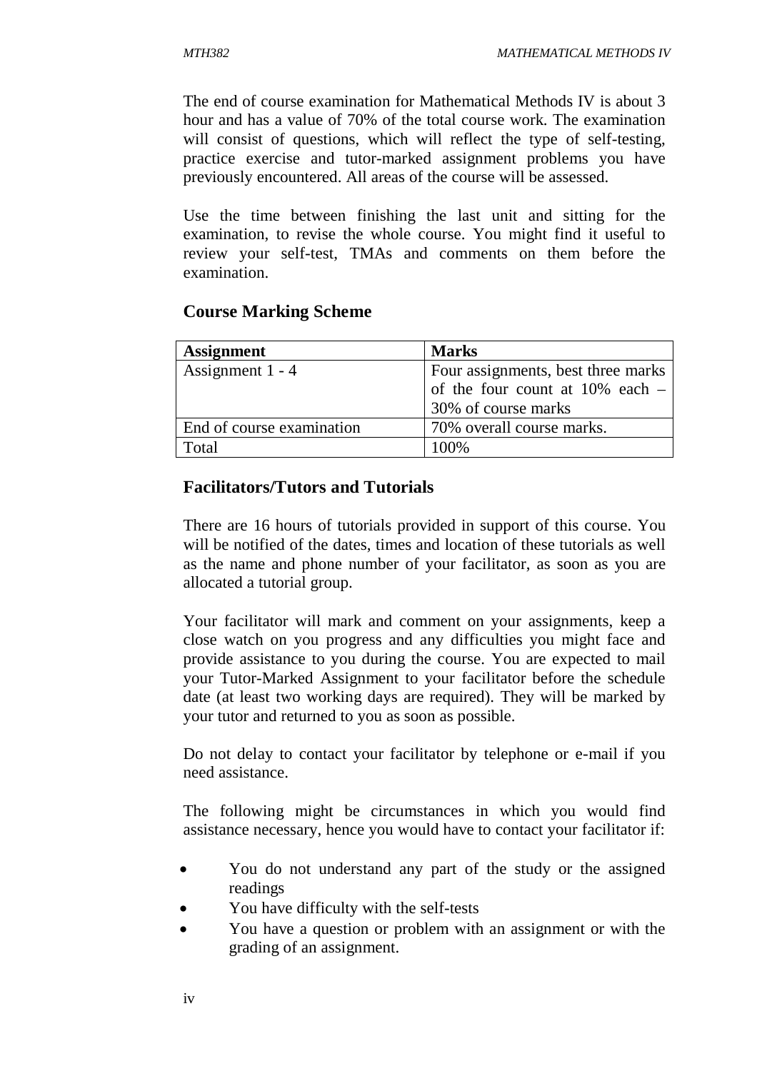The end of course examination for Mathematical Methods IV is about 3 hour and has a value of 70% of the total course work. The examination will consist of questions, which will reflect the type of self-testing, practice exercise and tutor-marked assignment problems you have previously encountered. All areas of the course will be assessed.

Use the time between finishing the last unit and sitting for the examination, to revise the whole course. You might find it useful to review your self-test, TMAs and comments on them before the examination.

## Course Marking Scheme

| **Assignment** | **Marks** |
|---|---|
| Assignment 1 - 4 | Four assignments, best three marks of the four count at 10% each – 30% of course marks |
| End of course examination | 70% overall course marks. |
| Total | 100% |

## Facilitators/Tutors and Tutorials

There are 16 hours of tutorials provided in support of this course. You will be notified of the dates, times and location of these tutorials as well as the name and phone number of your facilitator, as soon as you are allocated a tutorial group.

Your facilitator will mark and comment on your assignments, keep a close watch on you progress and any difficulties you might face and provide assistance to you during the course. You are expected to mail your Tutor-Marked Assignment to your facilitator before the schedule date (at least two working days are required). They will be marked by your tutor and returned to you as soon as possible.

Do not delay to contact your facilitator by telephone or e-mail if you need assistance.

The following might be circumstances in which you would find assistance necessary, hence you would have to contact your facilitator if:

- You do not understand any part of the study or the assigned readings
- You have difficulty with the self-tests
- You have a question or problem with an assignment or with the grading of an assignment.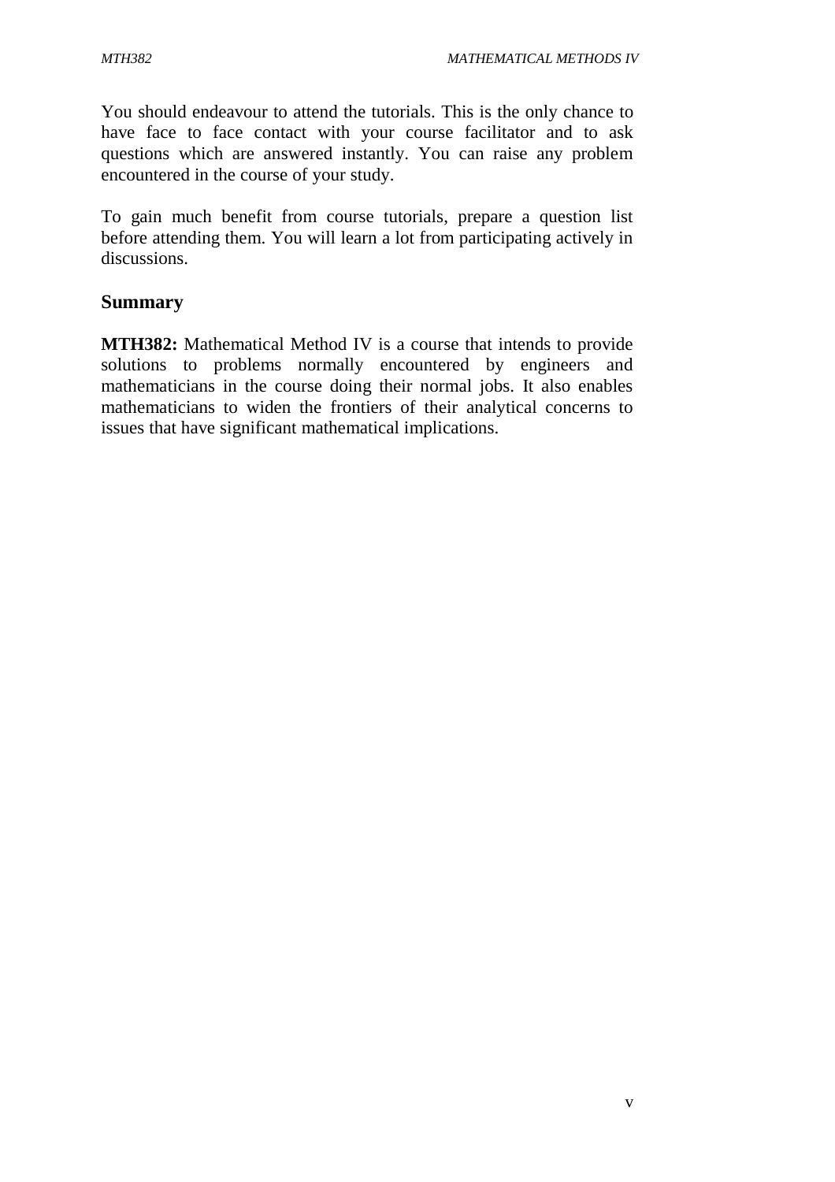You should endeavour to attend the tutorials. This is the only chance to have face to face contact with your course facilitator and to ask questions which are answered instantly. You can raise any problem encountered in the course of your study.

To gain much benefit from course tutorials, prepare a question list before attending them. You will learn a lot from participating actively in discussions.

## Summary

**MTH382:** Mathematical Method IV is a course that intends to provide solutions to problems normally encountered by engineers and mathematicians in the course doing their normal jobs. It also enables mathematicians to widen the frontiers of their analytical concerns to issues that have significant mathematical implications.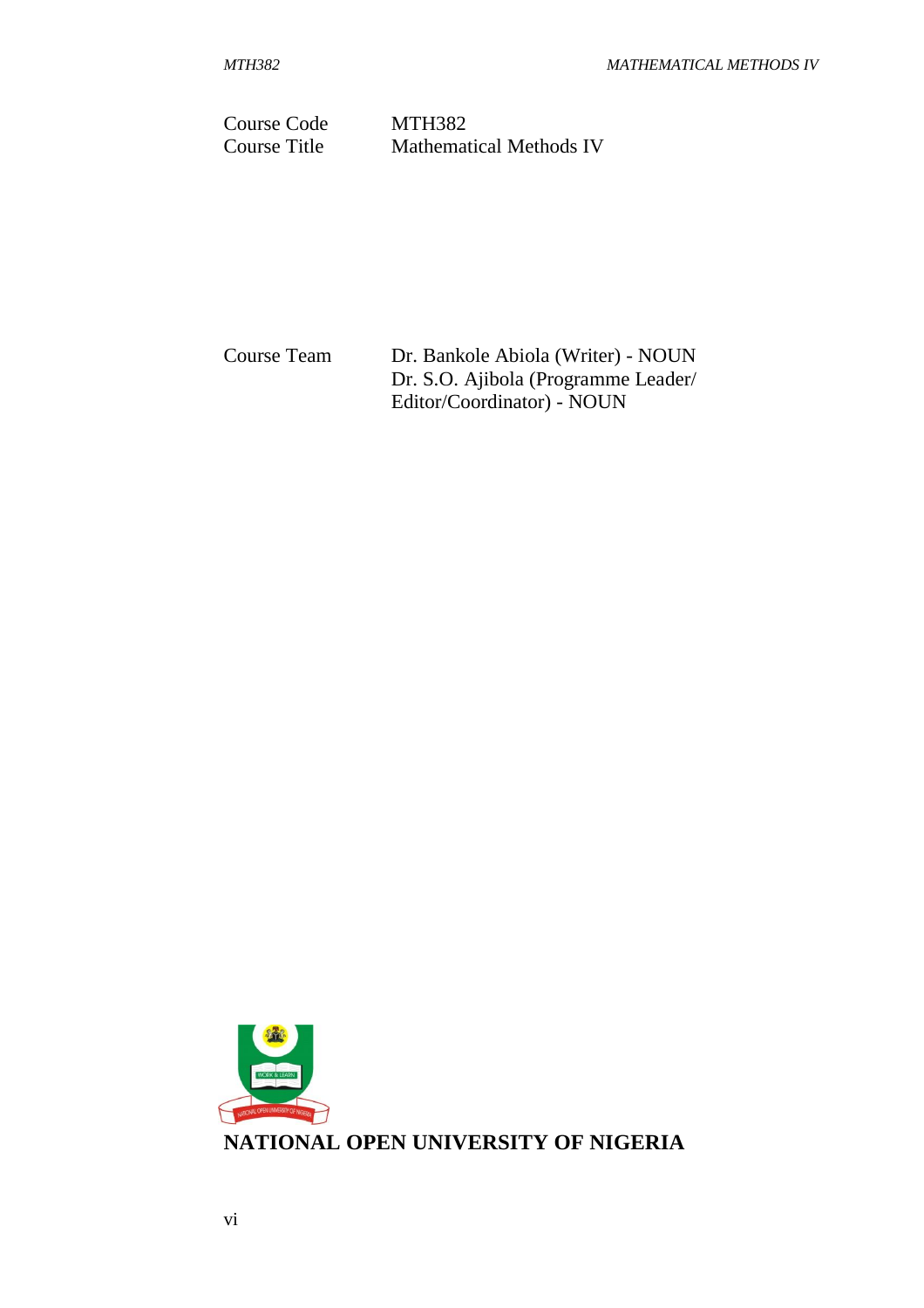| | |
|---|---|
| Course Code | MTH382 |
| Course Title | Mathematical Methods IV |

| | |
|---|---|
| Course Team | Dr. Bankole Abiola (Writer) - NOUN<br>Dr. S.O. Ajibola (Programme Leader/<br>Editor/Coordinator) - NOUN |

**NATIONAL OPEN UNIVERSITY OF NIGERIA**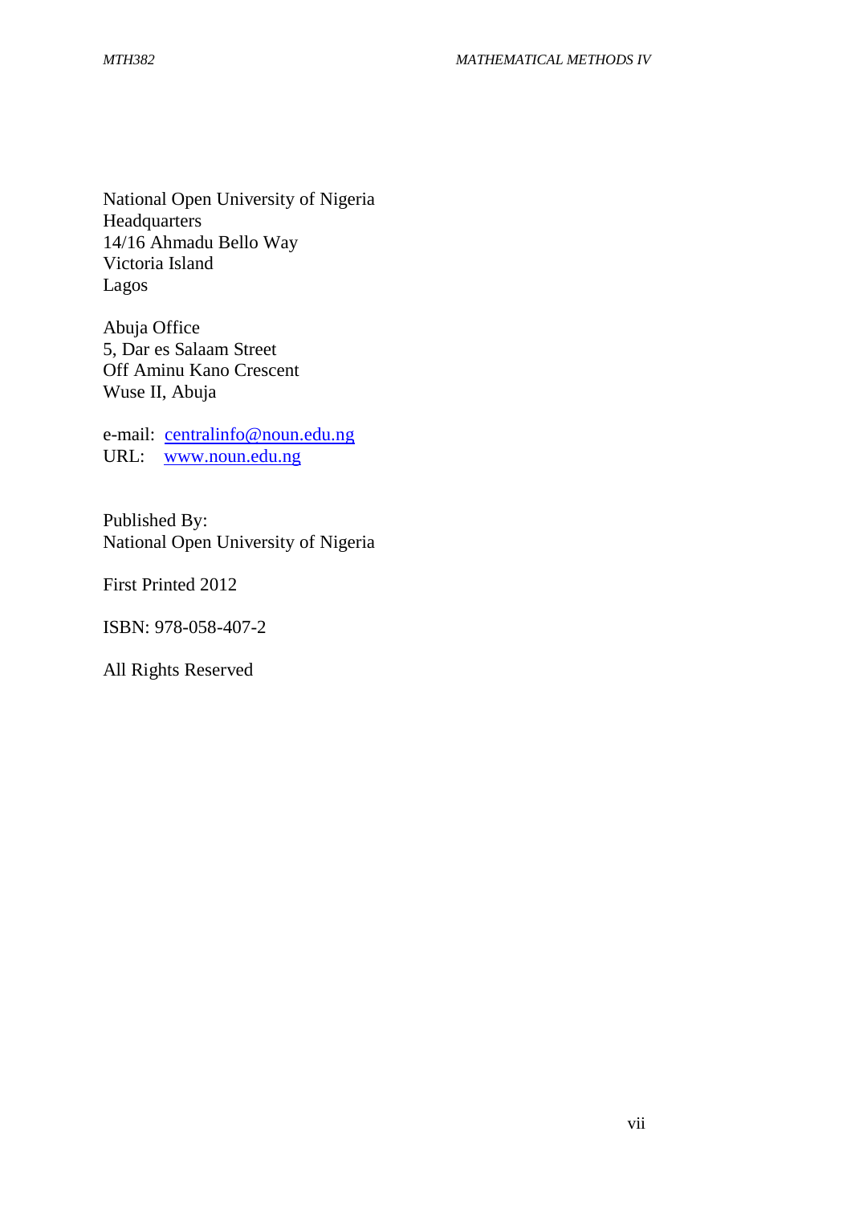National Open University of Nigeria
Headquarters
14/16 Ahmadu Bello Way
Victoria Island
Lagos

Abuja Office
5, Dar es Salaam Street
Off Aminu Kano Crescent
Wuse II, Abuja

e-mail: centralinfo@noun.edu.ng
URL: www.noun.edu.ng

Published By:
National Open University of Nigeria

First Printed 2012

ISBN: 978-058-407-2

All Rights Reserved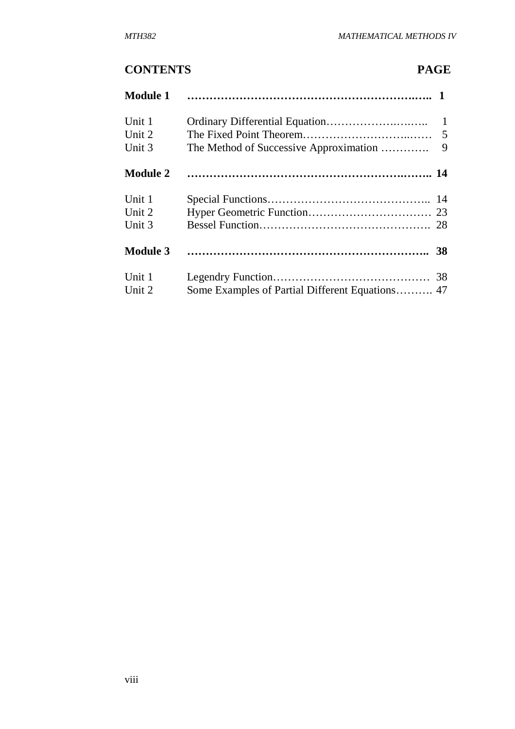## CONTENTS — PAGE

| | | |
|---|---|---|
| **Module 1** | | **1** |
| Unit 1 | Ordinary Differential Equation | 1 |
| Unit 2 | The Fixed Point Theorem | 5 |
| Unit 3 | The Method of Successive Approximation | 9 |
| **Module 2** | | **14** |
| Unit 1 | Special Functions | 14 |
| Unit 2 | Hyper Geometric Function | 23 |
| Unit 3 | Bessel Function | 28 |
| **Module 3** | | **38** |
| Unit 1 | Legendry Function | 38 |
| Unit 2 | Some Examples of Partial Different Equations | 47 |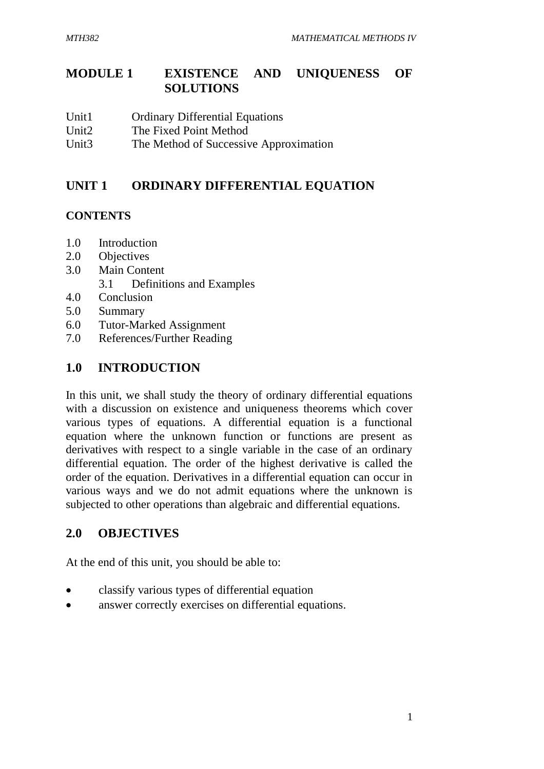# MODULE 1 EXISTENCE AND UNIQUENESS OF SOLUTIONS

Unit1 Ordinary Differential Equations
Unit2 The Fixed Point Method
Unit3 The Method of Successive Approximation

## UNIT 1 ORDINARY DIFFERENTIAL EQUATION

### CONTENTS

1.0 Introduction
2.0 Objectives
3.0 Main Content
  3.1 Definitions and Examples
4.0 Conclusion
5.0 Summary
6.0 Tutor-Marked Assignment
7.0 References/Further Reading

## 1.0 INTRODUCTION

In this unit, we shall study the theory of ordinary differential equations with a discussion on existence and uniqueness theorems which cover various types of equations. A differential equation is a functional equation where the unknown function or functions are present as derivatives with respect to a single variable in the case of an ordinary differential equation. The order of the highest derivative is called the order of the equation. Derivatives in a differential equation can occur in various ways and we do not admit equations where the unknown is subjected to other operations than algebraic and differential equations.

## 2.0 OBJECTIVES

At the end of this unit, you should be able to:

- classify various types of differential equation
- answer correctly exercises on differential equations.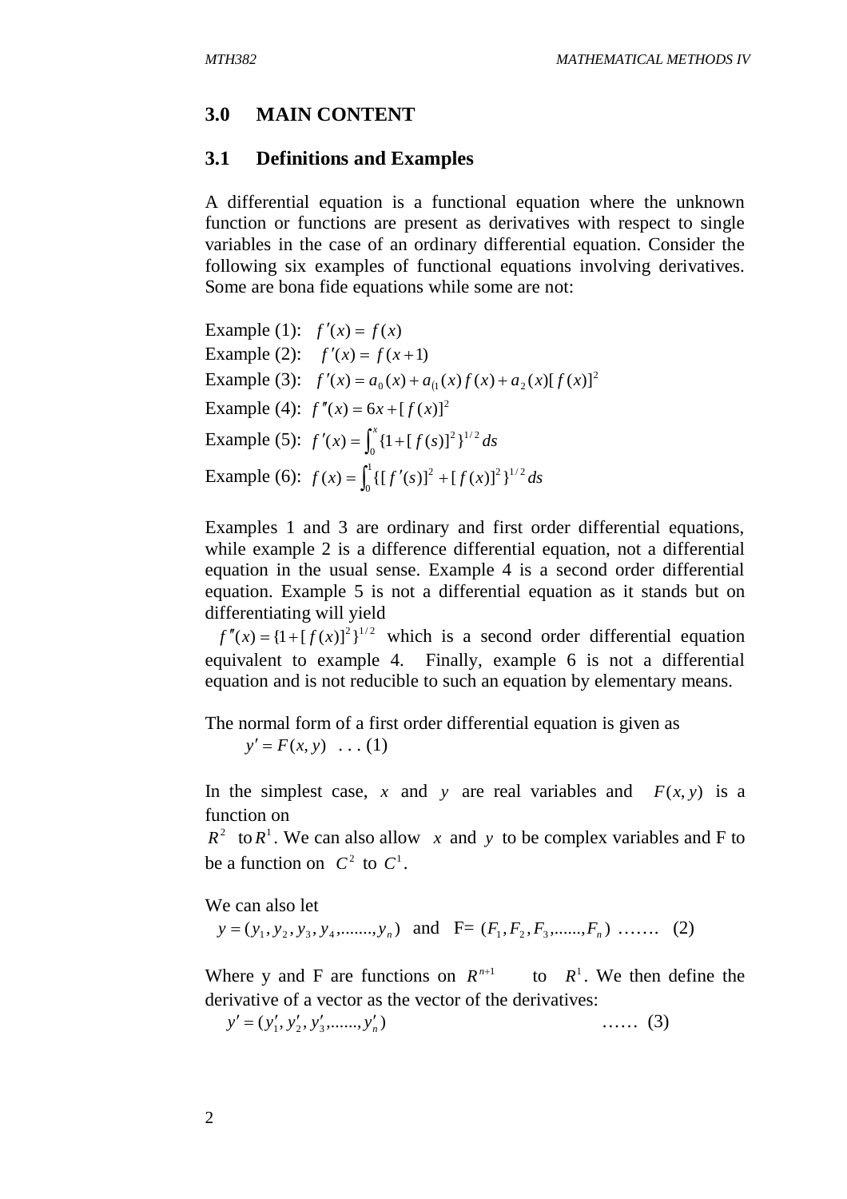## 3.0 MAIN CONTENT

### 3.1 Definitions and Examples

A differential equation is a functional equation where the unknown function or functions are present as derivatives with respect to single variables in the case of an ordinary differential equation. Consider the following six examples of functional equations involving derivatives. Some are bona fide equations while some are not:

Example (1): $f'(x) = f(x)$

Example (2): $f'(x) = f(x+1)$

Example (3): $f'(x) = a_0(x) + a_{(1}(x)f(x) + a_2(x)[f(x)]^2$

Example (4): $f''(x) = 6x + [f(x)]^2$

Example (5): $f'(x) = \int_0^x \{1 + [f(s)]^2\}^{1/2} ds$

Example (6): $f(x) = \int_0^1 \{[f'(s)]^2 + [f(x)]^2\}^{1/2} ds$

Examples 1 and 3 are ordinary and first order differential equations, while example 2 is a difference differential equation, not a differential equation in the usual sense. Example 4 is a second order differential equation. Example 5 is not a differential equation as it stands but on differentiating will yield

$f''(x) = \{1 + [f(x)]^2\}^{1/2}$ which is a second order differential equation equivalent to example 4. Finally, example 6 is not a differential equation and is not reducible to such an equation by elementary means.

The normal form of a first order differential equation is given as

$y' = F(x, y)$ . . . (1)

In the simplest case, $x$ and $y$ are real variables and $F(x, y)$ is a function on $R^2$ to $R^1$. We can also allow $x$ and $y$ to be complex variables and F to be a function on $C^2$ to $C^1$.

We can also let

$y = (y_1, y_2, y_3, y_4, ......., y_n)$ and F= $(F_1, F_2, F_3, ......, F_n)$ ……. (2)

Where y and F are functions on $R^{n+1}$ to $R^1$. We then define the derivative of a vector as the vector of the derivatives:

$y' = (y_1', y_2', y_3', ......, y_n')$ …… (3)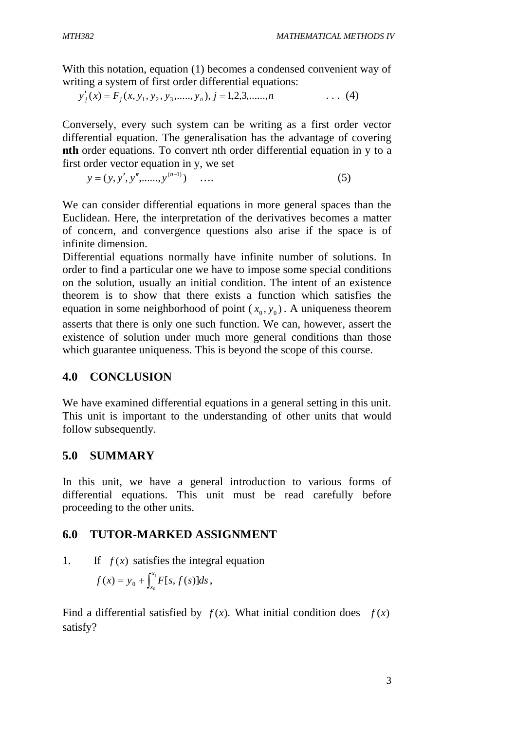With this notation, equation (1) becomes a condensed convenient way of writing a system of first order differential equations:

$$y_j'(x) = F_j(x, y_1, y_2, y_3, \ldots\ldots, y_n),\ j = 1,2,3,\ldots\ldots, n \qquad \ldots\ (4)$$

Conversely, every such system can be writing as a first order vector differential equation. The generalisation has the advantage of covering **nth** order equations. To convert nth order differential equation in y to a first order vector equation in y, we set

$$y = (y, y', y'', \ldots\ldots, y^{(n-1)}) \quad \ldots. \qquad (5)$$

We can consider differential equations in more general spaces than the Euclidean. Here, the interpretation of the derivatives becomes a matter of concern, and convergence questions also arise if the space is of infinite dimension.

Differential equations normally have infinite number of solutions. In order to find a particular one we have to impose some special conditions on the solution, usually an initial condition. The intent of an existence theorem is to show that there exists a function which satisfies the equation in some neighborhood of point $(x_0, y_0)$. A uniqueness theorem asserts that there is only one such function. We can, however, assert the existence of solution under much more general conditions than those which guarantee uniqueness. This is beyond the scope of this course.

## 4.0 CONCLUSION

We have examined differential equations in a general setting in this unit. This unit is important to the understanding of other units that would follow subsequently.

## 5.0 SUMMARY

In this unit, we have a general introduction to various forms of differential equations. This unit must be read carefully before proceeding to the other units.

## 6.0 TUTOR-MARKED ASSIGNMENT

1. If $f(x)$ satisfies the integral equation

$$f(x) = y_0 + \int_{x_0}^{x_1} F[s, f(s)]ds,$$

Find a differential satisfied by $f(x)$. What initial condition does $f(x)$ satisfy?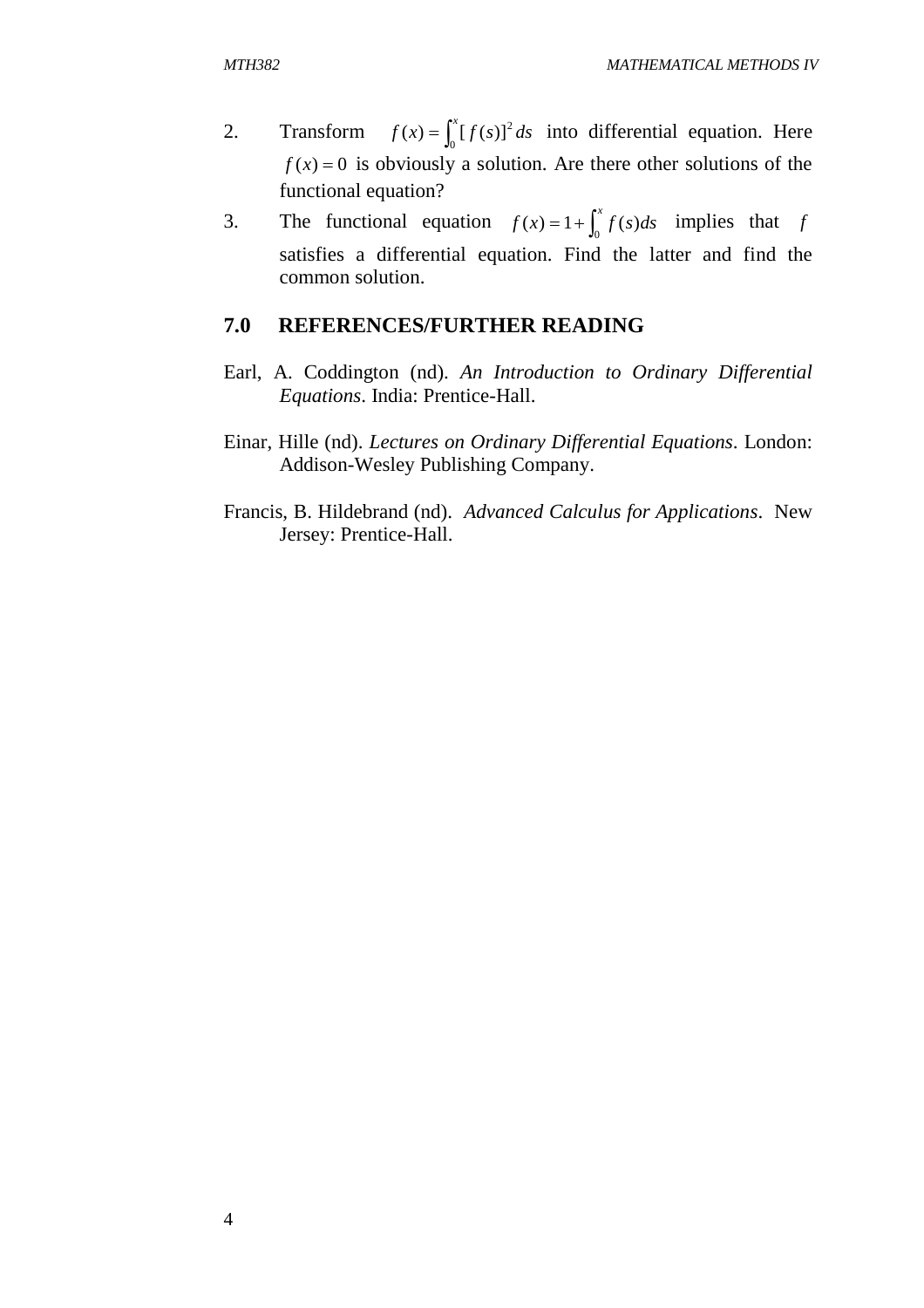2. Transform $f(x) = \int_0^x [f(s)]^2 \, ds$ into differential equation. Here $f(x) = 0$ is obviously a solution. Are there other solutions of the functional equation?

3. The functional equation $f(x) = 1 + \int_0^x f(s) ds$ implies that $f$ satisfies a differential equation. Find the latter and find the common solution.

## 7.0 REFERENCES/FURTHER READING

Earl, A. Coddington (nd). *An Introduction to Ordinary Differential Equations*. India: Prentice-Hall.

Einar, Hille (nd). *Lectures on Ordinary Differential Equations*. London: Addison-Wesley Publishing Company.

Francis, B. Hildebrand (nd). *Advanced Calculus for Applications*. New Jersey: Prentice-Hall.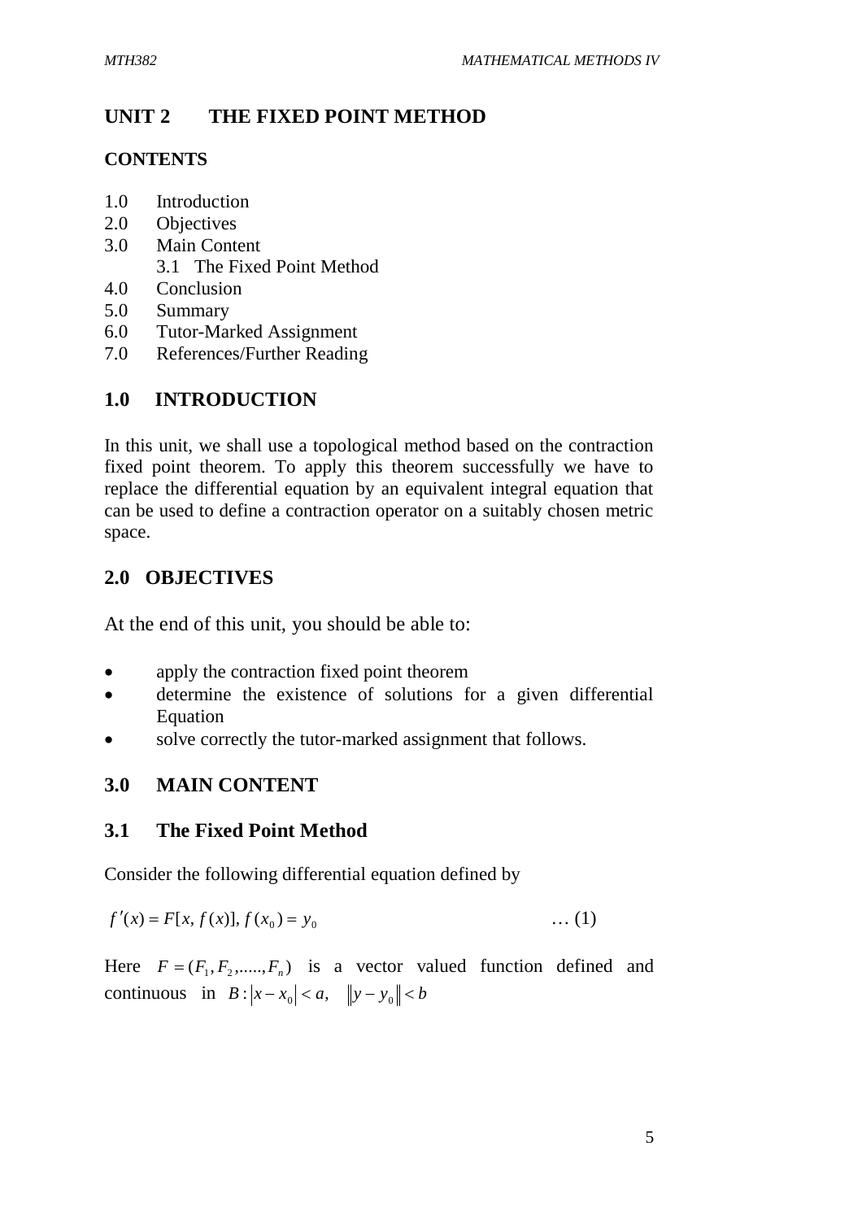## UNIT 2 THE FIXED POINT METHOD

### CONTENTS

1.0 Introduction
2.0 Objectives
3.0 Main Content
   3.1 The Fixed Point Method
4.0 Conclusion
5.0 Summary
6.0 Tutor-Marked Assignment
7.0 References/Further Reading

### 1.0 INTRODUCTION

In this unit, we shall use a topological method based on the contraction fixed point theorem. To apply this theorem successfully we have to replace the differential equation by an equivalent integral equation that can be used to define a contraction operator on a suitably chosen metric space.

### 2.0 OBJECTIVES

At the end of this unit, you should be able to:

- apply the contraction fixed point theorem
- determine the existence of solutions for a given differential Equation
- solve correctly the tutor-marked assignment that follows.

### 3.0 MAIN CONTENT

### 3.1 The Fixed Point Method

Consider the following differential equation defined by

$$f'(x) = F[x, f(x)], f(x_0) = y_0 \qquad \ldots (1)$$

Here $F = (F_1, F_2, ......, F_n)$ is a vector valued function defined and continuous in $B: |x - x_0| < a, \quad \|y - y_0\| < b$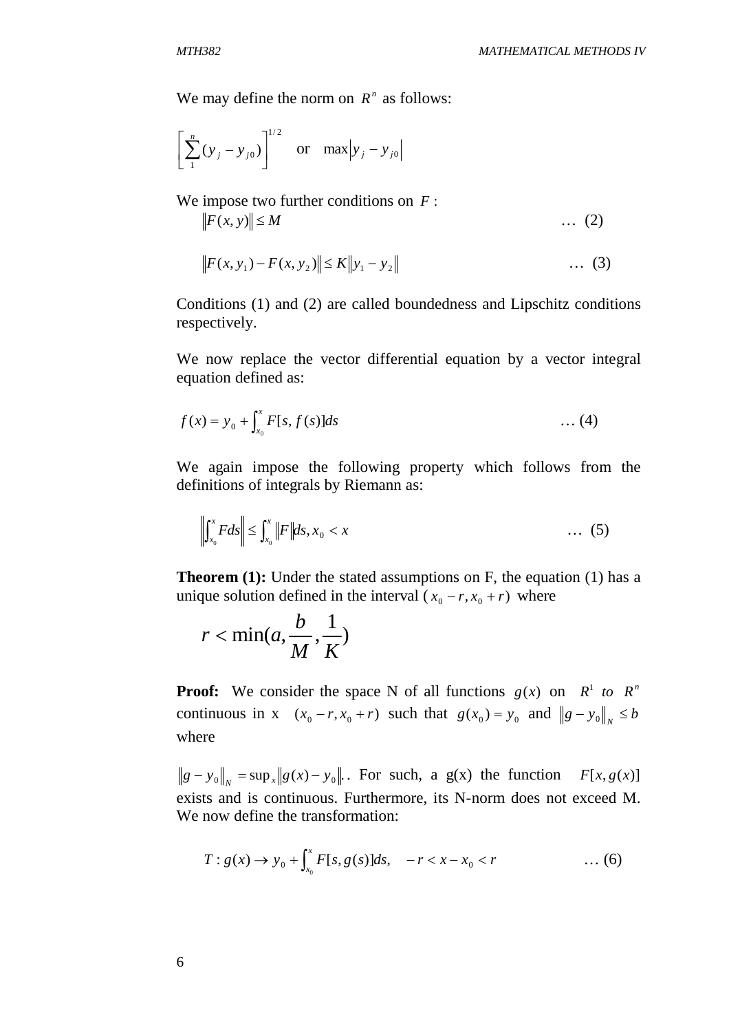We may define the norm on $R^n$ as follows:

$$\left[\sum_{1}^{n}(y_j - y_{j0})\right]^{1/2} \quad \text{or} \quad \max\left|y_j - y_{j0}\right|$$

We impose two further conditions on $F$ :

$$\|F(x,y)\| \leq M \qquad \ldots \ (2)$$

$$\|F(x,y_1) - F(x,y_2)\| \leq K\|y_1 - y_2\| \qquad \ldots \ (3)$$

Conditions (1) and (2) are called boundedness and Lipschitz conditions respectively.

We now replace the vector differential equation by a vector integral equation defined as:

$$f(x) = y_0 + \int_{x_0}^{x} F[s, f(s)]ds \qquad \ldots (4)$$

We again impose the following property which follows from the definitions of integrals by Riemann as:

$$\left\|\int_{x_0}^{x} F ds\right\| \leq \int_{x_0}^{x} \|F\| ds, x_0 < x \qquad \ldots \ (5)$$

**Theorem (1):** Under the stated assumptions on F, the equation (1) has a unique solution defined in the interval $(x_0 - r, x_0 + r)$ where

$$r < \min(a, \frac{b}{M}, \frac{1}{K})$$

**Proof:** We consider the space N of all functions $g(x)$ on $R^1$ *to* $R^n$ continuous in x $(x_0 - r, x_0 + r)$ such that $g(x_0) = y_0$ and $\|g - y_0\|_N \leq b$ where

$\|g - y_0\|_N = \sup_x \|g(x) - y_0\|.$. For such, a g(x) the function $F[x, g(x)]$ exists and is continuous. Furthermore, its N-norm does not exceed M. We now define the transformation:

$$T : g(x) \rightarrow y_0 + \int_{x_0}^{x} F[s, g(s)]ds, \quad -r < x - x_0 < r \qquad \ldots (6)$$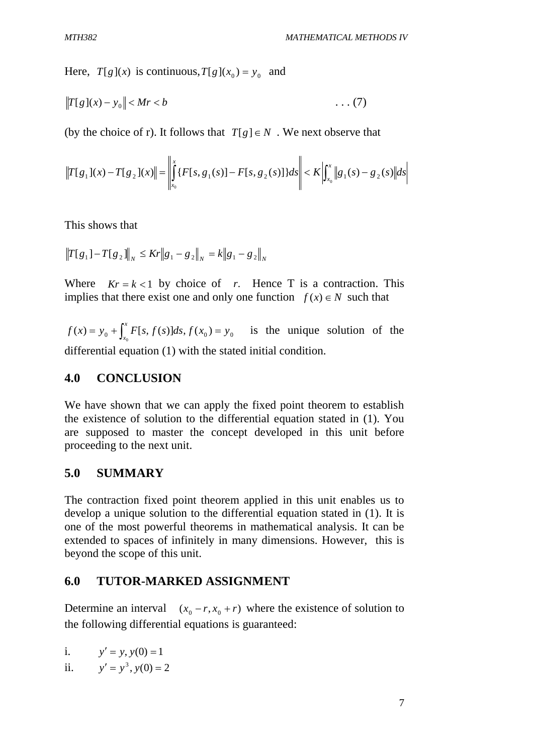Here, $T[g](x)$ is continuous, $T[g](x_0) = y_0$ and

$$\|T[g](x) - y_0\| < Mr < b \qquad \text{. . . (7)}$$

(by the choice of r). It follows that $T[g] \in N$ . We next observe that

$$\|T[g_1](x) - T[g_2](x)\| = \left\| \int_{x_0}^{x} \{F[s, g_1(s)] - F[s, g_2(s)]\} ds \right\| < K \left| \int_{x_0}^{x} \|g_1(s) - g_2(s)\| ds \right|$$

This shows that

$$\|T[g_1] - T[g_2]\|_N \le Kr\|g_1 - g_2\|_N = k\|g_1 - g_2\|_N$$

Where $Kr = k < 1$ by choice of $r$. Hence T is a contraction. This implies that there exist one and only one function $f(x) \in N$ such that

$f(x) = y_0 + \int_{x_0}^{x} F[s, f(s)]ds, f(x_0) = y_0$ is the unique solution of the differential equation (1) with the stated initial condition.

## 4.0 CONCLUSION

We have shown that we can apply the fixed point theorem to establish the existence of solution to the differential equation stated in (1). You are supposed to master the concept developed in this unit before proceeding to the next unit.

## 5.0 SUMMARY

The contraction fixed point theorem applied in this unit enables us to develop a unique solution to the differential equation stated in (1). It is one of the most powerful theorems in mathematical analysis. It can be extended to spaces of infinitely in many dimensions. However, this is beyond the scope of this unit.

## 6.0 TUTOR-MARKED ASSIGNMENT

Determine an interval $(x_0 - r, x_0 + r)$ where the existence of solution to the following differential equations is guaranteed:

i. $y' = y, y(0) = 1$

ii. $y' = y^3, y(0) = 2$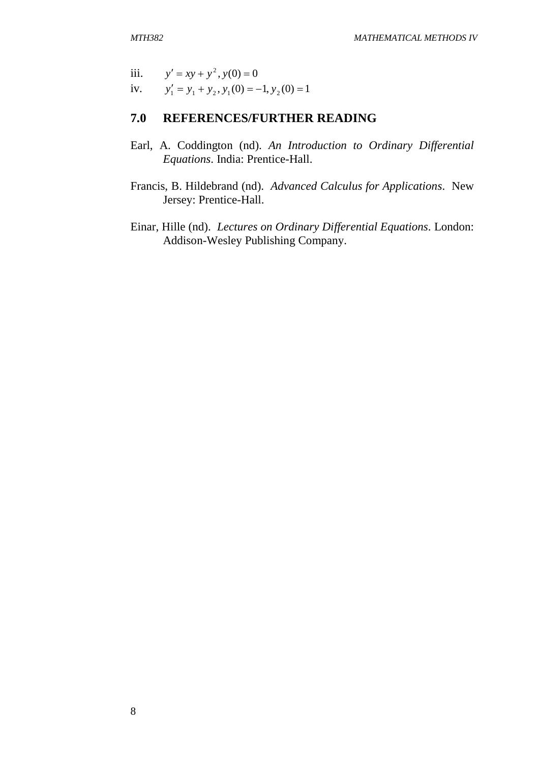iii. $y' = xy + y^2, y(0) = 0$

iv. $y_1' = y_1 + y_2, y_1(0) = -1, y_2(0) = 1$

## 7.0 REFERENCES/FURTHER READING

Earl, A. Coddington (nd). *An Introduction to Ordinary Differential Equations*. India: Prentice-Hall.

Francis, B. Hildebrand (nd). *Advanced Calculus for Applications*. New Jersey: Prentice-Hall.

Einar, Hille (nd). *Lectures on Ordinary Differential Equations*. London: Addison-Wesley Publishing Company.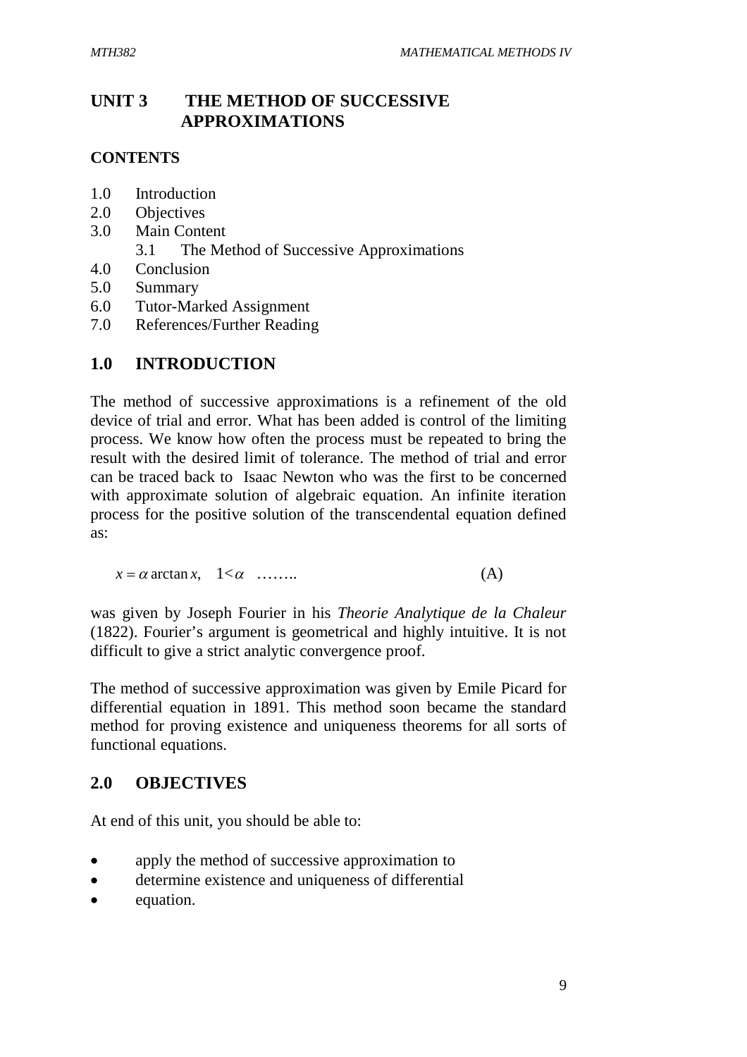# UNIT 3 THE METHOD OF SUCCESSIVE APPROXIMATIONS

## CONTENTS

- 1.0 Introduction
- 2.0 Objectives
- 3.0 Main Content
  - 3.1 The Method of Successive Approximations
- 4.0 Conclusion
- 5.0 Summary
- 6.0 Tutor-Marked Assignment
- 7.0 References/Further Reading

## 1.0 INTRODUCTION

The method of successive approximations is a refinement of the old device of trial and error. What has been added is control of the limiting process. We know how often the process must be repeated to bring the result with the desired limit of tolerance. The method of trial and error can be traced back to Isaac Newton who was the first to be concerned with approximate solution of algebraic equation. An infinite iteration process for the positive solution of the transcendental equation defined as:

$$x = \alpha \arctan x, \quad 1 < \alpha \quad \text{……..} \qquad \text{(A)}$$

was given by Joseph Fourier in his *Theorie Analytique de la Chaleur* (1822). Fourier's argument is geometrical and highly intuitive. It is not difficult to give a strict analytic convergence proof.

The method of successive approximation was given by Emile Picard for differential equation in 1891. This method soon became the standard method for proving existence and uniqueness theorems for all sorts of functional equations.

## 2.0 OBJECTIVES

At end of this unit, you should be able to:

- apply the method of successive approximation to
- determine existence and uniqueness of differential
- equation.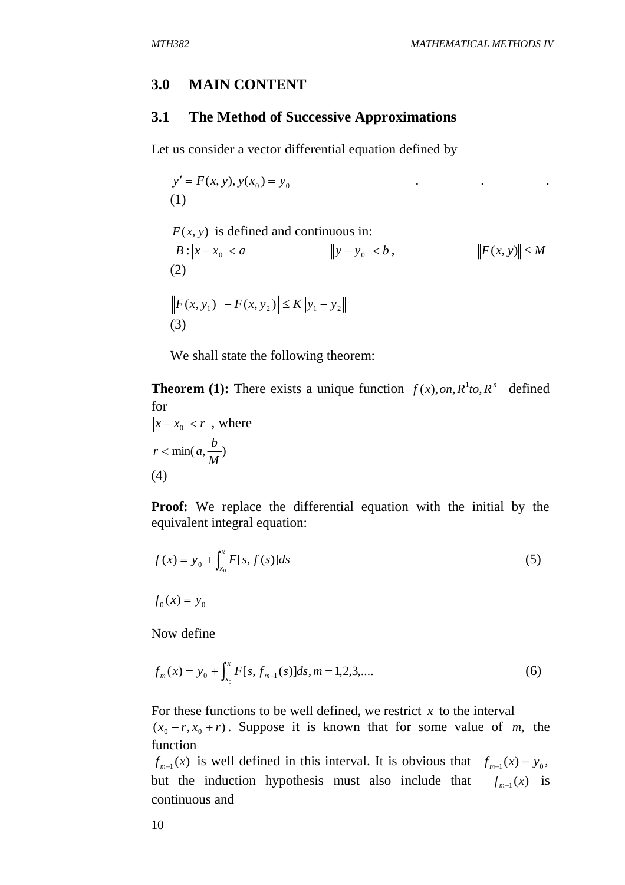## 3.0 MAIN CONTENT

### 3.1 The Method of Successive Approximations

Let us consider a vector differential equation defined by

$$y' = F(x, y), y(x_0) = y_0 \quad . \quad . \quad . \quad (1)$$

$F(x, y)$ is defined and continuous in:

$$B : |x - x_0| < a \qquad \|y - y_0\| < b, \qquad \|F(x, y)\| \le M \quad (2)$$

$$\|F(x, y_1) - F(x, y_2)\| \le K\|y_1 - y_2\| \quad (3)$$

We shall state the following theorem:

**Theorem (1):** There exists a unique function $f(x), on, R^1 to, R^n$ defined for

$|x - x_0| < r$ , where

$$r < \min(a, \frac{b}{M}) \quad (4)$$

**Proof:** We replace the differential equation with the initial by the equivalent integral equation:

$$f(x) = y_0 + \int_{x_0}^{x} F[s, f(s)]ds \qquad (5)$$

$$f_0(x) = y_0$$

Now define

$$f_m(x) = y_0 + \int_{x_0}^{x} F[s, f_{m-1}(s)]ds, m = 1,2,3,.... \qquad (6)$$

For these functions to be well defined, we restrict $x$ to the interval $(x_0 - r, x_0 + r)$. Suppose it is known that for some value of *m*, the function $f_{m-1}(x)$ is well defined in this interval. It is obvious that $f_{m-1}(x) = y_0$, but the induction hypothesis must also include that $f_{m-1}(x)$ is continuous and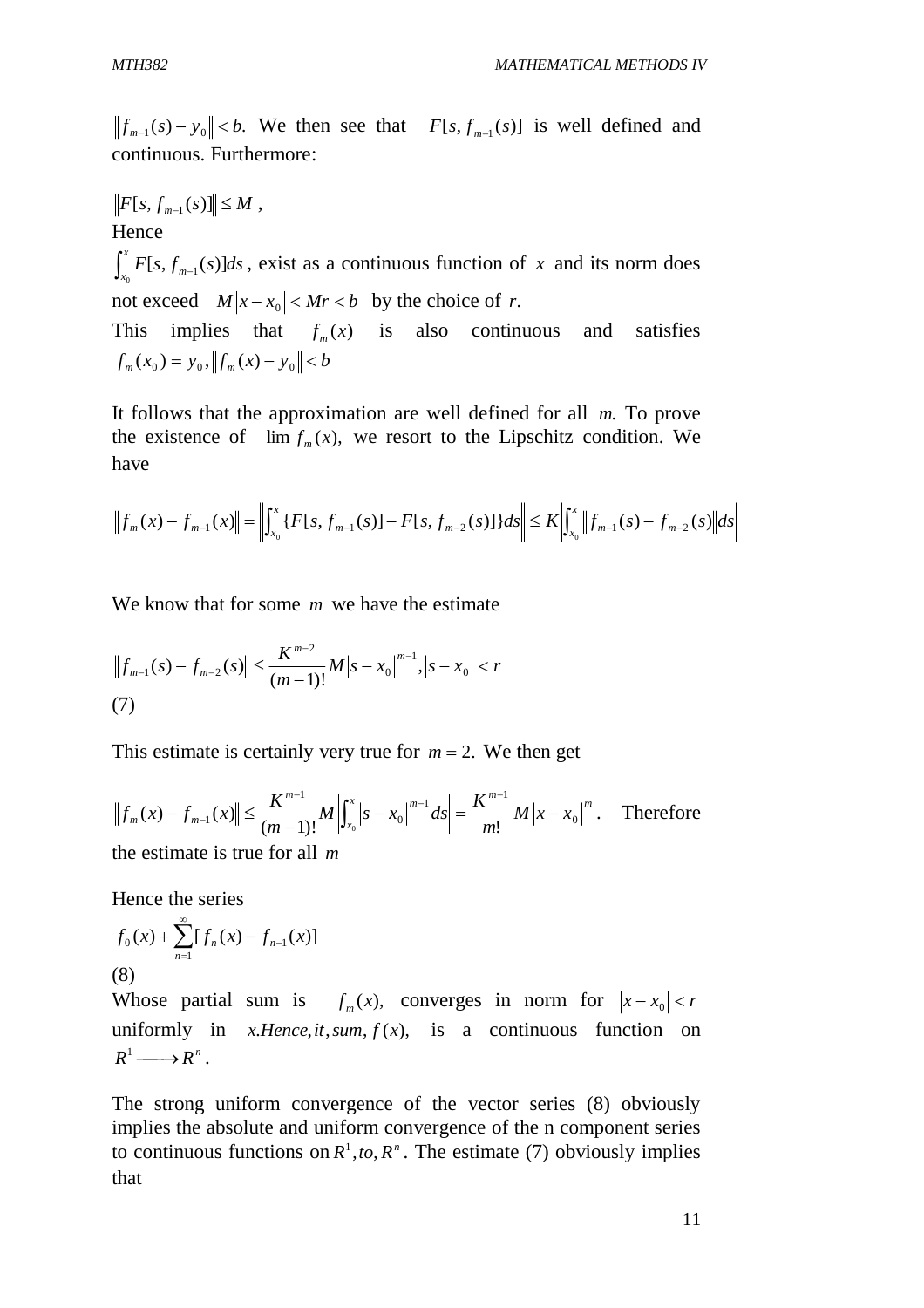$\|f_{m-1}(s) - y_0\| < b.$ We then see that $F[s, f_{m-1}(s)]$ is well defined and continuous. Furthermore:

$\|F[s, f_{m-1}(s)]\| \leq M$ ,

Hence

$\int_{x_0}^{x} F[s, f_{m-1}(s)]ds$ , exist as a continuous function of $x$ and its norm does not exceed $M|x - x_0| < Mr < b$ by the choice of $r$.

This implies that $f_m(x)$ is also continuous and satisfies $f_m(x_0) = y_0, \|f_m(x) - y_0\| < b$

It follows that the approximation are well defined for all $m$. To prove the existence of $\lim f_m(x)$, we resort to the Lipschitz condition. We have

$$\|f_m(x) - f_{m-1}(x)\| = \left\|\int_{x_0}^{x} \{F[s, f_{m-1}(s)] - F[s, f_{m-2}(s)]\}ds\right\| \leq K\left|\int_{x_0}^{x} \|f_{m-1}(s) - f_{m-2}(s)\|ds\right|$$

We know that for some $m$ we have the estimate

$$\|f_{m-1}(s) - f_{m-2}(s)\| \leq \frac{K^{m-2}}{(m-1)!}M|s - x_0|^{m-1}, |s - x_0| < r$$

(7)

This estimate is certainly very true for $m = 2.$ We then get

$$\|f_m(x) - f_{m-1}(x)\| \leq \frac{K^{m-1}}{(m-1)!}M\left|\int_{x_0}^{x} |s - x_0|^{m-1} ds\right| = \frac{K^{m-1}}{m!}M|x - x_0|^m.$$ Therefore the estimate is true for all $m$

Hence the series

$$f_0(x) + \sum_{n=1}^{\infty}[f_n(x) - f_{n-1}(x)]$$

(8)

Whose partial sum is $f_m(x)$, converges in norm for $|x - x_0| < r$ uniformly in $x$.Hence, it, sum, $f(x)$, is a continuous function on $R^1 \longrightarrow R^n$.

The strong uniform convergence of the vector series (8) obviously implies the absolute and uniform convergence of the n component series to continuous functions on $R^1$, to, $R^n$. The estimate (7) obviously implies that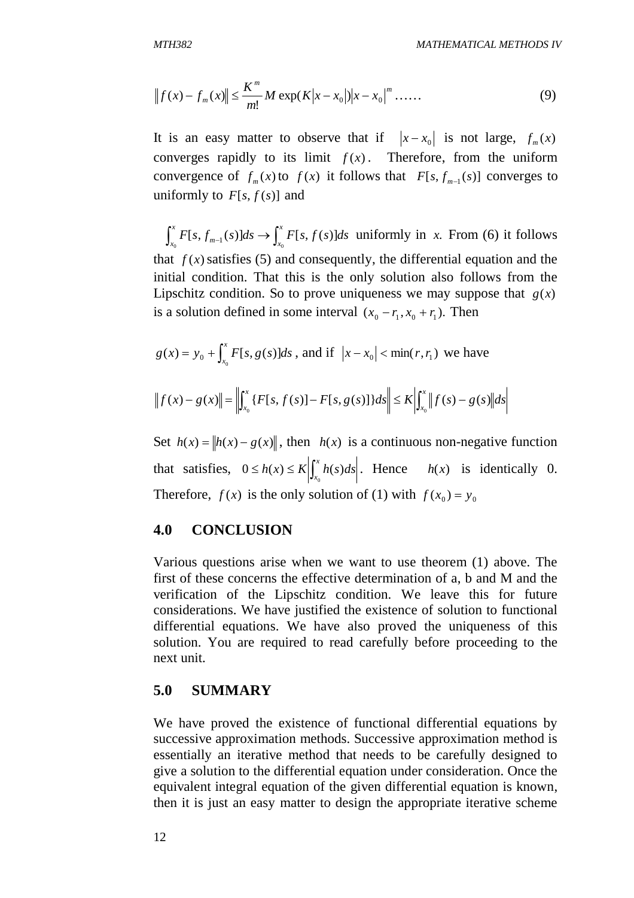$$\|f(x) - f_m(x)\| \leq \frac{K^m}{m!} M \exp(K|x - x_0|)|x - x_0|^m \ldots\ldots \qquad (9)$$

It is an easy matter to observe that if $|x - x_0|$ is not large, $f_m(x)$ converges rapidly to its limit $f(x)$. Therefore, from the uniform convergence of $f_m(x)$ to $f(x)$ it follows that $F[s, f_{m-1}(s)]$ converges to uniformly to $F[s, f(s)]$ and

$\int_{x_0}^{x} F[s, f_{m-1}(s)]ds \to \int_{x_0}^{x} F[s, f(s)]ds$ uniformly in *x.* From (6) it follows that $f(x)$ satisfies (5) and consequently, the differential equation and the initial condition. That this is the only solution also follows from the Lipschitz condition. So to prove uniqueness we may suppose that $g(x)$ is a solution defined in some interval $(x_0 - r_1, x_0 + r_1)$. Then

$g(x) = y_0 + \int_{x_0}^{x} F[s, g(s)]ds$ , and if $|x - x_0| < \min(r, r_1)$ we have

$$\|f(x) - g(x)\| = \left\|\int_{x_0}^{x} \{F[s, f(s)] - F[s, g(s)]\}ds\right\| \leq K\left|\int_{x_0}^{x} \|f(s) - g(s)\|ds\right|$$

Set $h(x) = \|h(x) - g(x)\|$, then $h(x)$ is a continuous non-negative function that satisfies, $0 \leq h(x) \leq K\left|\int_{x_0}^{x} h(s)ds\right|$. Hence $h(x)$ is identically 0. Therefore, $f(x)$ is the only solution of (1) with $f(x_0) = y_0$

## 4.0 CONCLUSION

Various questions arise when we want to use theorem (1) above. The first of these concerns the effective determination of a, b and M and the verification of the Lipschitz condition. We leave this for future considerations. We have justified the existence of solution to functional differential equations. We have also proved the uniqueness of this solution. You are required to read carefully before proceeding to the next unit.

## 5.0 SUMMARY

We have proved the existence of functional differential equations by successive approximation methods. Successive approximation method is essentially an iterative method that needs to be carefully designed to give a solution to the differential equation under consideration. Once the equivalent integral equation of the given differential equation is known, then it is just an easy matter to design the appropriate iterative scheme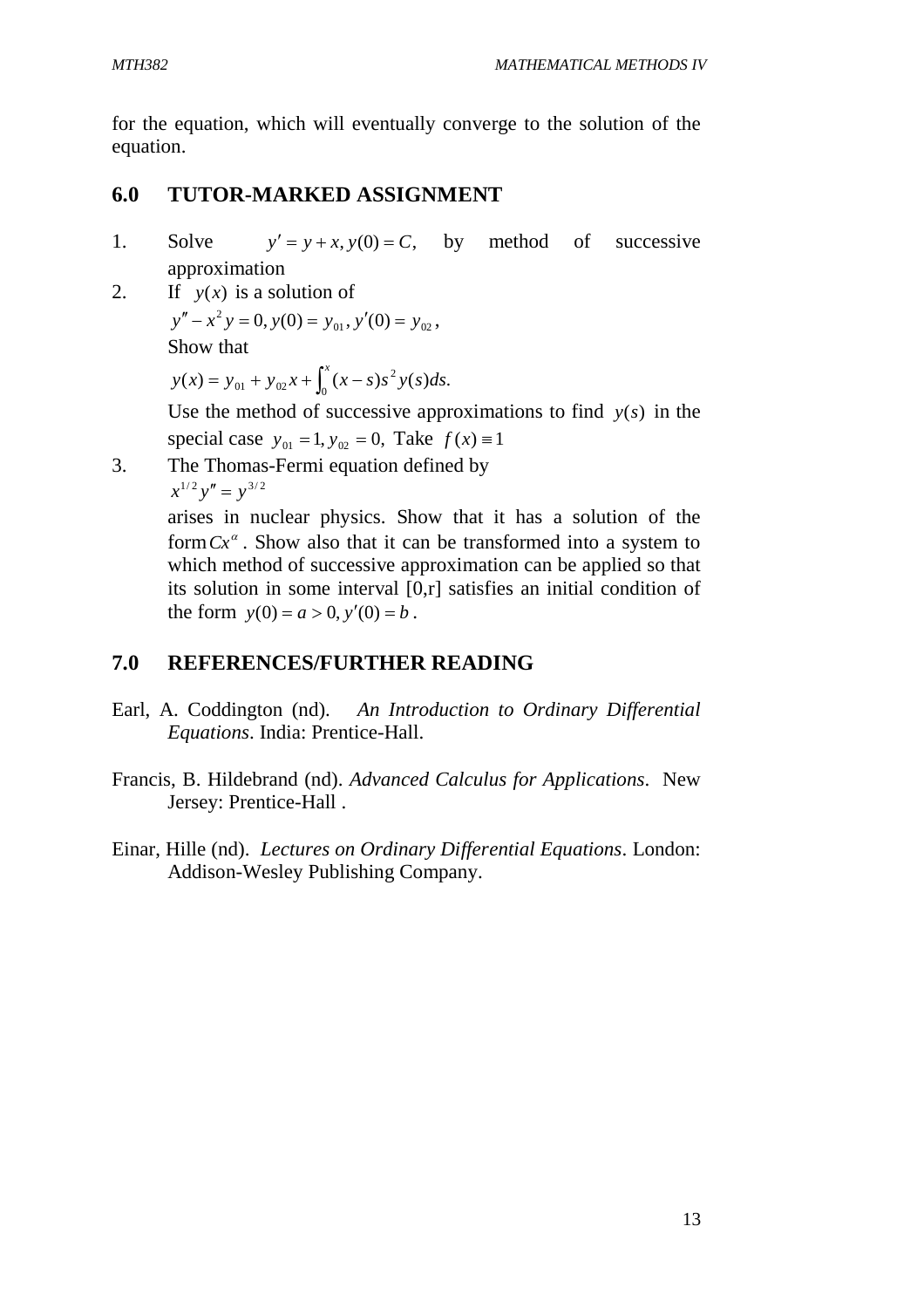for the equation, which will eventually converge to the solution of the equation.

## 6.0 TUTOR-MARKED ASSIGNMENT

1. Solve $y' = y + x, y(0) = C,$ by method of successive approximation
2. If $y(x)$ is a solution of
   $y'' - x^2 y = 0, y(0) = y_{01}, y'(0) = y_{02},$
   Show that
   $y(x) = y_{01} + y_{02}x + \int_0^x (x-s)s^2 y(s)ds.$
   Use the method of successive approximations to find $y(s)$ in the special case $y_{01} = 1, y_{02} = 0,$ Take $f(x) \equiv 1$
3. The Thomas-Fermi equation defined by
   $x^{1/2} y'' = y^{3/2}$
   arises in nuclear physics. Show that it has a solution of the form $Cx^{\alpha}$. Show also that it can be transformed into a system to which method of successive approximation can be applied so that its solution in some interval [0,r] satisfies an initial condition of the form $y(0) = a > 0, y'(0) = b$.

## 7.0 REFERENCES/FURTHER READING

Earl, A. Coddington (nd). *An Introduction to Ordinary Differential Equations*. India: Prentice-Hall.

Francis, B. Hildebrand (nd). *Advanced Calculus for Applications*. New Jersey: Prentice-Hall .

Einar, Hille (nd). *Lectures on Ordinary Differential Equations*. London: Addison-Wesley Publishing Company.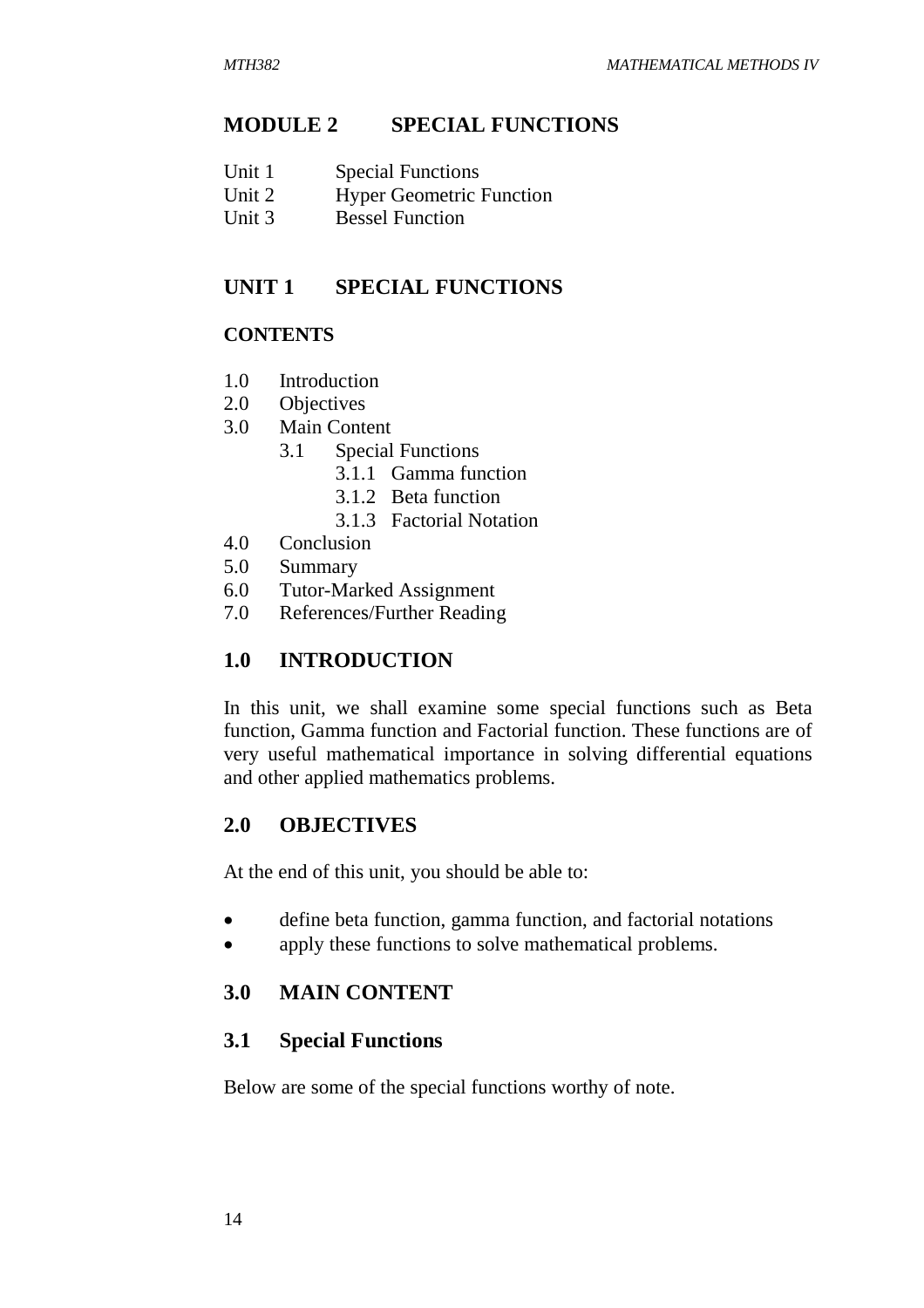# MODULE 2 SPECIAL FUNCTIONS

Unit 1 Special Functions
Unit 2 Hyper Geometric Function
Unit 3 Bessel Function

## UNIT 1 SPECIAL FUNCTIONS

### CONTENTS

- 1.0 Introduction
- 2.0 Objectives
- 3.0 Main Content
  - 3.1 Special Functions
    - 3.1.1 Gamma function
    - 3.1.2 Beta function
    - 3.1.3 Factorial Notation
- 4.0 Conclusion
- 5.0 Summary
- 6.0 Tutor-Marked Assignment
- 7.0 References/Further Reading

## 1.0 INTRODUCTION

In this unit, we shall examine some special functions such as Beta function, Gamma function and Factorial function. These functions are of very useful mathematical importance in solving differential equations and other applied mathematics problems.

## 2.0 OBJECTIVES

At the end of this unit, you should be able to:

- define beta function, gamma function, and factorial notations
- apply these functions to solve mathematical problems.

## 3.0 MAIN CONTENT

### 3.1 Special Functions

Below are some of the special functions worthy of note.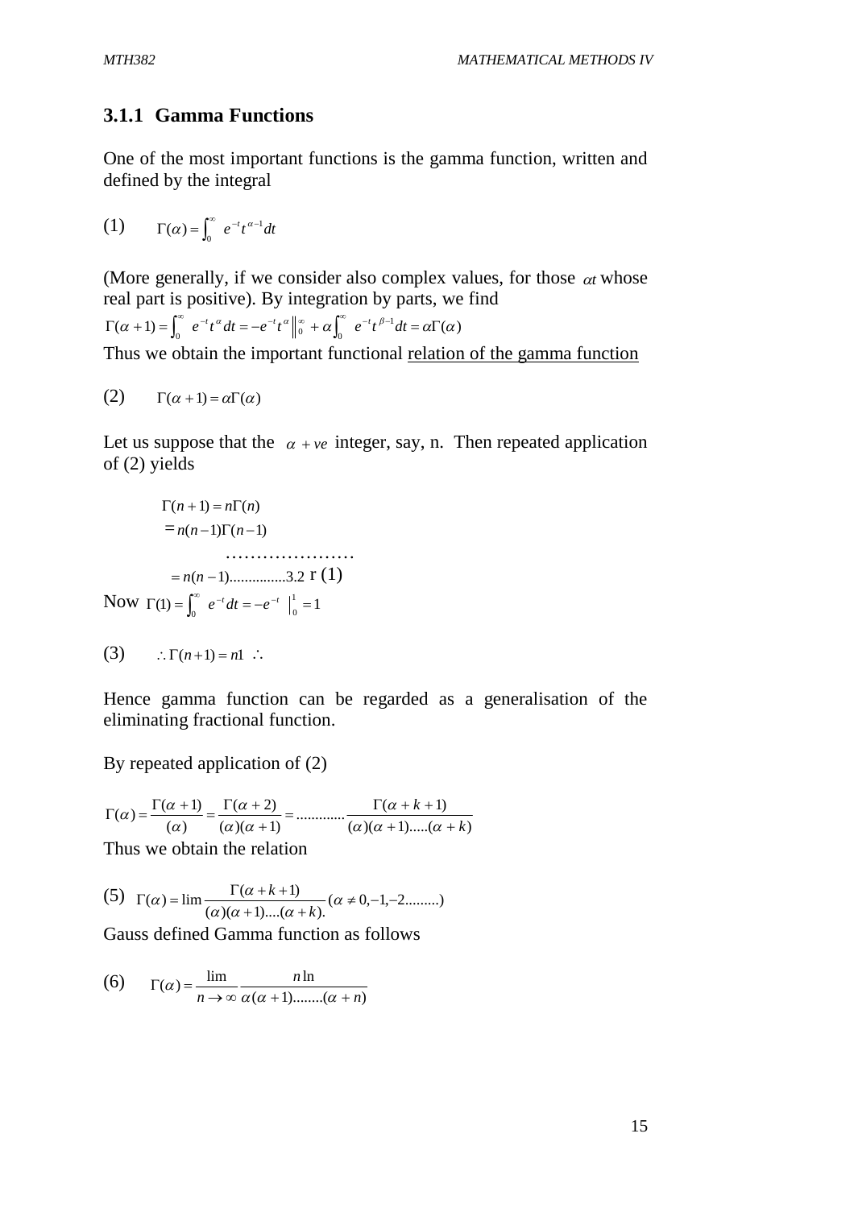### 3.1.1 Gamma Functions

One of the most important functions is the gamma function, written and defined by the integral

(1) $\Gamma(\alpha) = \int_0^\infty e^{-t} t^{\alpha - 1} dt$

(More generally, if we consider also complex values, for those $\alpha t$ whose real part is positive). By integration by parts, we find

$\Gamma(\alpha + 1) = \int_0^\infty e^{-t} t^{\alpha} dt = -e^{-t} t^{\alpha} \Big\|_0^\infty + \alpha \int_0^\infty e^{-t} t^{\beta - 1} dt = \alpha \Gamma(\alpha)$

Thus we obtain the important functional relation of the gamma function

(2) $\Gamma(\alpha + 1) = \alpha \Gamma(\alpha)$

Let us suppose that the $\alpha + ve$ integer, say, n. Then repeated application of (2) yields

$$
\begin{aligned}
\Gamma(n+1) &= n\Gamma(n) \\
&= n(n-1)\Gamma(n-1) \\
&\quad \ldots\ldots\ldots\ldots\ldots\ldots \\
&= n(n-1)\ldots\ldots\ldots\ldots\ldots 3.2\ \Gamma(1)
\end{aligned}
$$

Now $\Gamma(1) = \int_0^\infty e^{-t} dt = -e^{-t} \Big|_0^1 = 1$

(3) $\therefore \Gamma(n+1) = n1 \ \therefore$

Hence gamma function can be regarded as a generalisation of the eliminating fractional function.

By repeated application of (2)

$$\Gamma(\alpha) = \frac{\Gamma(\alpha+1)}{(\alpha)} = \frac{\Gamma(\alpha+2)}{(\alpha)(\alpha+1)} = \ldots\ldots\ldots\ldots \frac{\Gamma(\alpha+k+1)}{(\alpha)(\alpha+1)\ldots..(\alpha+k)}$$

Thus we obtain the relation

(5) $\Gamma(\alpha) = \lim \dfrac{\Gamma(\alpha+k+1)}{(\alpha)(\alpha+1)\ldots.(\alpha+k).} \ (\alpha \neq 0, -1, -2\ldots\ldots\ldots)$

Gauss defined Gamma function as follows

(6) $\Gamma(\alpha) = \dfrac{\lim}{n \to \infty} \dfrac{n \ln}{\alpha(\alpha+1)\ldots\ldots..(\alpha+n)}$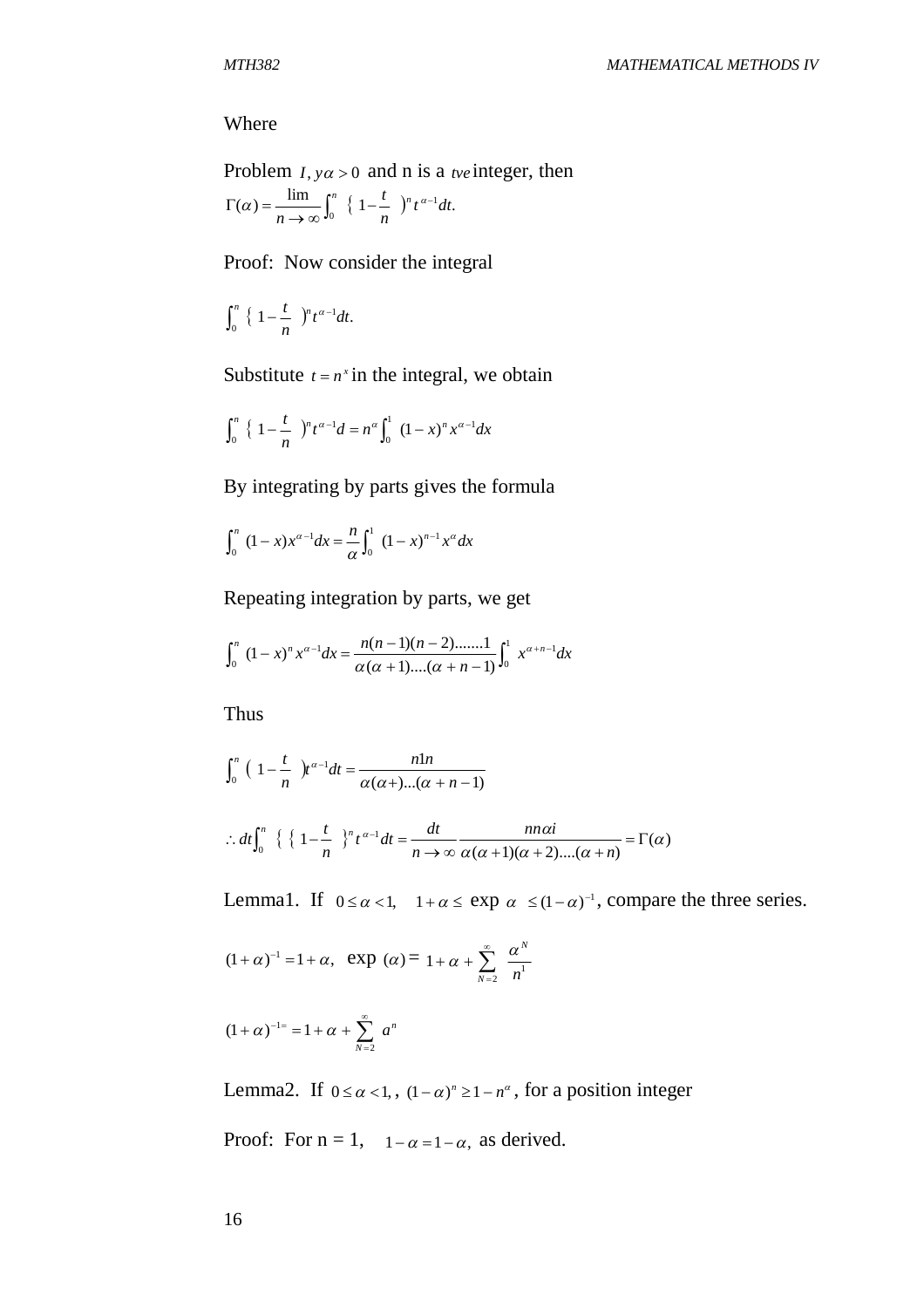Where

Problem $I, y\alpha > 0$ and n is a $tve$ integer, then

$$\Gamma(\alpha) = \frac{\lim}{n \to \infty} \int_0^n \left\{ 1 - \frac{t}{n} \right)^n t^{\alpha - 1} dt.$$

Proof: Now consider the integral

$$\int_0^n \left\{ 1 - \frac{t}{n} \right)^n t^{\alpha - 1} dt.$$

Substitute $t = n^x$ in the integral, we obtain

$$\int_0^n \left\{ 1 - \frac{t}{n} \right)^n t^{\alpha - 1} d = n^\alpha \int_0^1 (1 - x)^n x^{\alpha - 1} dx$$

By integrating by parts gives the formula

$$\int_0^n (1 - x) x^{\alpha - 1} dx = \frac{n}{\alpha} \int_0^1 (1 - x)^{n-1} x^\alpha dx$$

Repeating integration by parts, we get

$$\int_0^n (1 - x)^n x^{\alpha - 1} dx = \frac{n(n-1)(n-2).......1}{\alpha(\alpha + 1)....(\alpha + n - 1)} \int_0^1 x^{\alpha + n - 1} dx$$

Thus

$$\int_0^n \left( 1 - \frac{t}{n} \right) t^{\alpha - 1} dt = \frac{n1n}{\alpha(\alpha +)...(\alpha + n - 1)}$$

$$\therefore dt \int_0^n \left\{ \left\{ 1 - \frac{t}{n} \right\}^n t^{\alpha - 1} dt = \frac{dt}{n \to \infty} \frac{nn\alpha i}{\alpha(\alpha + 1)(\alpha + 2)....(\alpha + n)} = \Gamma(\alpha)$$

Lemma1. If $0 \le \alpha < 1, \quad 1 + \alpha \le$ exp $\alpha \le (1 - \alpha)^{-1}$, compare the three series.

$$(1 + \alpha)^{-1} = 1 + \alpha, \text{ exp } (\alpha) = 1 + \alpha + \sum_{N=2}^{\infty} \frac{\alpha^N}{n^1}$$

$$(1 + \alpha)^{-1=} = 1 + \alpha + \sum_{N=2}^{\infty} a^n$$

Lemma2. If $0 \le \alpha < 1,$, $(1 - \alpha)^n \ge 1 - n^\alpha$, for a position integer

Proof: For n = 1, $1 - \alpha = 1 - \alpha,$ as derived.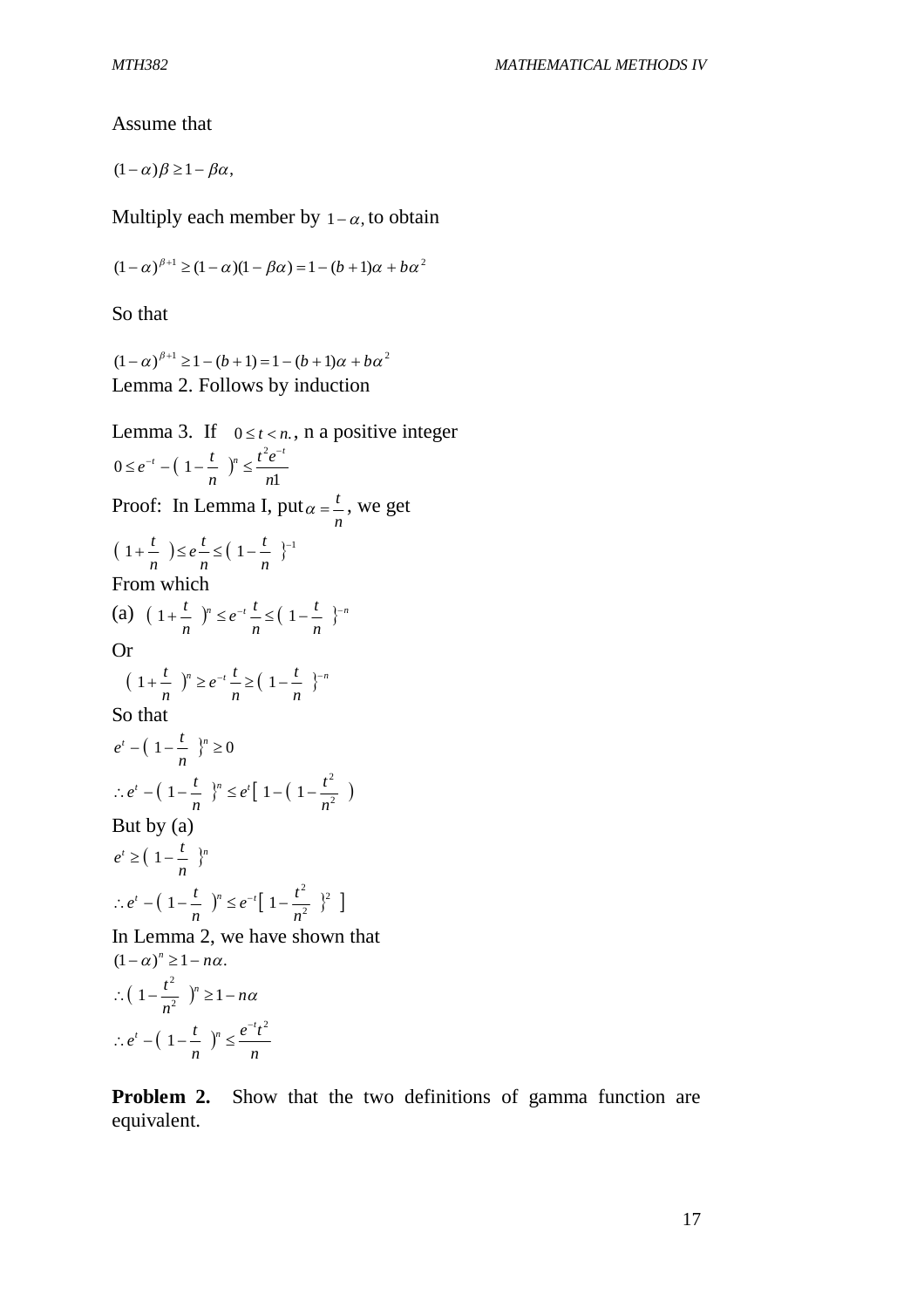Assume that

$$(1-\alpha)\beta \geq 1-\beta\alpha,$$

Multiply each member by $1-\alpha,$ to obtain

$$(1-\alpha)^{\beta+1} \geq (1-\alpha)(1-\beta\alpha) = 1-(b+1)\alpha + b\alpha^2$$

So that

$$(1-\alpha)^{\beta+1} \geq 1-(b+1) = 1-(b+1)\alpha + b\alpha^2$$

Lemma 2. Follows by induction

Lemma 3. If $0 \leq t < n.$, n a positive integer

$$0 \leq e^{-t} - \left(1-\frac{t}{n}\right)^n \leq \frac{t^2 e^{-t}}{n1}$$

Proof: In Lemma I, put $\alpha = \frac{t}{n}$, we get

$$\left(1+\frac{t}{n}\right) \leq e\frac{t}{n} \leq \left(1-\frac{t}{n}\right\}^{-1}$$

From which

(a) $\left(1+\frac{t}{n}\right)^n \leq e^{-t}\frac{t}{n} \leq \left(1-\frac{t}{n}\right\}^{-n}$

Or

$$\left(1+\frac{t}{n}\right)^n \geq e^{-t}\frac{t}{n} \geq \left(1-\frac{t}{n}\right\}^{-n}$$

So that

$$e^t - \left(1-\frac{t}{n}\right\}^n \geq 0$$

$$\therefore e^t - \left(1-\frac{t}{n}\right\}^n \leq e^t\left[1-\left(1-\frac{t^2}{n^2}\right)\right.$$

But by (a)

$$e^t \geq \left(1-\frac{t}{n}\right\}^n$$

$$\therefore e^t - \left(1-\frac{t}{n}\right)^n \leq e^{-t}\left[1-\frac{t^2}{n^2}\right\}^2\left.\right]$$

In Lemma 2, we have shown that

$$(1-\alpha)^n \geq 1-n\alpha.$$

$$\therefore \left(1-\frac{t^2}{n^2}\right)^n \geq 1-n\alpha$$

$$\therefore e^t - \left(1-\frac{t}{n}\right)^n \leq \frac{e^{-t}t^2}{n}$$

**Problem 2.** Show that the two definitions of gamma function are equivalent.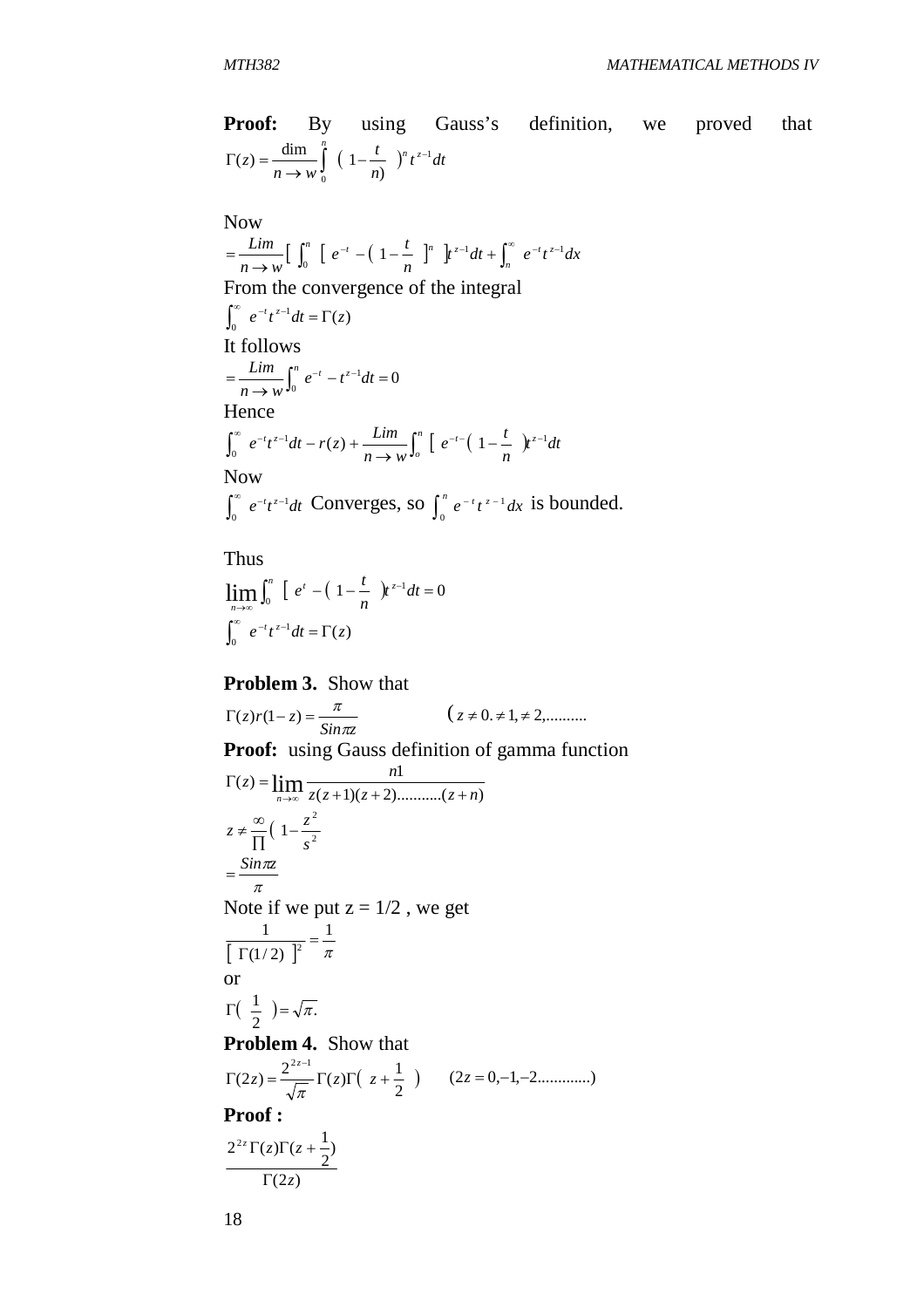**Proof:** By using Gauss's definition, we proved that $\Gamma(z) = \frac{\dim}{n \to w} \int_0^n \left(1 - \frac{t}{n)}\right)^n t^{z-1} dt$

Now

$$= \frac{Lim}{n \to w} \left[ \int_0^n \left[ e^{-t} - \left(1 - \frac{t}{n}\right]^n \right] t^{z-1} dt + \int_n^\infty e^{-t} t^{z-1} dx$$

From the convergence of the integral

$$\int_0^\infty e^{-t} t^{z-1} dt = \Gamma(z)$$

It follows

$$= \frac{Lim}{n \to w} \int_0^n e^{-t} - t^{z-1} dt = 0$$

Hence

$$\int_0^\infty e^{-t} t^{z-1} dt - r(z) + \frac{Lim}{n \to w} \int_o^n \left[ e^{-t-} \left(1 - \frac{t}{n}\right) t^{z-1} dt\right.$$

Now

$\int_0^\infty e^{-t} t^{z-1} dt$ Converges, so $\int_0^n e^{-t} t^{z-1} dx$ is bounded.

Thus

$$\lim_{n \to \infty} \int_0^n \left[ e^t - \left(1 - \frac{t}{n}\right) t^{z-1} dt = 0\right.$$

$$\int_0^\infty e^{-t} t^{z-1} dt = \Gamma(z)$$

**Problem 3.** Show that

$$\Gamma(z) r(1-z) = \frac{\pi}{Sin \pi z} \qquad \left(z \neq 0. \neq 1, \neq 2, \ldots\ldots\ldots\right.$$

**Proof:** using Gauss definition of gamma function

$$\Gamma(z) = \lim_{n \to \infty} \frac{n1}{z(z+1)(z+2)\ldots\ldots\ldots(z+n)}$$

$$z \neq \prod^{\infty} \left(1 - \frac{z^2}{s^2}\right.$$

$$= \frac{Sin \pi z}{\pi}$$

Note if we put z = 1/2 , we get

$$\frac{1}{\left[\Gamma(1/2)\right]^2} = \frac{1}{\pi}$$

or

$$\Gamma\left(\frac{1}{2}\right) = \sqrt{\pi}.$$

**Problem 4.** Show that

$$\Gamma(2z) = \frac{2^{2z-1}}{\sqrt{\pi}} \Gamma(z) \Gamma\left(z + \frac{1}{2}\right) \qquad (2z = 0, -1, -2\ldots\ldots\ldots\ldots)$$

**Proof :**

$$\frac{2^{2z} \Gamma(z) \Gamma(z + \frac{1}{2})}{\Gamma(2z)}$$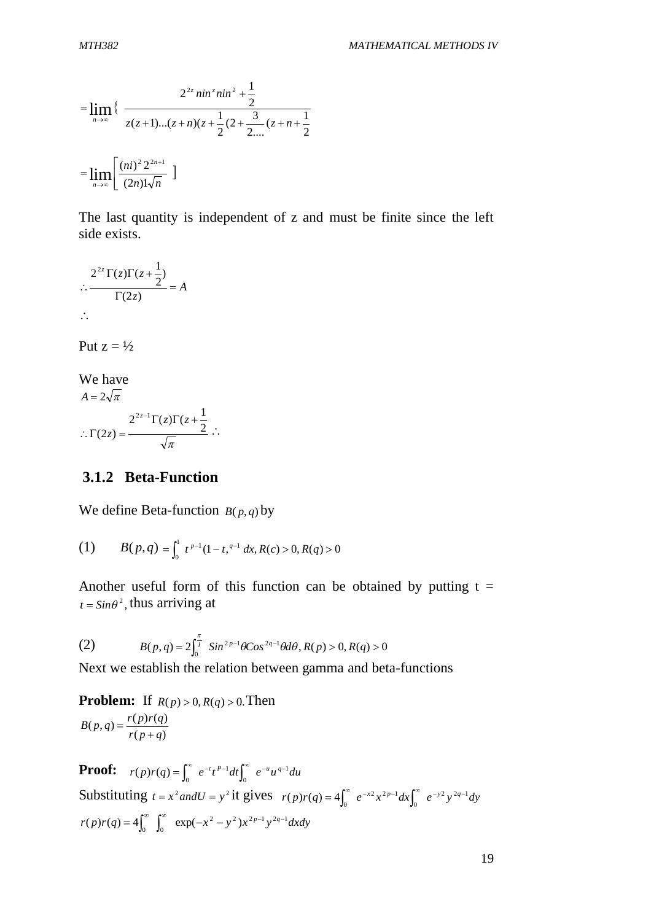$$=\lim_{n\to\infty}\left\{\frac{2^{2z}\, nin^z nin^2+\frac{1}{2}}{z(z+1)\ldots(z+n)(z+\frac{1}{2}(2+\frac{3}{2\ldots\ldots}(z+n+\frac{1}{2}}\right.$$

$$=\lim_{n\to\infty}\left[\frac{(ni)^2\, 2^{2n+1}}{(2n)1\sqrt{n}}\right]$$

The last quantity is independent of z and must be finite since the left side exists.

$$\therefore \frac{2^{2z}\,\Gamma(z)\Gamma(z+\frac{1}{2})}{\Gamma(2z)} = A$$

$\therefore$

Put z = ½

We have

$$A = 2\sqrt{\pi}$$

$$\therefore \Gamma(2z) = \frac{2^{2z-1}\Gamma(z)\Gamma(z+\frac{1}{2}}{\sqrt{\pi}} \therefore$$

### 3.1.2 Beta-Function

We define Beta-function $B(p,q)$ by

(1) $\quad B(p,q) = \int_0^1 t^{p-1}(1-t,^{q-1}\, dx, R(c) > 0, R(q) > 0$

Another useful form of this function can be obtained by putting t = $t = Sin\theta^2$, thus arriving at

(2) $\quad B(p,q) = 2\int_0^{\frac{\pi}{l}} Sin^{2p-1}\theta Cos^{2q-1}\theta d\theta, R(p) > 0, R(q) > 0$

Next we establish the relation between gamma and beta-functions

**Problem:** If $R(p) > 0, R(q) > 0$. Then

$$B(p,q) = \frac{r(p)r(q)}{r(p+q)}$$

**Proof:** $r(p)r(q) = \int_0^\infty e^{-t}t^{P-1}dt\int_0^\infty e^{-u}u^{q-1}du$

Substituting $t = x^2 andU = y^2$ it gives $r(p)r(q) = 4\int_0^\infty e^{-x2}x^{2p-1}dx\int_0^\infty e^{-y2}y^{2q-1}dy$

$$r(p)r(q) = 4\int_0^\infty \int_0^\infty \exp(-x^2-y^2)x^{2p-1}y^{2q-1}dxdy$$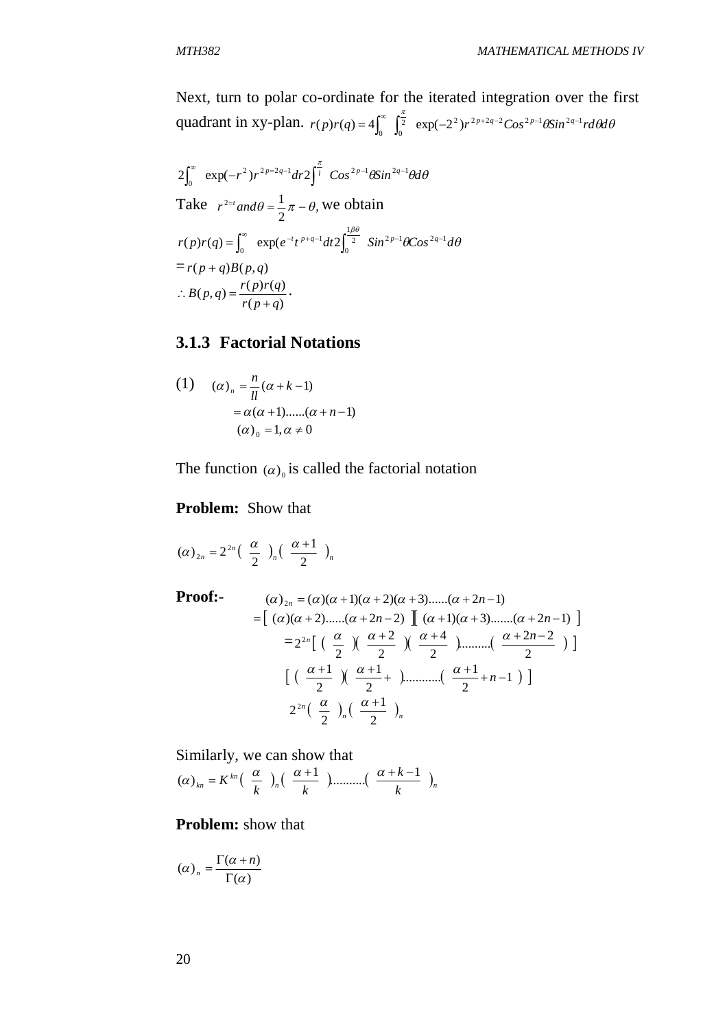Next, turn to polar co-ordinate for the iterated integration over the first quadrant in xy-plan. $r(p)r(q) = 4\int_0^\infty \int_0^{\frac{\pi}{2}} \exp(-2^2)r^{2p+2q-2}Cos^{2p-1}\theta Sin^{2q-1}rd\theta d\theta$

$$2\int_0^\infty \exp(-r^2)r^{2p=2q-1}dr2\int^{\frac{\pi}{l}} Cos^{2p-1}\theta Sin^{2q-1}\theta d\theta$$

Take $r^{2=t} and \theta = \frac{1}{2}\pi - \theta,$ we obtain

$$r(p)r(q) = \int_0^\infty \exp(e^{-t}t^{p+q-1}dt2\int_0^{\frac{1\beta\theta}{2}} Sin^{2p-1}\theta Cos^{2q-1}d\theta$$

$$= r(p+q)B(p,q)$$

$$\therefore B(p,q) = \frac{r(p)r(q)}{r(p+q)}.$$

### 3.1.3 Factorial Notations

(1) $$(\alpha)_n = \frac{n}{ll}(\alpha + k - 1)$$

$$= \alpha(\alpha+1)......(\alpha+n-1)$$

$$(\alpha)_0 = 1, \alpha \neq 0$$

The function $(\alpha)_0$ is called the factorial notation

**Problem:** Show that

$$(\alpha)_{2n} = 2^{2n}\left(\frac{\alpha}{2}\right)_n\left(\frac{\alpha+1}{2}\right)_n$$

**Proof:-** $$(\alpha)_{2n} = (\alpha)(\alpha+1)(\alpha+2)(\alpha+3)......(\alpha+2n-1)$$

$$= \left[(\alpha)(\alpha+2)......(\alpha+2n-2)\right]\left[(\alpha+1)(\alpha+3).......(\alpha+2n-1)\right]$$

$$= 2^{2n}\left[\left(\frac{\alpha}{2}\right)\left(\frac{\alpha+2}{2}\right)\left(\frac{\alpha+4}{2}\right).........\left(\frac{\alpha+2n-2}{2}\right)\right]$$

$$\left[\left(\frac{\alpha+1}{2}\right)\left(\frac{\alpha+1}{2}+\right)...........\left(\frac{\alpha+1}{2}+n-1\right)\right]$$

$$2^{2n}\left(\frac{\alpha}{2}\right)_n\left(\frac{\alpha+1}{2}\right)_n$$

Similarly, we can show that

$$(\alpha)_{kn} = K^{kn}\left(\frac{\alpha}{k}\right)_n\left(\frac{\alpha+1}{k}\right)..........\left(\frac{\alpha+k-1}{k}\right)_n$$

**Problem:** show that

$$(\alpha)_n = \frac{\Gamma(\alpha+n)}{\Gamma(\alpha)}$$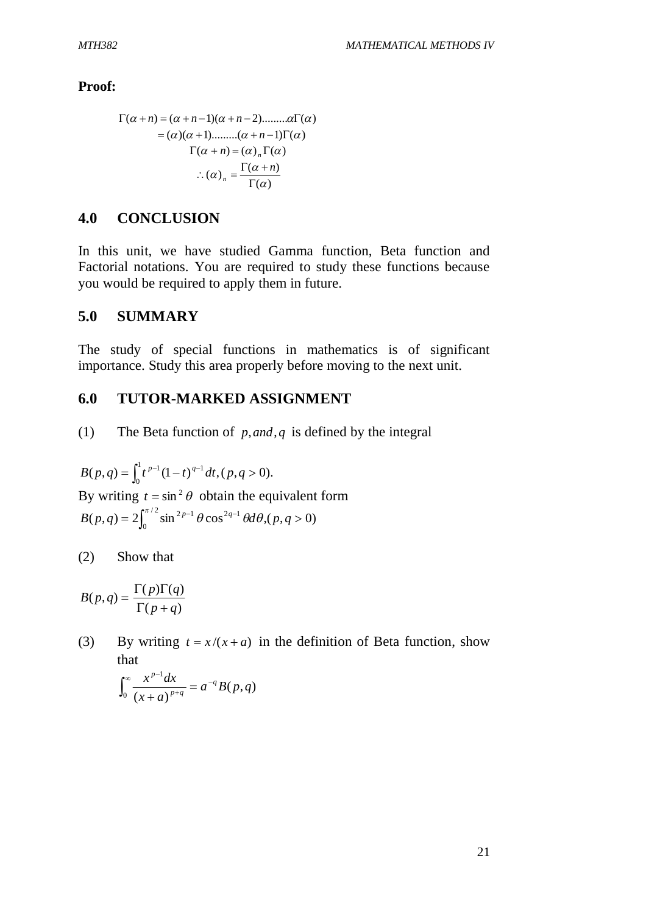**Proof:**

$$\Gamma(\alpha+n) = (\alpha+n-1)(\alpha+n-2).........\alpha\Gamma(\alpha)$$
$$= (\alpha)(\alpha+1).........(\alpha+n-1)\Gamma(\alpha)$$
$$\Gamma(\alpha+n) = (\alpha)_n\Gamma(\alpha)$$
$$\therefore (\alpha)_n = \frac{\Gamma(\alpha+n)}{\Gamma(\alpha)}$$

## 4.0 CONCLUSION

In this unit, we have studied Gamma function, Beta function and Factorial notations. You are required to study these functions because you would be required to apply them in future.

## 5.0 SUMMARY

The study of special functions in mathematics is of significant importance. Study this area properly before moving to the next unit.

## 6.0 TUTOR-MARKED ASSIGNMENT

(1) The Beta function of $p, and, q$ is defined by the integral

$$B(p,q) = \int_0^1 t^{p-1}(1-t)^{q-1}dt, (p,q>0).$$

By writing $t = \sin^2\theta$ obtain the equivalent form

$$B(p,q) = 2\int_0^{\pi/2}\sin^{2p-1}\theta\cos^{2q-1}\theta d\theta, (p,q>0)$$

(2) Show that

$$B(p,q) = \frac{\Gamma(p)\Gamma(q)}{\Gamma(p+q)}$$

(3) By writing $t = x/(x+a)$ in the definition of Beta function, show that

$$\int_0^\infty \frac{x^{p-1}dx}{(x+a)^{p+q}} = a^{-q}B(p,q)$$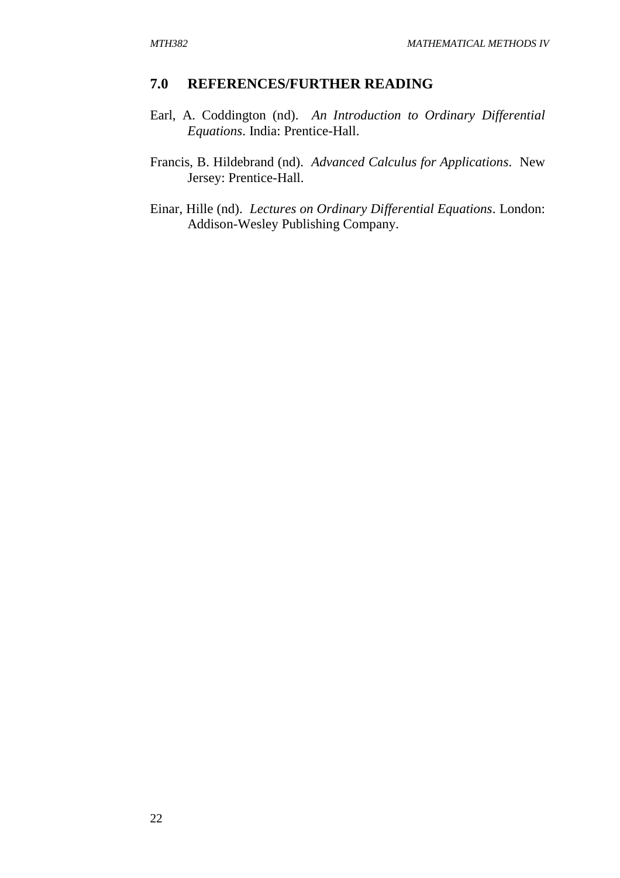## 7.0 REFERENCES/FURTHER READING

Earl, A. Coddington (nd). *An Introduction to Ordinary Differential Equations*. India: Prentice-Hall.

Francis, B. Hildebrand (nd). *Advanced Calculus for Applications*. New Jersey: Prentice-Hall.

Einar, Hille (nd). *Lectures on Ordinary Differential Equations*. London: Addison-Wesley Publishing Company.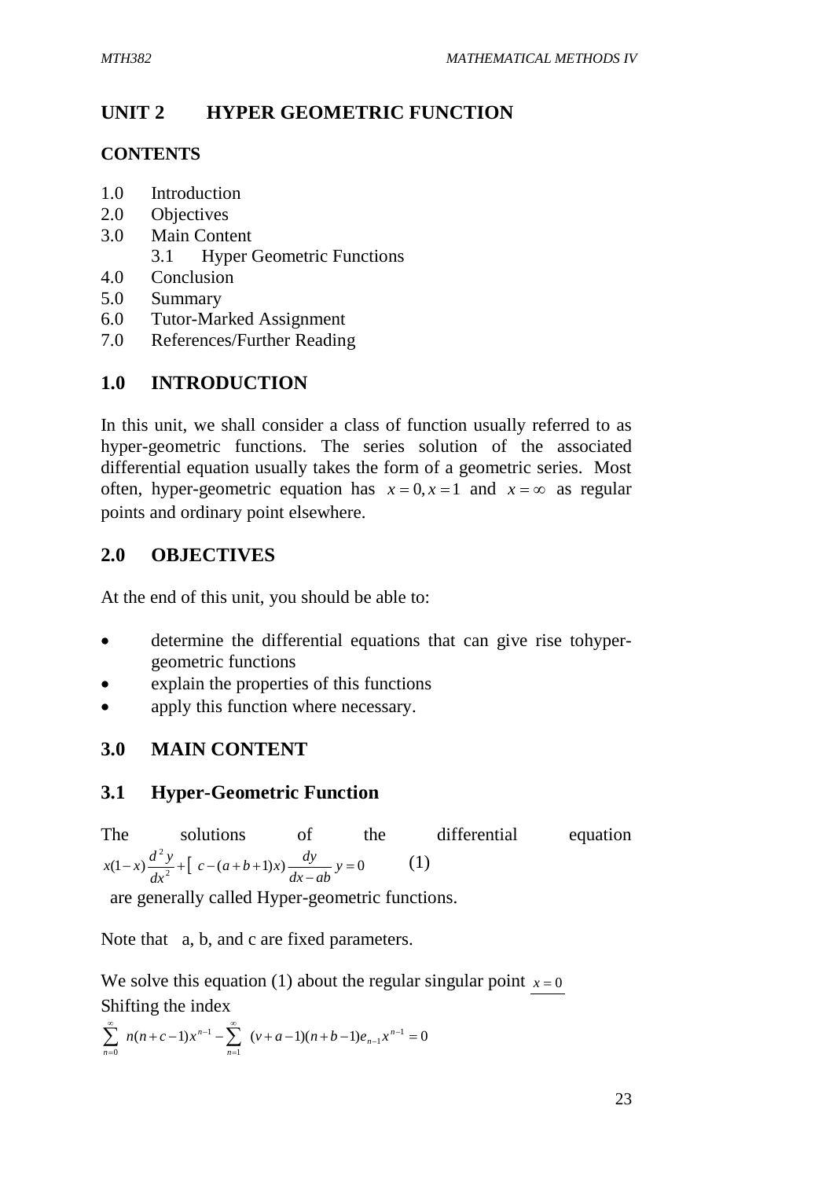## UNIT 2 HYPER GEOMETRIC FUNCTION

### CONTENTS

1.0 Introduction
2.0 Objectives
3.0 Main Content
  3.1 Hyper Geometric Functions
4.0 Conclusion
5.0 Summary
6.0 Tutor-Marked Assignment
7.0 References/Further Reading

## 1.0 INTRODUCTION

In this unit, we shall consider a class of function usually referred to as hyper-geometric functions. The series solution of the associated differential equation usually takes the form of a geometric series. Most often, hyper-geometric equation has $x=0, x=1$ and $x=\infty$ as regular points and ordinary point elsewhere.

## 2.0 OBJECTIVES

At the end of this unit, you should be able to:

- determine the differential equations that can give rise tohyper-geometric functions
- explain the properties of this functions
- apply this function where necessary.

## 3.0 MAIN CONTENT

### 3.1 Hyper-Geometric Function

The solutions of the differential equation

$$x(1-x)\frac{d^2y}{dx^2}+\left[\ c-(a+b+1)x\right)\frac{dy}{dx-ab}\,y=0 \qquad (1)$$

are generally called Hyper-geometric functions.

Note that a, b, and c are fixed parameters.

We solve this equation (1) about the regular singular point $x=0$

Shifting the index

$$\sum_{n=0}^{\infty} n(n+c-1)x^{n-1}-\sum_{n=1}^{\infty}\ (v+a-1)(n+b-1)e_{n-1}x^{n-1}=0$$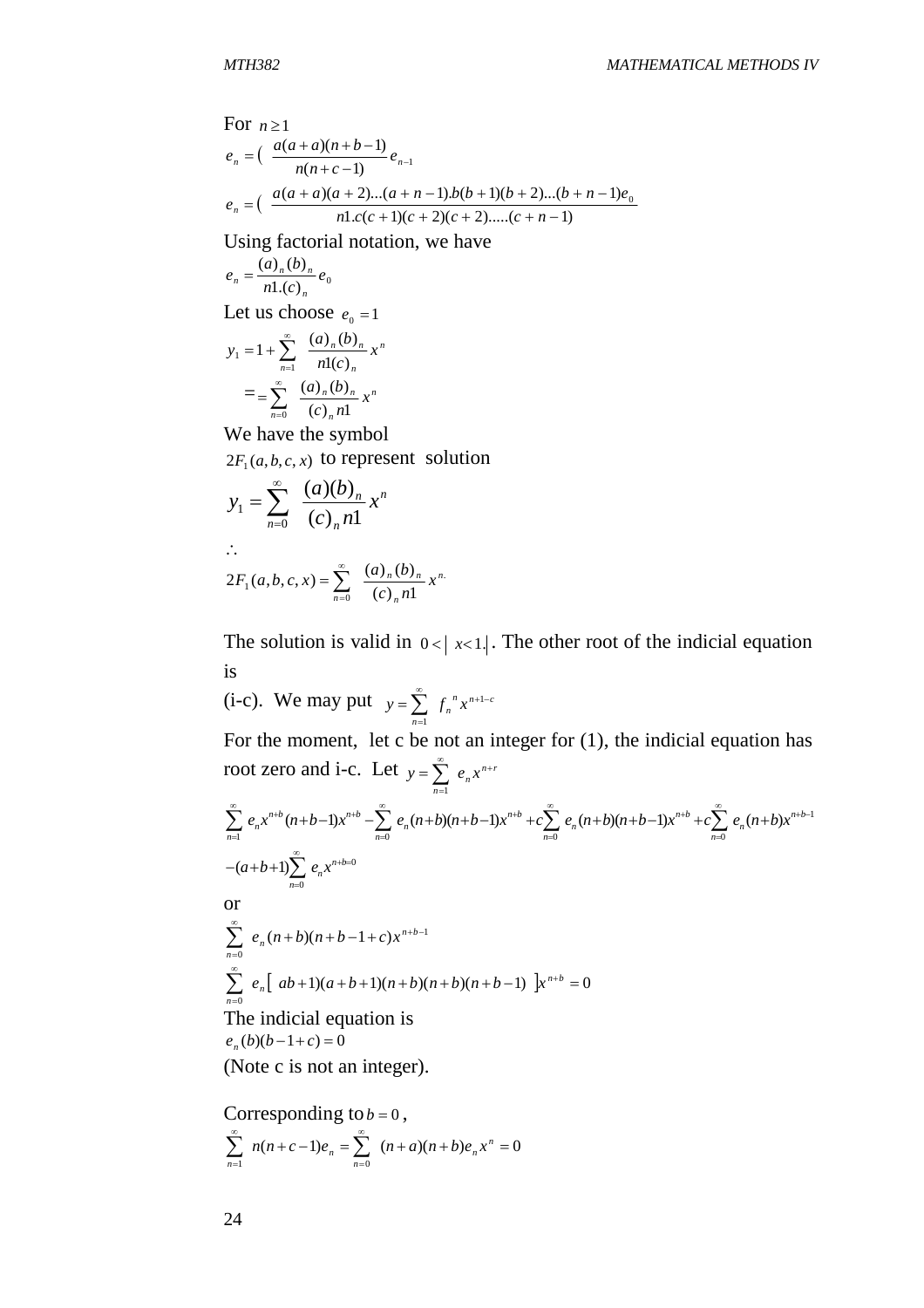For $n \geq 1$

$$e_n = \left( \frac{a(a+a)(n+b-1)}{n(n+c-1)} e_{n-1} \right.$$

$$e_n = \left( \frac{a(a+a)(a+2)...(a+n-1).b(b+1)(b+2)...(b+n-1)e_0}{n1.c(c+1)(c+2)(c+2).....(c+n-1)} \right.$$

Using factorial notation, we have

$$e_n = \frac{(a)_n (b)_n}{n1.(c)_n} e_0$$

Let us choose $e_0 = 1$

$$y_1 = 1 + \sum_{n=1}^{\infty} \frac{(a)_n (b)_n}{n1(c)_n} x^n$$

$$= = \sum_{n=0}^{\infty} \frac{(a)_n (b)_n}{(c)_n n1} x^n$$

We have the symbol

$2F_1(a,b,c,x)$ to represent solution

$$y_1 = \sum_{n=0}^{\infty} \frac{(a)(b)_n}{(c)_n n1} x^n$$

$\therefore$

$$2F_1(a,b,c,x) = \sum_{n=0}^{\infty} \frac{(a)_n (b)_n}{(c)_n n1} x^{n.}$$

The solution is valid in $0 < | x < 1.|$. The other root of the indicial equation is

(i-c). We may put $y = \sum_{n=1}^{\infty} f_n{}^n x^{n+1-c}$

For the moment, let c be not an integer for (1), the indicial equation has root zero and i-c. Let $y = \sum_{n=1}^{\infty} e_n x^{n+r}$

$$\sum_{n=1}^{\infty} e_n x^{n+b} (n+b-1)x^{n+b} - \sum_{n=0}^{\infty} e_n (n+b)(n+b-1)x^{n+b} + c\sum_{n=0}^{\infty} e_n (n+b)(n+b-1)x^{n+b} + c\sum_{n=0}^{\infty} e_n (n+b)x^{n+b-1}$$

$$-(a+b+1)\sum_{n=0}^{\infty} e_n x^{n+b=0}$$

or

$$\sum_{n=0}^{\infty} e_n (n+b)(n+b-1+c)x^{n+b-1}$$

$$\sum_{n=0}^{\infty} e_n \left[ ab+1)(a+b+1)(n+b)(n+b)(n+b-1) \right] x^{n+b} = 0$$

The indicial equation is

$$e_n(b)(b-1+c) = 0$$

(Note c is not an integer).

Corresponding to $b = 0$,

$$\sum_{n=1}^{\infty} n(n+c-1)e_n = \sum_{n=0}^{\infty} (n+a)(n+b)e_n x^n = 0$$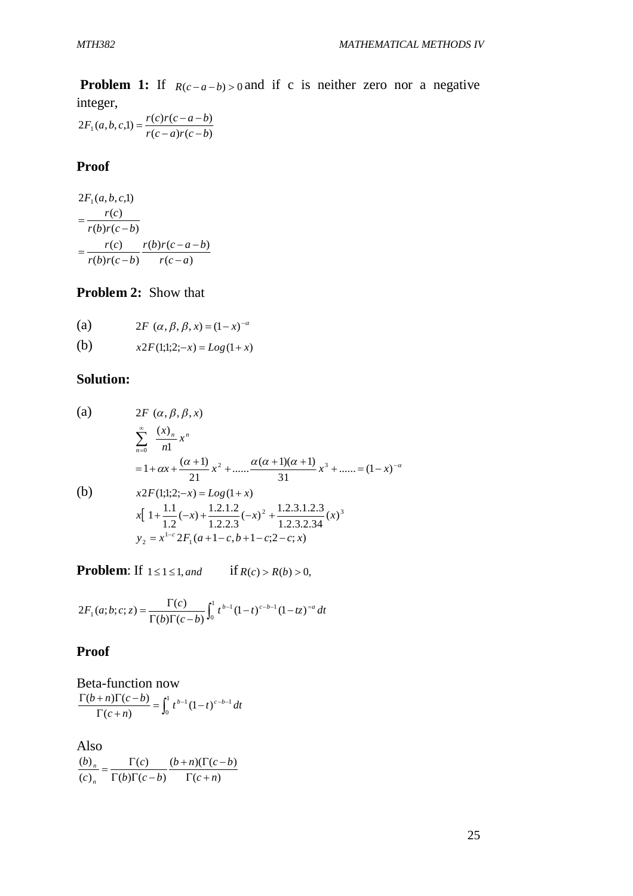**Problem 1:** If $R(c-a-b) > 0$ and if c is neither zero nor a negative integer,

$$2F_1(a,b,c,1) = \frac{r(c)r(c-a-b)}{r(c-a)r(c-b)}$$

**Proof**

$$2F_1(a,b,c,1)$$
$$= \frac{r(c)}{r(b)r(c-b)}$$
$$= \frac{r(c)}{r(b)r(c-b)} \frac{r(b)r(c-a-b)}{r(c-a)}$$

**Problem 2:** Show that

(a) $\quad 2F\ (\alpha, \beta, \beta, x) = (1-x)^{-\alpha}$

(b) $\quad x2F(1;1;2;-x) = Log(1+x)$

**Solution:**

(a)
$$2F\ (\alpha, \beta, \beta, x)$$
$$\sum_{n=0}^{\infty} \frac{(x)_n}{n1} x^n$$
$$= 1 + \alpha x + \frac{(\alpha+1)}{21} x^2 + \ldots\ldots \frac{\alpha(\alpha+1)(\alpha+1)}{31} x^3 + \ldots\ldots = (1-x)^{-\alpha}$$

(b)
$$x2F(1;1;2;-x) = Log(1+x)$$
$$x[\ 1 + \frac{1.1}{1.2}(-x) + \frac{1.2.1.2}{1.2.2.3}(-x)^2 + \frac{1.2.3.1.2.3}{1.2.3.2.34}(x)^3$$
$$y_2 = x^{1-c} 2F_1(a+1-c, b+1-c; 2-c; x)$$

**Problem**: If $1 \le 1 \le 1, and$ $\quad$ if $R(c) > R(b) > 0,$

$$2F_1(a;b;c;z) = \frac{\Gamma(c)}{\Gamma(b)\Gamma(c-b)} \int_0^1 t^{b-1}(1-t)^{c-b-1}(1-tz)^{=a}\, dt$$

**Proof**

Beta-function now

$$\frac{\Gamma(b+n)\Gamma(c-b)}{\Gamma(c+n)} = \int_0^1 t^{b-1}(1-t)^{c-b-1}\, dt$$

Also

$$\frac{(b)_n}{(c)_n} = \frac{\Gamma(c)}{\Gamma(b)\Gamma(c-b)} \frac{(b+n)(\Gamma(c-b)}{\Gamma(c+n)}$$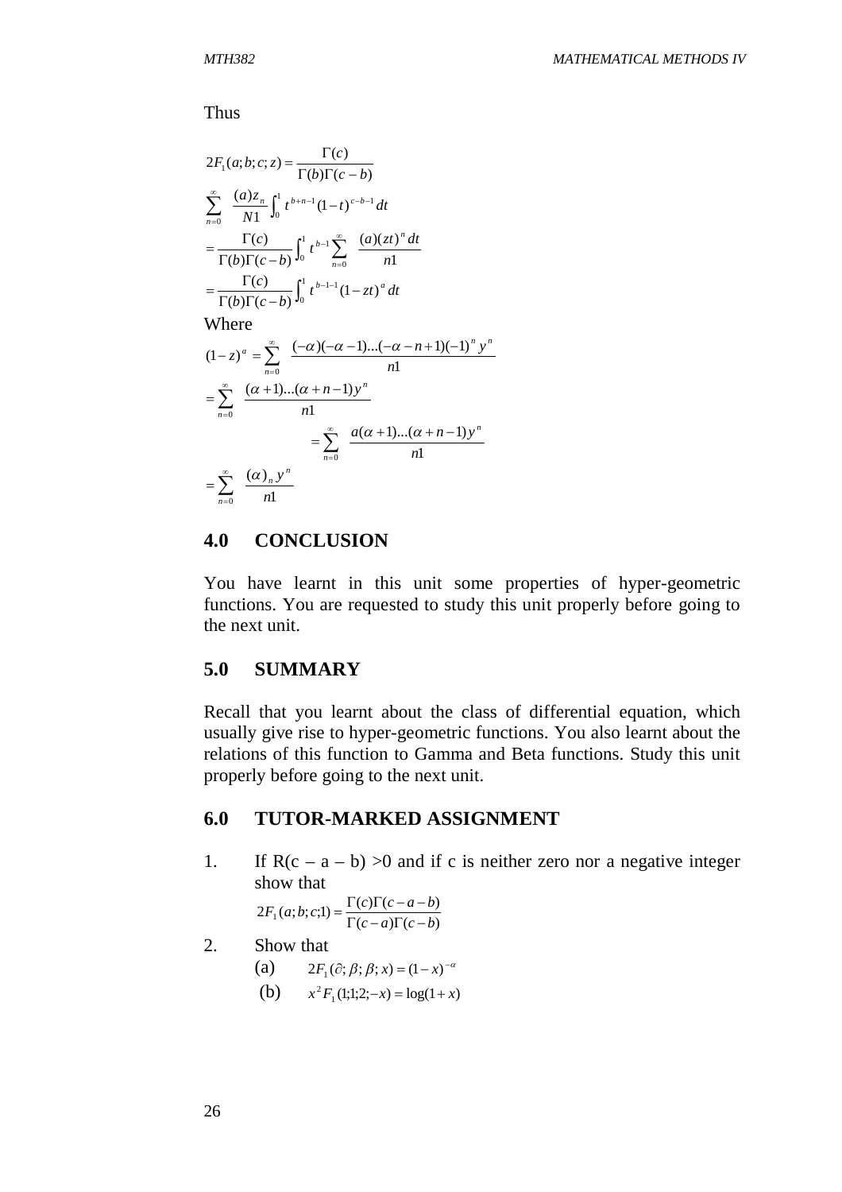Thus

$$2F_1(a;b;c;z) = \frac{\Gamma(c)}{\Gamma(b)\Gamma(c-b)}$$

$$\sum_{n=0}^{\infty} \frac{(a)z_n}{N1} \int_0^1 t^{b+n-1}(1-t)^{c-b-1}\,dt$$

$$= \frac{\Gamma(c)}{\Gamma(b)\Gamma(c-b)} \int_0^1 t^{b-1} \sum_{n=0}^{\infty} \frac{(a)(zt)^n\,dt}{n1}$$

$$= \frac{\Gamma(c)}{\Gamma(b)\Gamma(c-b)} \int_0^1 t^{b-1-1}(1-zt)^a\,dt$$

Where

$$(1-z)^a = \sum_{n=0}^{\infty} \frac{(-\alpha)(-\alpha-1)...(-\alpha-n+1)(-1)^n y^n}{n1}$$

$$= \sum_{n=0}^{\infty} \frac{(\alpha+1)...(\alpha+n-1)y^n}{n1}$$

$$= \sum_{n=0}^{\infty} \frac{a(\alpha+1)...(\alpha+n-1)y^n}{n1}$$

$$= \sum_{n=0}^{\infty} \frac{(\alpha)_n y^n}{n1}$$

## 4.0 CONCLUSION

You have learnt in this unit some properties of hyper-geometric functions. You are requested to study this unit properly before going to the next unit.

## 5.0 SUMMARY

Recall that you learnt about the class of differential equation, which usually give rise to hyper-geometric functions. You also learnt about the relations of this function to Gamma and Beta functions. Study this unit properly before going to the next unit.

## 6.0 TUTOR-MARKED ASSIGNMENT

1. If $R(c - a - b) > 0$ and if c is neither zero nor a negative integer show that

$$2F_1(a;b;c;1) = \frac{\Gamma(c)\Gamma(c-a-b)}{\Gamma(c-a)\Gamma(c-b)}$$

2. Show that

(a) $2F_1(\partial;\beta;\beta;x) = (1-x)^{-\alpha}$

(b) $x^2F_1(1;1;2;-x) = \log(1+x)$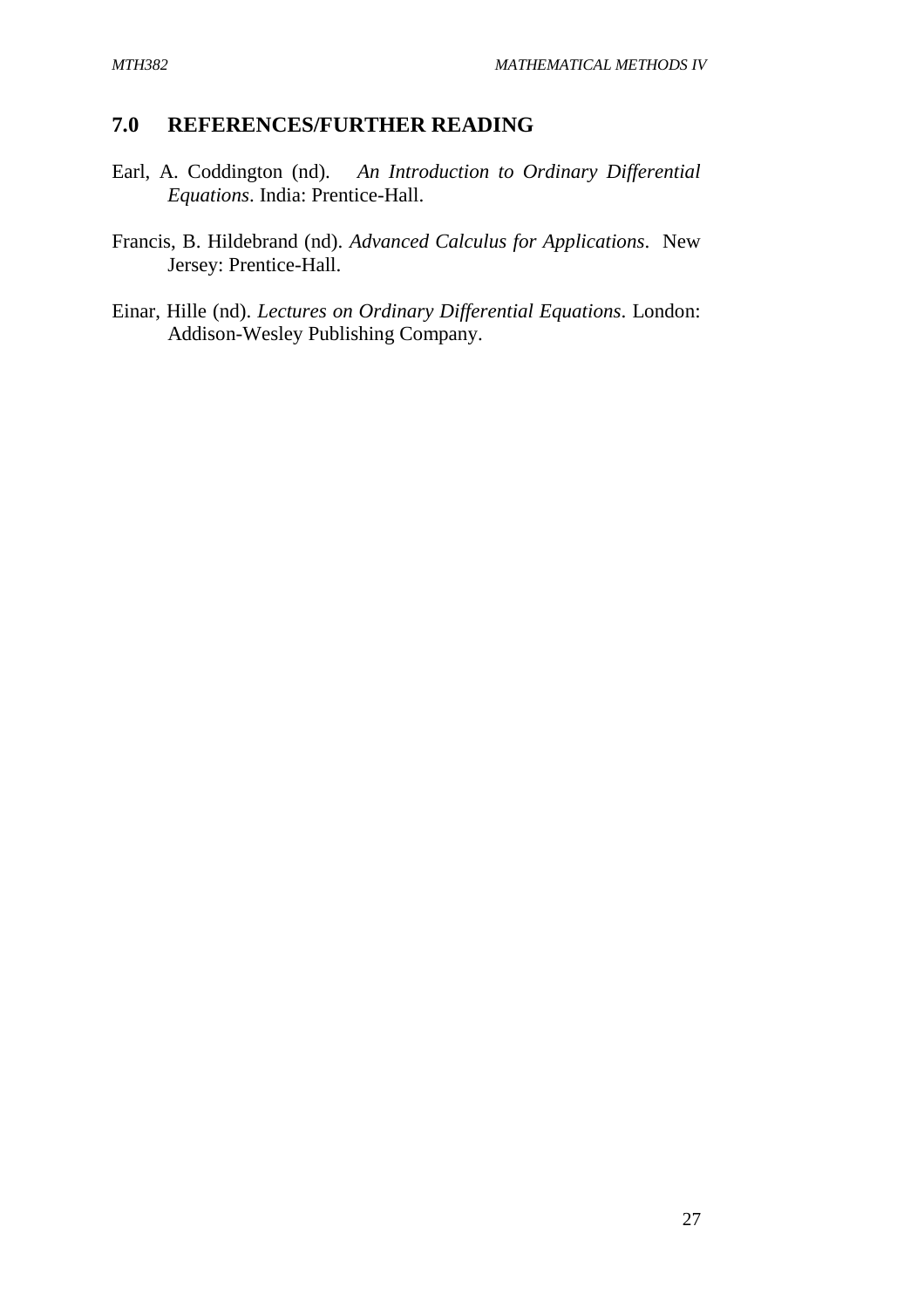## 7.0 REFERENCES/FURTHER READING

Earl, A. Coddington (nd). *An Introduction to Ordinary Differential Equations*. India: Prentice-Hall.

Francis, B. Hildebrand (nd). *Advanced Calculus for Applications*. New Jersey: Prentice-Hall.

Einar, Hille (nd). *Lectures on Ordinary Differential Equations*. London: Addison-Wesley Publishing Company.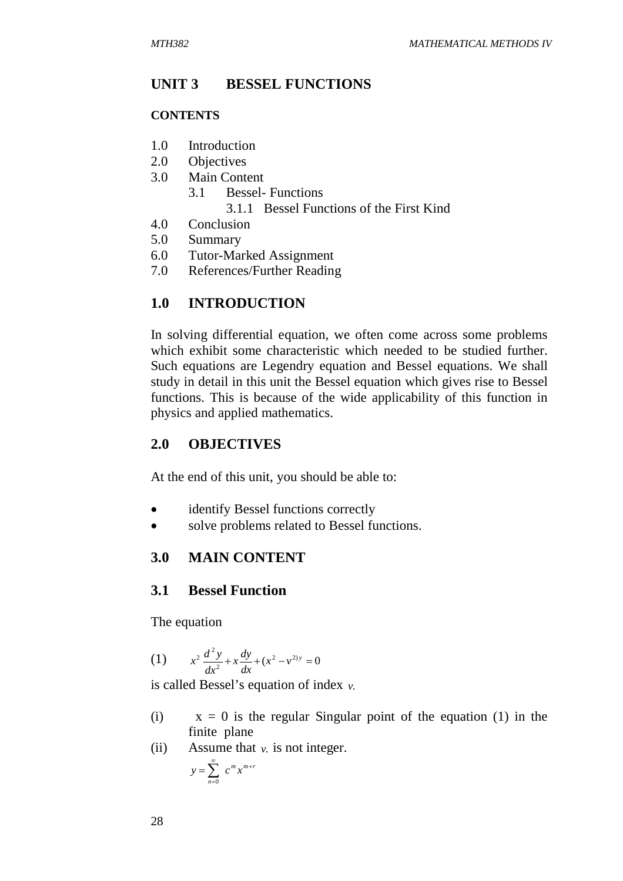## UNIT 3 BESSEL FUNCTIONS

**CONTENTS**

1.0 Introduction
2.0 Objectives
3.0 Main Content
    3.1 Bessel- Functions
        3.1.1 Bessel Functions of the First Kind
4.0 Conclusion
5.0 Summary
6.0 Tutor-Marked Assignment
7.0 References/Further Reading

## 1.0 INTRODUCTION

In solving differential equation, we often come across some problems which exhibit some characteristic which needed to be studied further. Such equations are Legendry equation and Bessel equations. We shall study in detail in this unit the Bessel equation which gives rise to Bessel functions. This is because of the wide applicability of this function in physics and applied mathematics.

## 2.0 OBJECTIVES

At the end of this unit, you should be able to:

- identify Bessel functions correctly
- solve problems related to Bessel functions.

## 3.0 MAIN CONTENT

### 3.1 Bessel Function

The equation

(1) $$x^2 \frac{d^2y}{dx^2} + x\frac{dy}{dx} + (x^2 - v^{2)y} = 0$$

is called Bessel's equation of index $v.$

(i) x = 0 is the regular Singular point of the equation (1) in the finite plane

(ii) Assume that $v.$ is not integer.

$$y = \sum_{n=0}^{\infty} c^m x^{m+r}$$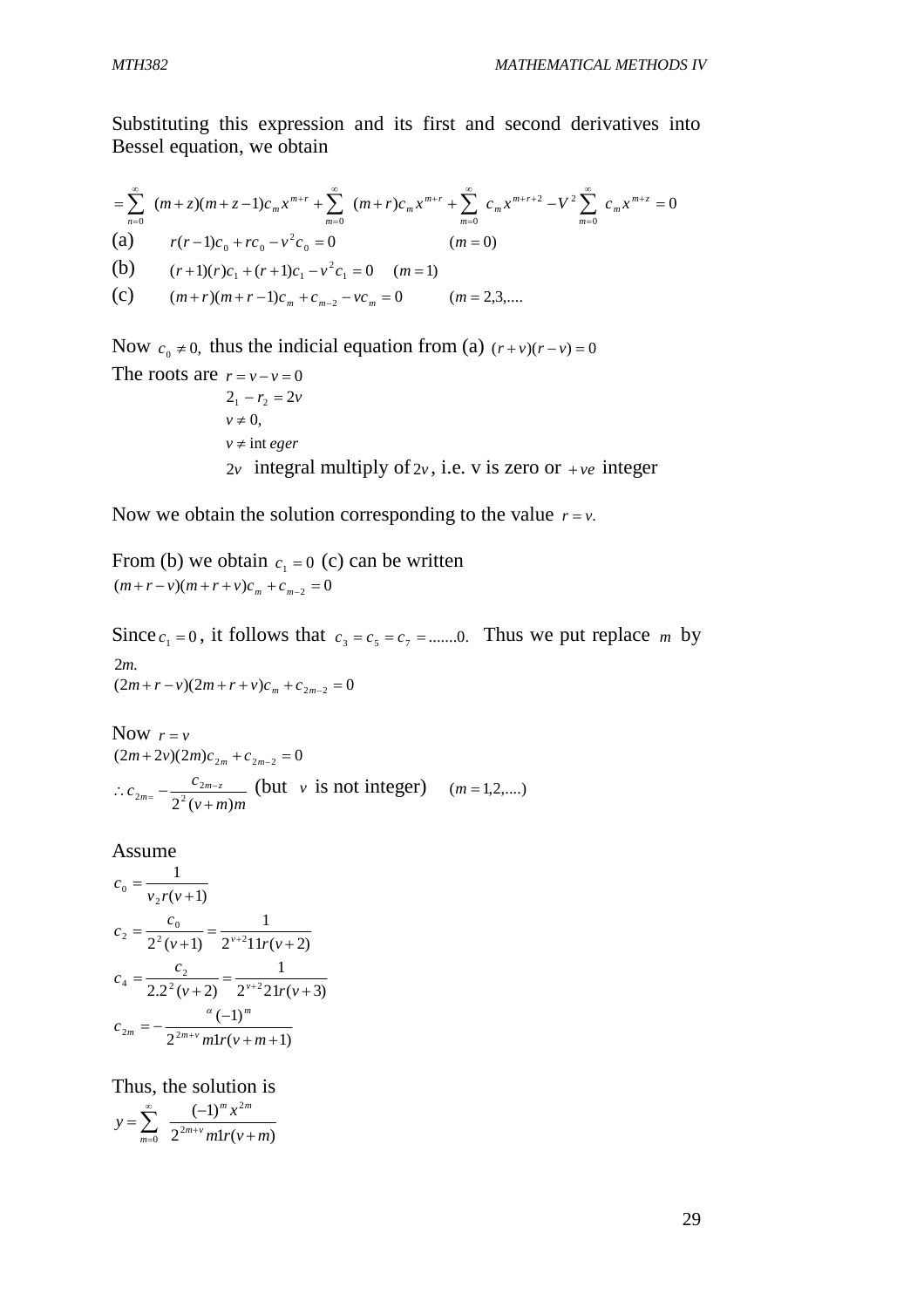Substituting this expression and its first and second derivatives into Bessel equation, we obtain

$$= \sum_{n=0}^{\infty} (m+z)(m+z-1)c_m x^{m+r} + \sum_{m=0}^{\infty} (m+r)c_m x^{m+r} + \sum_{m=0}^{\infty} c_m x^{m+r+2} - V^2 \sum_{m=0}^{\infty} c_m x^{m+z} = 0$$

(a) $\quad r(r-1)c_0 + rc_0 - v^2 c_0 = 0 \qquad (m=0)$

(b) $\quad (r+1)(r)c_1 + (r+1)c_1 - v^2 c_1 = 0 \quad (m=1)$

(c) $\quad (m+r)(m+r-1)c_m + c_{m-2} - vc_m = 0 \qquad (m = 2,3,....$

Now $c_0 \neq 0,$ thus the indicial equation from (a) $(r+v)(r-v) = 0$

The roots are $r = v - v = 0$

$2_1 - r_2 = 2v$

$v \neq 0,$

$v \neq \text{int}\, eger$

$2v$ integral multiply of $2v$, i.e. v is zero or $+ve$ integer

Now we obtain the solution corresponding to the value $r = v.$

From (b) we obtain $c_1 = 0$ (c) can be written

$(m+r-v)(m+r+v)c_m + c_{m-2} = 0$

Since $c_1 = 0$, it follows that $c_3 = c_5 = c_7 = .......0.$ Thus we put replace $m$ by $2m.$

$(2m+r-v)(2m+r+v)c_m + c_{2m-2} = 0$

Now $r = v$

$(2m+2v)(2m)c_{2m} + c_{2m-2} = 0$

$\therefore c_{2m=} - \dfrac{c_{2m-z}}{2^2(v+m)m}$ (but $v$ is not integer) $\quad (m = 1,2,....)$

Assume

$$c_0 = \frac{1}{v_2 r(v+1)}$$

$$c_2 = \frac{c_0}{2^2(v+1)} = \frac{1}{2^{v+2}11r(v+2)}$$

$$c_4 = \frac{c_2}{2.2^2(v+2)} = \frac{1}{2^{v+2}21r(v+3)}$$

$$c_{2m} = -\frac{{}^{\alpha}(-1)^m}{2^{2m+v}m1r(v+m+1)}$$

Thus, the solution is

$$y = \sum_{m=0}^{\infty} \frac{(-1)^m x^{2m}}{2^{2m+v}m1r(v+m)}$$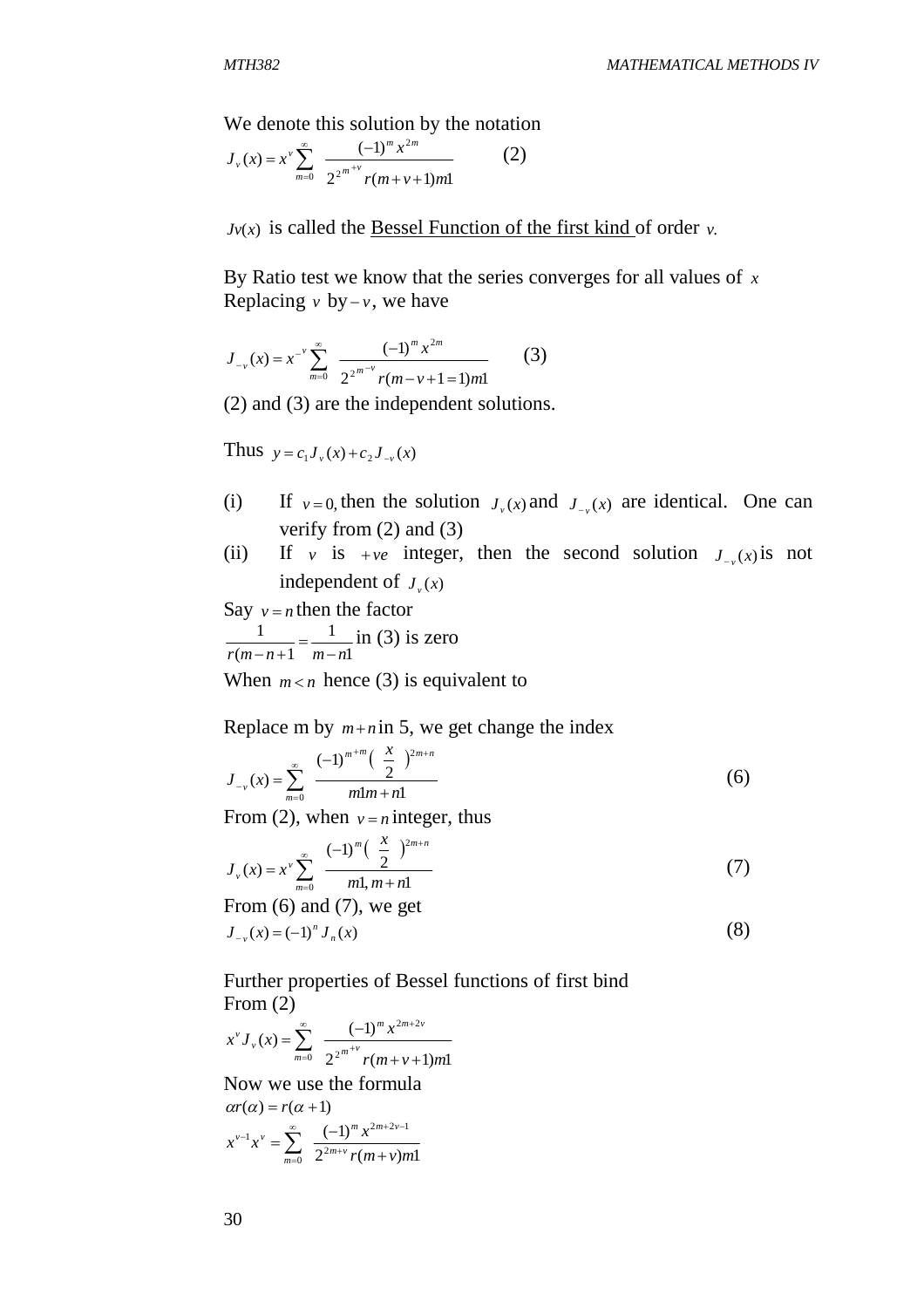We denote this solution by the notation

$$J_v(x) = x^v \sum_{m=0}^{\infty} \frac{(-1)^m x^{2m}}{2^{2m+v} r(m+v+1)m1} \qquad (2)$$

$Jv(x)$ is called the Bessel Function of the first kind of order $v$.

By Ratio test we know that the series converges for all values of $x$
Replacing $v$ by $-v$, we have

$$J_{-v}(x) = x^{-v} \sum_{m=0}^{\infty} \frac{(-1)^m x^{2m}}{2^{2m-v} r(m-v+1=1)m1} \qquad (3)$$

(2) and (3) are the independent solutions.

Thus $y = c_1 J_v(x) + c_2 J_{-v}(x)$

(i) If $v = 0,$ then the solution $J_v(x)$ and $J_{-v}(x)$ are identical. One can verify from (2) and (3)

(ii) If $v$ is $+ve$ integer, then the second solution $J_{-v}(x)$ is not independent of $J_v(x)$

Say $v = n$ then the factor

$\frac{1}{r(m-n+1} = \frac{1}{m-n1}$ in (3) is zero

When $m < n$ hence (3) is equivalent to

Replace m by $m+n$ in 5, we get change the index

$$J_{-v}(x) = \sum_{m=0}^{\infty} \frac{(-1)^{m+m} \left(\frac{x}{2}\right)^{2m+n}}{m1m+n1} \qquad (6)$$

From (2), when $v = n$ integer, thus

$$J_v(x) = x^v \sum_{m=0}^{\infty} \frac{(-1)^m \left(\frac{x}{2}\right)^{2m+n}}{m1, m+n1} \qquad (7)$$

From (6) and (7), we get

$$J_{-v}(x) = (-1)^n J_n(x) \qquad (8)$$

Further properties of Bessel functions of first bind
From (2)

$$x^v J_v(x) = \sum_{m=0}^{\infty} \frac{(-1)^m x^{2m+2v}}{2^{2m+v} r(m+v+1)m1}$$

Now we use the formula

$$\alpha r(\alpha) = r(\alpha + 1)$$

$$x^{v-1} x^v = \sum_{m=0}^{\infty} \frac{(-1)^m x^{2m+2v-1}}{2^{2m+v} r(m+v)m1}$$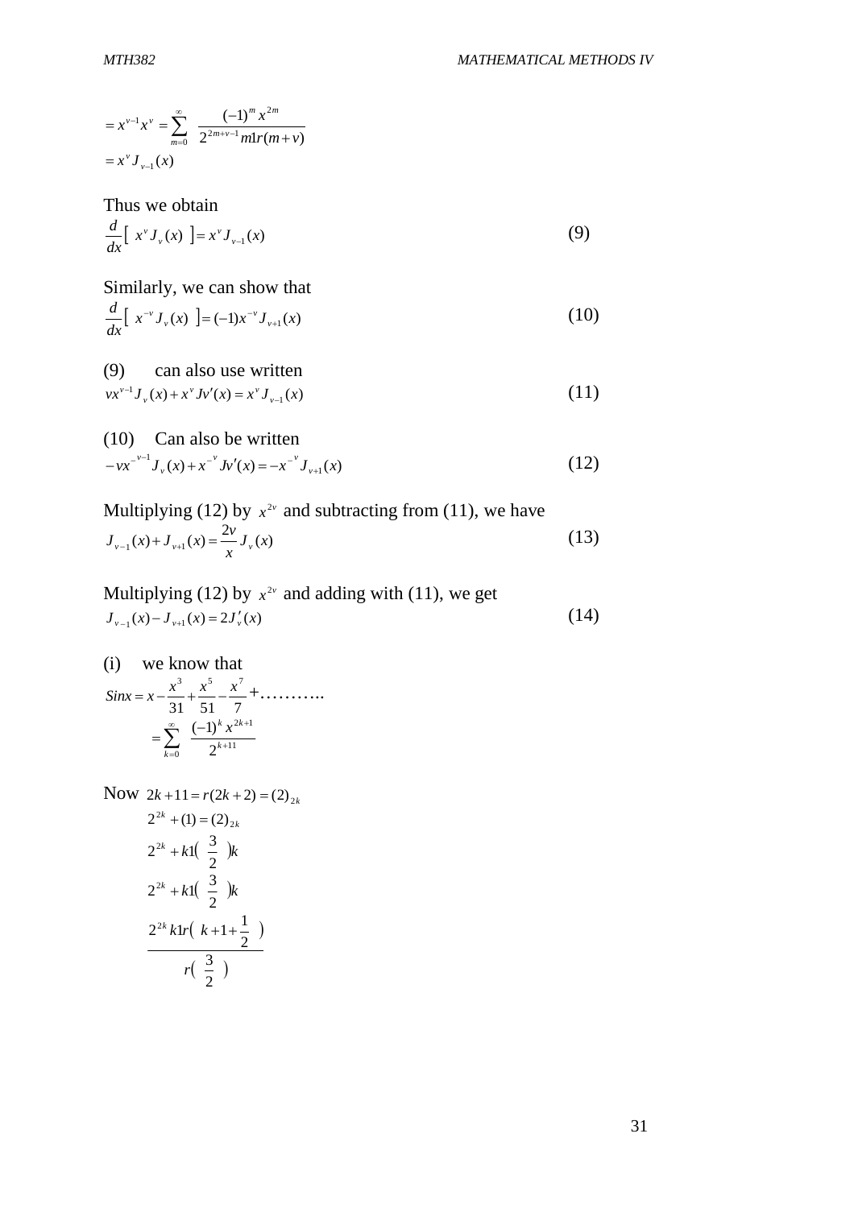$$= x^{v-1} x^{v} = \sum_{m=0}^{\infty} \frac{(-1)^m x^{2m}}{2^{2m+v-1} m1r(m+v)}$$

$$= x^{v} J_{v-1}(x)$$

Thus we obtain

$$\frac{d}{dx}\left[ x^{v} J_{v}(x) \right] = x^{v} J_{v-1}(x) \tag{9}$$

Similarly, we can show that

$$\frac{d}{dx}\left[ x^{-v} J_{v}(x) \right] = (-1) x^{-v} J_{v+1}(x) \tag{10}$$

(9) can also use written

$$v x^{v-1} J_{v}(x) + x^{v} Jv'(x) = x^{v} J_{v-1}(x) \tag{11}$$

(10) Can also be written

$$-v x^{-v-1} J_{v}(x) + x^{-v} Jv'(x) = -x^{-v} J_{v+1}(x) \tag{12}$$

Multiplying (12) by $x^{2v}$ and subtracting from (11), we have

$$J_{v-1}(x) + J_{v+1}(x) = \frac{2v}{x} J_{v}(x) \tag{13}$$

Multiplying (12) by $x^{2v}$ and adding with (11), we get

$$J_{v-1}(x) - J_{v+1}(x) = 2 J_{v}'(x) \tag{14}$$

(i) we know that

$$Sinx = x - \frac{x^3}{31} + \frac{x^5}{51} - \frac{x^7}{7} + \ldots\ldots\ldots..$$

$$= \sum_{k=0}^{\infty} \frac{(-1)^k x^{2k+1}}{2^{k+11}}$$

Now $2k + 11 = r(2k+2) = (2)_{2k}$

$$2^{2k} + (1) = (2)_{2k}$$

$$2^{2k} + k1\left( \frac{3}{2} \right)k$$

$$2^{2k} + k1\left( \frac{3}{2} \right)k$$

$$\frac{2^{2k} k1r\left( k + 1 + \frac{1}{2} \right)}{r\left( \frac{3}{2} \right)}$$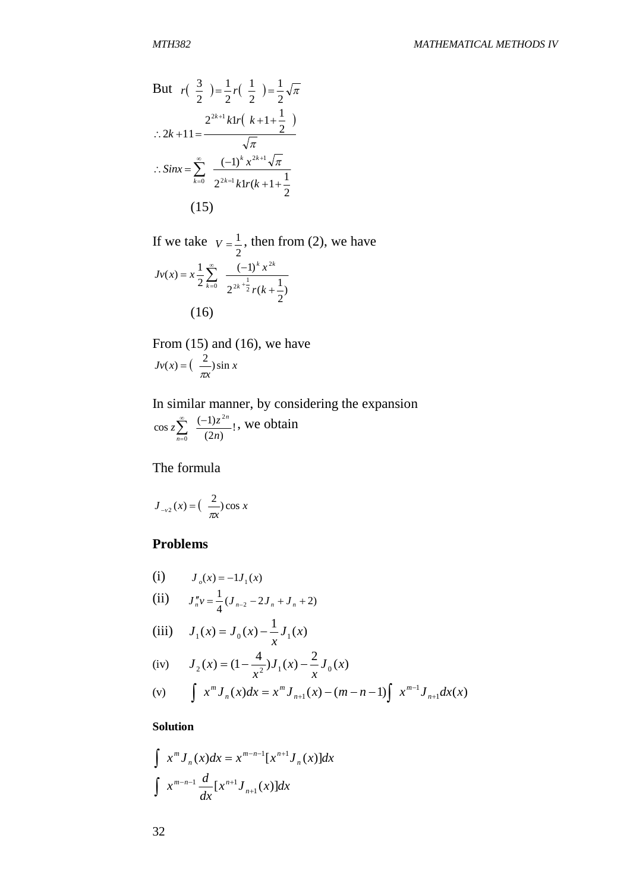But $r\left(\frac{3}{2}\right)=\frac{1}{2}r\left(\frac{1}{2}\right)=\frac{1}{2}\sqrt{\pi}$

$$\therefore 2k+11=\frac{2^{2k+1}k1r\left(k+1+\frac{1}{2}\right)}{\sqrt{\pi}}$$

$$\therefore Sinx=\sum_{k=0}^{\infty}\frac{(-1)^k x^{2k+1}\sqrt{\pi}}{2^{2k=1}k1r(k+1+\frac{1}{2}}$$

(15)

If we take $V=\frac{1}{2}$, then from (2), we have

$$Jv(x)=x\frac{1}{2}\sum_{k=0}^{\infty}\frac{(-1)^k x^{2k}}{2^{2k+\frac{1}{2}}r(k+\frac{1}{2})}$$

(16)

From (15) and (16), we have

$$Jv(x)=\left(\frac{2}{\pi x}\right)\sin x$$

In similar manner, by considering the expansion $\cos z\sum_{n=0}^{\infty}\frac{(-1)z^{2n}}{(2n)}!$, we obtain

The formula

$$J_{-v2}(x)=\left(\frac{2}{\pi x}\right)\cos x$$

**Problems**

(i) $J_o(x)=-1J_1(x)$

(ii) $J''_n v=\frac{1}{4}(J_{n-2}-2J_n+J_n+2)$

(iii) $J_1(x)=J_0(x)-\frac{1}{x}J_1(x)$

(iv) $J_2(x)=(1-\frac{4}{x^2})J_1(x)-\frac{2}{x}J_0(x)$

(v) $\int x^m J_n(x)dx=x^m J_{n+1}(x)-(m-n-1)\int x^{m-1}J_{n+1}dx(x)$

**Solution**

$$\int x^m J_n(x)dx=x^{m-n-1}[x^{n+1}J_n(x)]dx$$

$$\int x^{m-n-1}\frac{d}{dx}[x^{n+1}J_{n+1}(x)]dx$$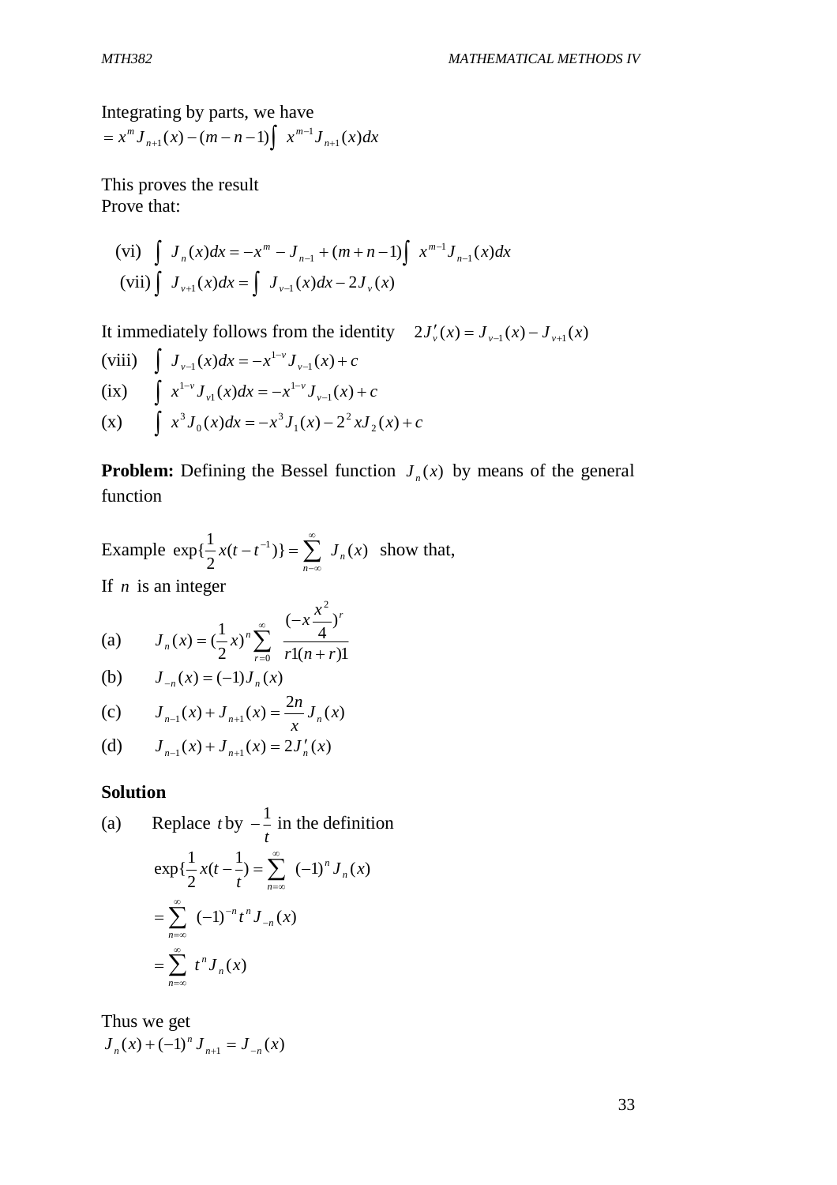Integrating by parts, we have

$$= x^m J_{n+1}(x) - (m-n-1)\int x^{m-1} J_{n+1}(x)dx$$

This proves the result

Prove that:

(vi) $\int J_n(x)dx = -x^m - J_{n-1} + (m+n-1)\int x^{m-1} J_{n-1}(x)dx$

(vii) $\int J_{v+1}(x)dx = \int J_{v-1}(x)dx - 2J_v(x)$

It immediately follows from the identity $2J'_v(x) = J_{v-1}(x) - J_{v+1}(x)$

(viii) $\int J_{v-1}(x)dx = -x^{1-v} J_{v-1}(x) + c$

(ix) $\int x^{1-v} J_{v1}(x)dx = -x^{1-v} J_{v-1}(x) + c$

(x) $\int x^3 J_0(x)dx = -x^3 J_1(x) - 2^2 x J_2(x) + c$

**Problem:** Defining the Bessel function $J_n(x)$ by means of the general function

Example $\exp\{\frac{1}{2}x(t-t^{-1})\} = \sum_{n-\infty}^{\infty} J_n(x)$ show that,

If $n$ is an integer

(a) $J_n(x) = (\frac{1}{2}x)^n \sum_{r=0}^{\infty} \frac{(-x\frac{x^2}{4})^r}{r1(n+r)1}$

(b) $J_{-n}(x) = (-1)J_n(x)$

(c) $J_{n-1}(x) + J_{n+1}(x) = \frac{2n}{x} J_n(x)$

(d) $J_{n-1}(x) + J_{n+1}(x) = 2J'_n(x)$

**Solution**

(a) Replace $t$ by $-\frac{1}{t}$ in the definition

$$\exp\{\frac{1}{2}x(t-\frac{1}{t}) = \sum_{n=\infty}^{\infty} (-1)^n J_n(x)$$

$$= \sum_{n=\infty}^{\infty} (-1)^{-n} t^n J_{-n}(x)$$

$$= \sum_{n=\infty}^{\infty} t^n J_n(x)$$

Thus we get

$$J_n(x) + (-1)^n J_{n+1} = J_{-n}(x)$$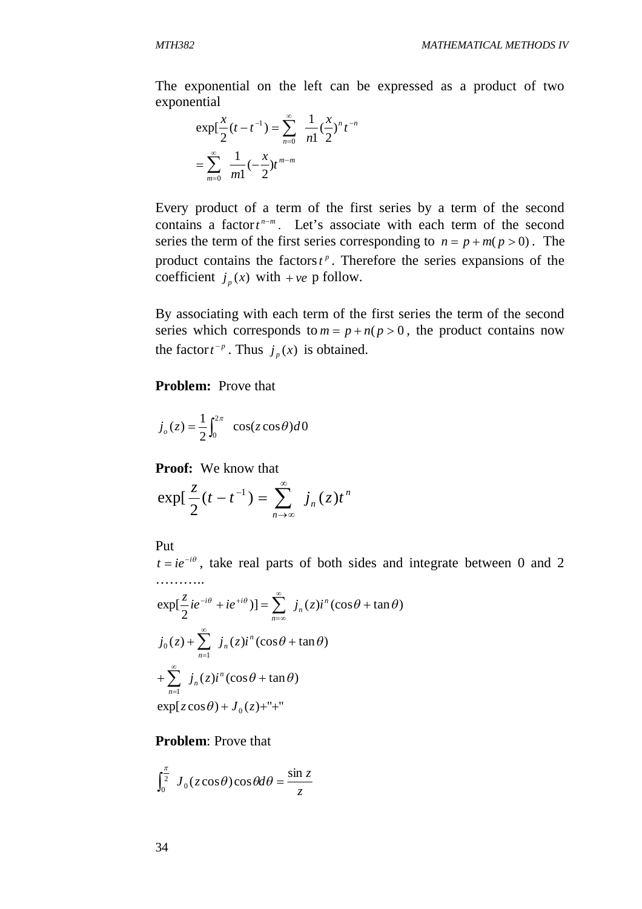The exponential on the left can be expressed as a product of two exponential

$$\exp[\frac{x}{2}(t - t^{-1}) = \sum_{n=0}^{\infty} \frac{1}{n1}(\frac{x}{2})^n t^{-n}$$

$$= \sum_{m=0}^{\infty} \frac{1}{m1}(-\frac{x}{2})t^{m-m}$$

Every product of a term of the first series by a term of the second contains a factor $t^{n-m}$. Let's associate with each term of the second series the term of the first series corresponding to $n = p + m(p > 0)$. The product contains the factors $t^p$. Therefore the series expansions of the coefficient $j_p(x)$ with $+ve$ p follow.

By associating with each term of the first series the term of the second series which corresponds to $m = p + n(p > 0$, the product contains now the factor $t^{-p}$. Thus $j_p(x)$ is obtained.

**Problem:** Prove that

$$j_o(z) = \frac{1}{2}\int_0^{2\pi} \cos(z\cos\theta)d0$$

**Proof:** We know that

$$\exp[\frac{z}{2}(t - t^{-1}) = \sum_{n \to \infty}^{\infty} j_n(z)t^n$$

Put

$t = ie^{-i\theta}$, take real parts of both sides and integrate between 0 and 2 ………..

$$\exp[\frac{z}{2}ie^{-i\theta} + ie^{+i\theta})] = \sum_{n=\infty}^{\infty} j_n(z)i^n(\cos\theta + \tan\theta)$$

$$j_0(z) + \sum_{n=1}^{\infty} j_n(z)i^n(\cos\theta + \tan\theta)$$

$$+ \sum_{n=1}^{\infty} j_n(z)i^n(\cos\theta + \tan\theta)$$

$$\exp[z\cos\theta) + J_0(z) + "+"$$

**Problem**: Prove that

$$\int_0^{\frac{\pi}{2}} J_0(z\cos\theta)\cos\theta d\theta = \frac{\sin z}{z}$$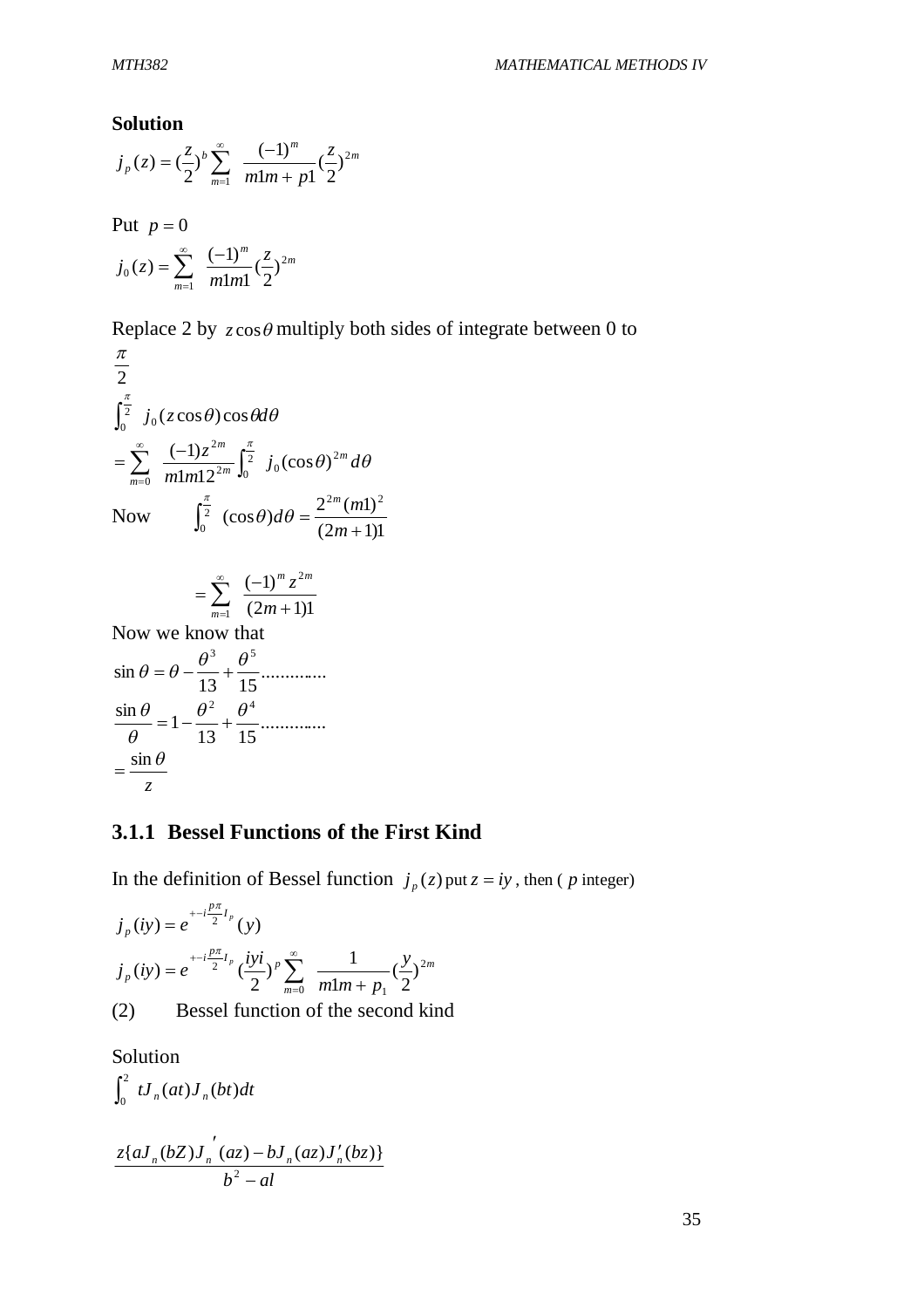**Solution**

$$j_p(z) = (\frac{z}{2})^b \sum_{m=1}^{\infty} \frac{(-1)^m}{m1m+p1}(\frac{z}{2})^{2m}$$

Put $p = 0$

$$j_0(z) = \sum_{m=1}^{\infty} \frac{(-1)^m}{m1m1}(\frac{z}{2})^{2m}$$

Replace 2 by $z\cos\theta$ multiply both sides of integrate between 0 to $\frac{\pi}{2}$

$$\int_0^{\frac{\pi}{2}} j_0(z\cos\theta)\cos\theta d\theta$$

$$= \sum_{m=0}^{\infty} \frac{(-1)z^{2m}}{m1m12^{2m}} \int_0^{\frac{\pi}{2}} j_0(\cos\theta)^{2m} d\theta$$

Now $\int_0^{\frac{\pi}{2}} (\cos\theta)d\theta = \frac{2^{2m}(m1)^2}{(2m+1)1}$

$$= \sum_{m=1}^{\infty} \frac{(-1)^m z^{2m}}{(2m+1)1}$$

Now we know that

$$\sin\theta = \theta - \frac{\theta^3}{13} + \frac{\theta^5}{15} \ldots\ldots\ldots\ldots$$

$$\frac{\sin\theta}{\theta} = 1 - \frac{\theta^2}{13} + \frac{\theta^4}{15} \ldots\ldots\ldots\ldots$$

$$= \frac{\sin\theta}{z}$$

### 3.1.1 Bessel Functions of the First Kind

In the definition of Bessel function $j_p(z)$ put $z = iy$, then ( $p$ integer)

$$j_p(iy) = e^{+-i\frac{p\pi}{2}I_p}(y)$$

$$j_p(iy) = e^{+-i\frac{p\pi}{2}I_p}(\frac{iyi}{2})^p \sum_{m=0}^{\infty} \frac{1}{m1m+p_1}(\frac{y}{2})^{2m}$$

(2) Bessel function of the second kind

Solution

$$\int_0^2 tJ_n(at)J_n(bt)dt$$

$$\frac{z\{aJ_n(bZ)J_n'(az) - bJ_n(az)J_n'(bz)\}}{b^2 - al}$$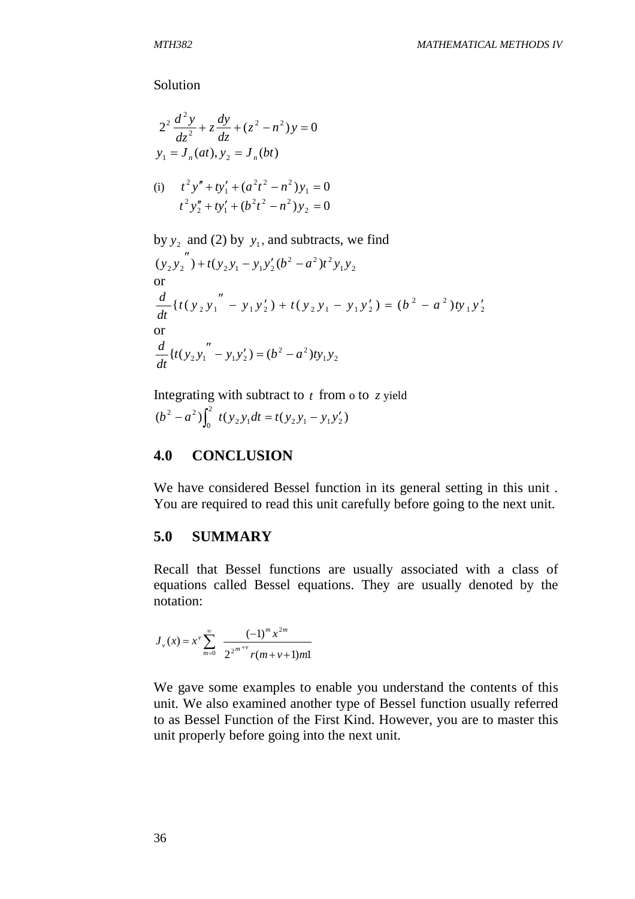Solution

$$2^2 \frac{d^2y}{dz^2} + z\frac{dy}{dz} + (z^2 - n^2)y = 0$$

$$y_1 = J_n(at), y_2 = J_n(bt)$$

(i) $$t^2 y'' + ty_1' + (a^2t^2 - n^2)y_1 = 0$$

$$t^2 y_2'' + ty_1' + (b^2t^2 - n^2)y_2 = 0$$

by $y_2$ and (2) by $y_1$, and subtracts, we find

$$(y_2 y_2{''}) + t(y_2 y_1 - y_1 y_2'(b^2 - a^2)t^2 y_1 y_2$$

or

$$\frac{d}{dt}\{t(y_2 y_1{''} - y_1 y_2') + t(y_2 y_1 - y_1 y_2') = (b^2 - a^2)ty_1 y_2'$$

or

$$\frac{d}{dt}\{t(y_2 y_1{''} - y_1 y_2') = (b^2 - a^2)ty_1 y_2$$

Integrating with subtract to $t$ from o to $z$ yield

$$(b^2 - a^2)\int_0^2 t(y_2 y_1 dt = t(y_2 y_1 - y_1 y_2')$$

## 4.0 CONCLUSION

We have considered Bessel function in its general setting in this unit . You are required to read this unit carefully before going to the next unit.

## 5.0 SUMMARY

Recall that Bessel functions are usually associated with a class of equations called Bessel equations. They are usually denoted by the notation:

$$J_v(x) = x^v \sum_{m=0}^{\infty} \frac{(-1)^m x^{2m}}{2^{2^{m+v}} r(m+v+1)m1}$$

We gave some examples to enable you understand the contents of this unit. We also examined another type of Bessel function usually referred to as Bessel Function of the First Kind. However, you are to master this unit properly before going into the next unit.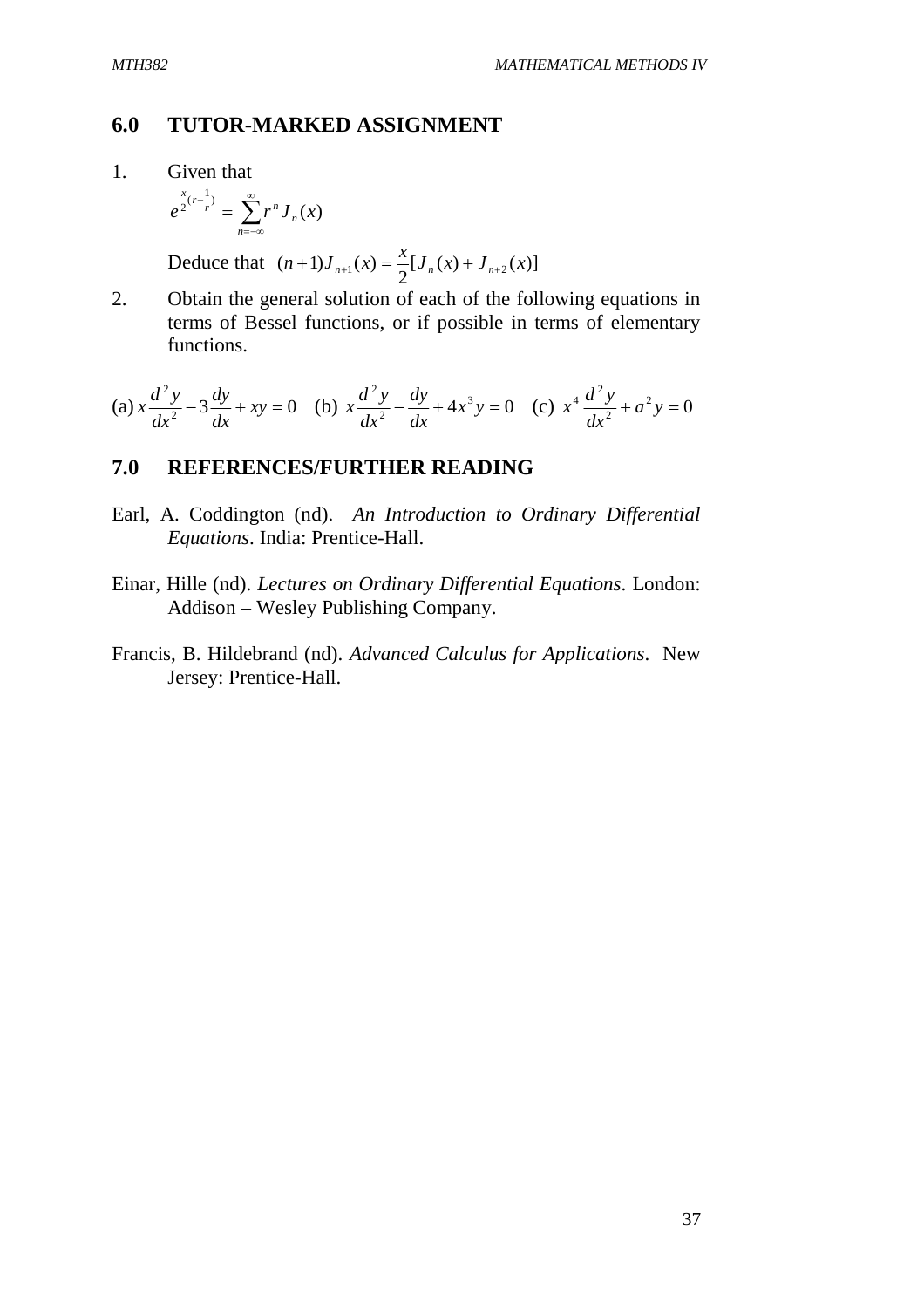## 6.0 TUTOR-MARKED ASSIGNMENT

1. Given that

$$e^{\frac{x}{2}(r-\frac{1}{r})} = \sum_{n=-\infty}^{\infty} r^n J_n(x)$$

Deduce that $(n+1)J_{n+1}(x) = \frac{x}{2}[J_n(x) + J_{n+2}(x)]$

2. Obtain the general solution of each of the following equations in terms of Bessel functions, or if possible in terms of elementary functions.

(a) $x\frac{d^2y}{dx^2} - 3\frac{dy}{dx} + xy = 0$ (b) $x\frac{d^2y}{dx^2} - \frac{dy}{dx} + 4x^3y = 0$ (c) $x^4\frac{d^2y}{dx^2} + a^2y = 0$

## 7.0 REFERENCES/FURTHER READING

Earl, A. Coddington (nd). *An Introduction to Ordinary Differential Equations*. India: Prentice-Hall.

Einar, Hille (nd). *Lectures on Ordinary Differential Equations*. London: Addison – Wesley Publishing Company.

Francis, B. Hildebrand (nd). *Advanced Calculus for Applications*. New Jersey: Prentice-Hall.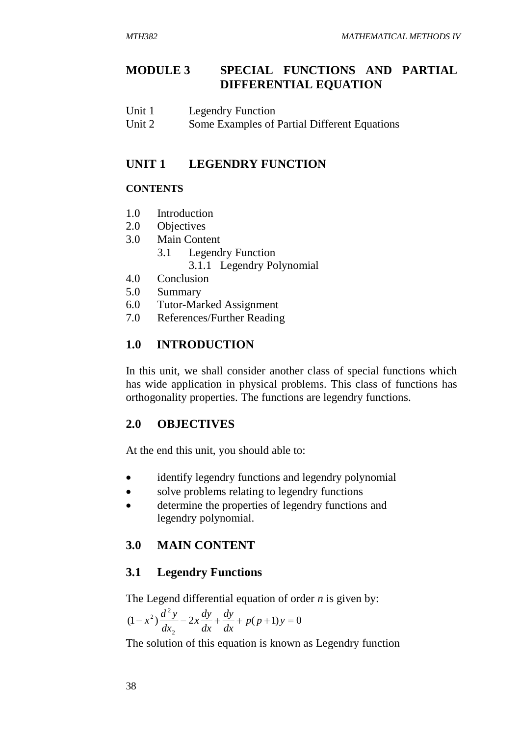# MODULE 3 SPECIAL FUNCTIONS AND PARTIAL DIFFERENTIAL EQUATION

Unit 1 Legendry Function
Unit 2 Some Examples of Partial Different Equations

## UNIT 1 LEGENDRY FUNCTION

**CONTENTS**

1.0 Introduction
2.0 Objectives
3.0 Main Content
 3.1 Legendry Function
  3.1.1 Legendry Polynomial
4.0 Conclusion
5.0 Summary
6.0 Tutor-Marked Assignment
7.0 References/Further Reading

## 1.0 INTRODUCTION

In this unit, we shall consider another class of special functions which has wide application in physical problems. This class of functions has orthogonality properties. The functions are legendry functions.

## 2.0 OBJECTIVES

At the end this unit, you should able to:

- identify legendry functions and legendry polynomial
- solve problems relating to legendry functions
- determine the properties of legendry functions and legendry polynomial.

## 3.0 MAIN CONTENT

### 3.1 Legendry Functions

The Legend differential equation of order *n* is given by:

$$(1-x^2)\frac{d^2y}{dx_2} - 2x\frac{dy}{dx} + \frac{dy}{dx} + p(p+1)y = 0$$

The solution of this equation is known as Legendry function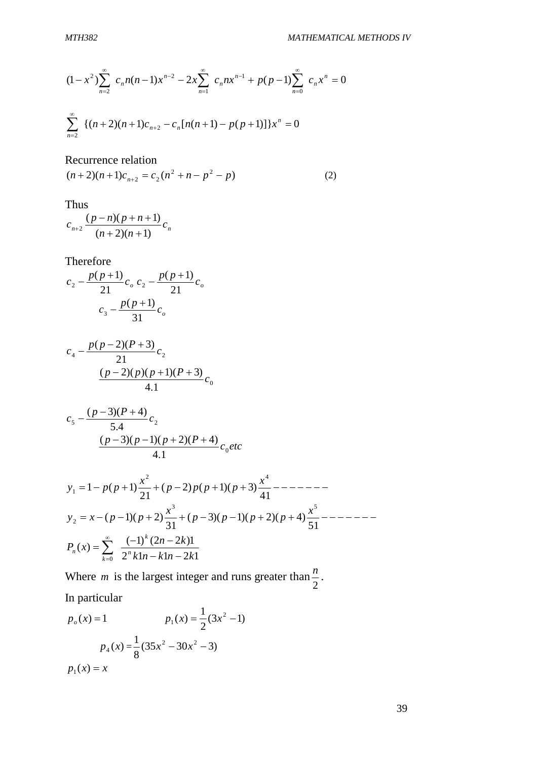$$(1-x^2)\sum_{n=2}^{\infty} c_n n(n-1)x^{n-2} - 2x\sum_{n=1}^{\infty} c_n n x^{n-1} + p(p-1)\sum_{n=0}^{\infty} c_n x^n = 0$$

$$\sum_{n=2}^{\infty} \{(n+2)(n+1)c_{n+2} - c_n[n(n+1) - p(p+1)]\}x^n = 0$$

Recurrence relation

$$(n+2)(n+1)c_{n+2} = c_2(n^2 + n - p^2 - p) \qquad (2)$$

Thus

$$c_{n+2}\,\frac{(p-n)(p+n+1)}{(n+2)(n+1)}c_n$$

Therefore

$$c_2 - \frac{p(p+1)}{21}c_o \; c_2 - \frac{p(p+1)}{21}c_o$$

$$c_3 - \frac{p(p+1)}{31}c_o$$

$$c_4 - \frac{p(p-2)(P+3)}{21}c_2$$

$$\frac{(p-2)(p)(p+1)(P+3)}{4.1}c_0$$

$$c_5 - \frac{(p-3)(P+4)}{5.4}c_2$$

$$\frac{(p-3)(p-1)(p+2)(P+4)}{4.1}c_0 etc$$

$$y_1 = 1 - p(p+1)\frac{x^2}{21} + (p-2)p(p+1)(p+3)\frac{x^4}{41} -------$$

$$y_2 = x - (p-1)(p+2)\frac{x^3}{31} + (p-3)(p-1)(p+2)(p+4)\frac{x^5}{51} -------$$

$$P_n(x) = \sum_{k=0}^{\infty} \frac{(-1)^k (2n-2k)1}{2^n k1n - k1n - 2k1}$$

Where $m$ is the largest integer and runs greater than $\frac{n}{2}$.

In particular

$$p_o(x) = 1 \qquad p_1(x) = \frac{1}{2}(3x^2 - 1)$$

$$p_4(x) = \frac{1}{8}(35x^2 - 30x^2 - 3)$$

$$p_1(x) = x$$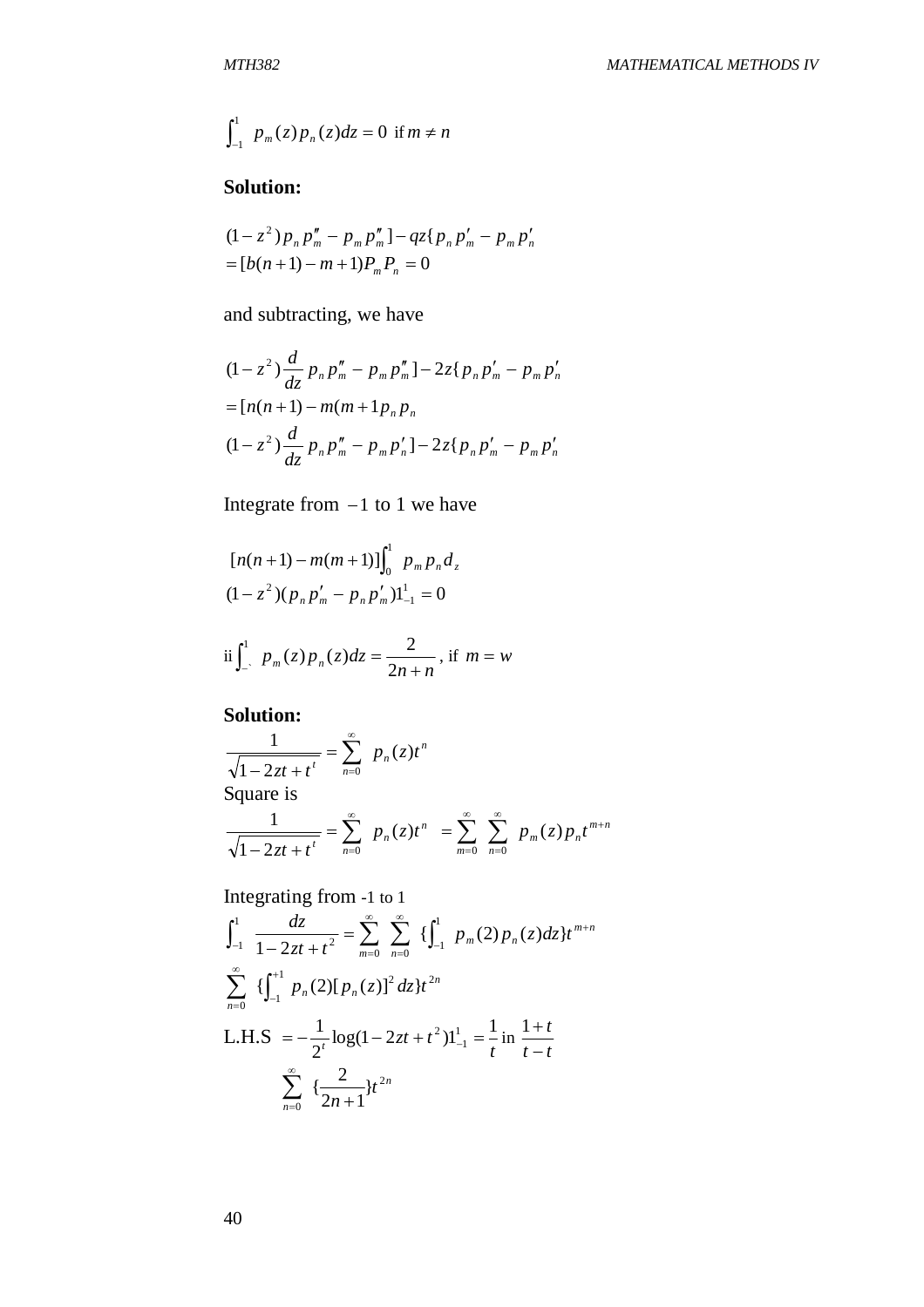$$\int_{-1}^{1} p_m(z)p_n(z)dz = 0 \text{ if } m \neq n$$

**Solution:**

$$(1-z^2)p_n p_m'' - p_m p_m''] - qz\{p_n p_m' - p_m p_n'$$
$$= [b(n+1) - m+1)P_m P_n = 0$$

and subtracting, we have

$$(1-z^2)\frac{d}{dz} p_n p_m'' - p_m p_m''] - 2z\{p_n p_m' - p_m p_n'$$
$$= [n(n+1) - m(m+1 p_n p_n$$
$$(1-z^2)\frac{d}{dz} p_n p_m'' - p_m p_n'] - 2z\{p_n p_m' - p_m p_n'$$

Integrate from $-1$ to 1 we have

$$[n(n+1) - m(m+1)]\int_0^1 p_m p_n d_z$$
$$(1-z^2)(p_n p_m' - p_n p_m')1_{-1}^{1} = 0$$

ii $\int_{-}^{1} p_m(z)p_n(z)dz = \dfrac{2}{2n+n}$, if $m = w$

**Solution:**

$$\frac{1}{\sqrt{1-2zt+t^t}} = \sum_{n=0}^{\infty} p_n(z)t^n$$

Square is

$$\frac{1}{\sqrt{1-2zt+t^t}} = \sum_{n=0}^{\infty} p_n(z)t^n = \sum_{m=0}^{\infty}\sum_{n=0}^{\infty} p_m(z)p_n t^{m+n}$$

Integrating from -1 to 1

$$\int_{-1}^{1} \frac{dz}{1-2zt+t^2} = \sum_{m=0}^{\infty}\sum_{n=0}^{\infty}\{\int_{-1}^{1} p_m(2)p_n(z)dz\}t^{m+n}$$

$$\sum_{n=0}^{\infty}\{\int_{-1}^{+1} p_n(2)[p_n(z)]^2 dz\}t^{2n}$$

L.H.S $= -\dfrac{1}{2^t}\log(1-2zt+t^2)1_{-1}^{1} = \dfrac{1}{t} \text{ in } \dfrac{1+t}{t-t}$

$$\sum_{n=0}^{\infty}\{\frac{2}{2n+1}\}t^{2n}$$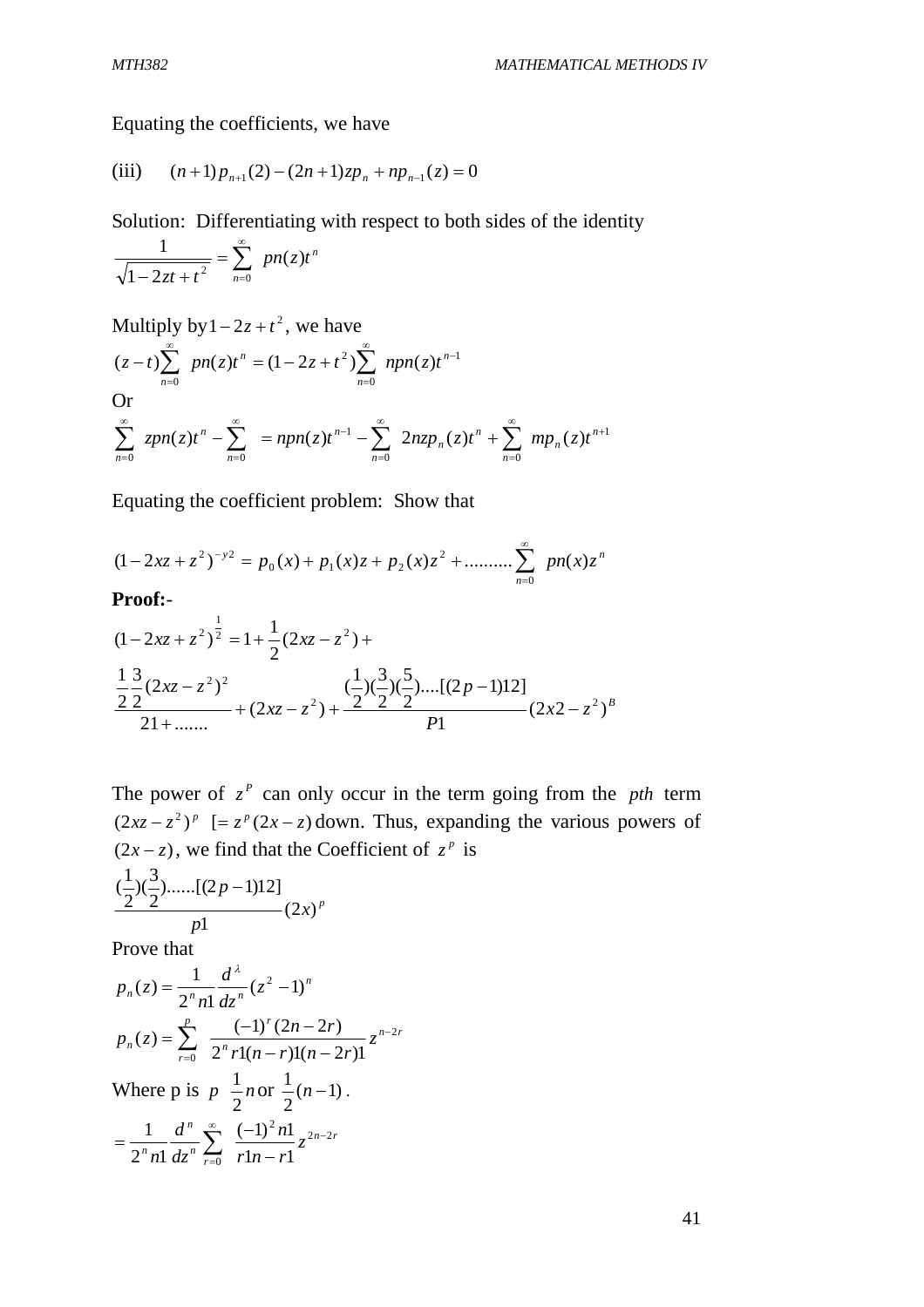Equating the coefficients, we have

(iii) $(n+1)p_{n+1}(2)-(2n+1)zp_n+np_{n-1}(z)=0$

Solution: Differentiating with respect to both sides of the identity

$$\frac{1}{\sqrt{1-2zt+t^2}}=\sum_{n=0}^{\infty} pn(z)t^n$$

Multiply by $1-2z+t^2$, we have

$$(z-t)\sum_{n=0}^{\infty} pn(z)t^n=(1-2z+t^2)\sum_{n=0}^{\infty} npn(z)t^{n-1}$$

Or

$$\sum_{n=0}^{\infty} zpn(z)t^n-\sum_{n=0}^{\infty} \;=npn(z)t^{n-1}-\sum_{n=0}^{\infty} 2nzp_n(z)t^n+\sum_{n=0}^{\infty} mp_n(z)t^{n+1}$$

Equating the coefficient problem: Show that

$$(1-2xz+z^2)^{-y2}=p_0(x)+p_1(x)z+p_2(x)z^2+..........\sum_{n=0}^{\infty} pn(x)z^n$$

**Proof:-**

$$(1-2xz+z^2)^{\frac{1}{2}}=1+\frac{1}{2}(2xz-z^2)+$$

$$\frac{\frac{1}{2}\frac{3}{2}(2xz-z^2)^2}{21+.......}+(2xz-z^2)+\frac{(\frac{1}{2})(\frac{3}{2})(\frac{5}{2})....[(2p-1)12]}{P1}(2x2-z^2)^B$$

The power of $z^P$ can only occur in the term going from the $pth$ term $(2xz-z^2)^p$ $[=z^p(2x-z)$ down. Thus, expanding the various powers of $(2x-z)$, we find that the Coefficient of $z^p$ is

$$\frac{(\frac{1}{2})(\frac{3}{2})......[(2p-1)12]}{p1}(2x)^p$$

Prove that

$$p_n(z)=\frac{1}{2^n n1}\frac{d^{\lambda}}{dz^n}(z^2-1)^n$$

$$p_n(z)=\sum_{r=0}^{p} \frac{(-1)^r(2n-2r)}{2^n r1(n-r)1(n-2r)1}z^{n-2r}$$

Where p is $p\ \ \frac{1}{2}n$ or $\frac{1}{2}(n-1)$.

$$=\frac{1}{2^n n1}\frac{d^n}{dz^n}\sum_{r=0}^{\infty} \frac{(-1)^2 n1}{r1n-r1}z^{2n-2r}$$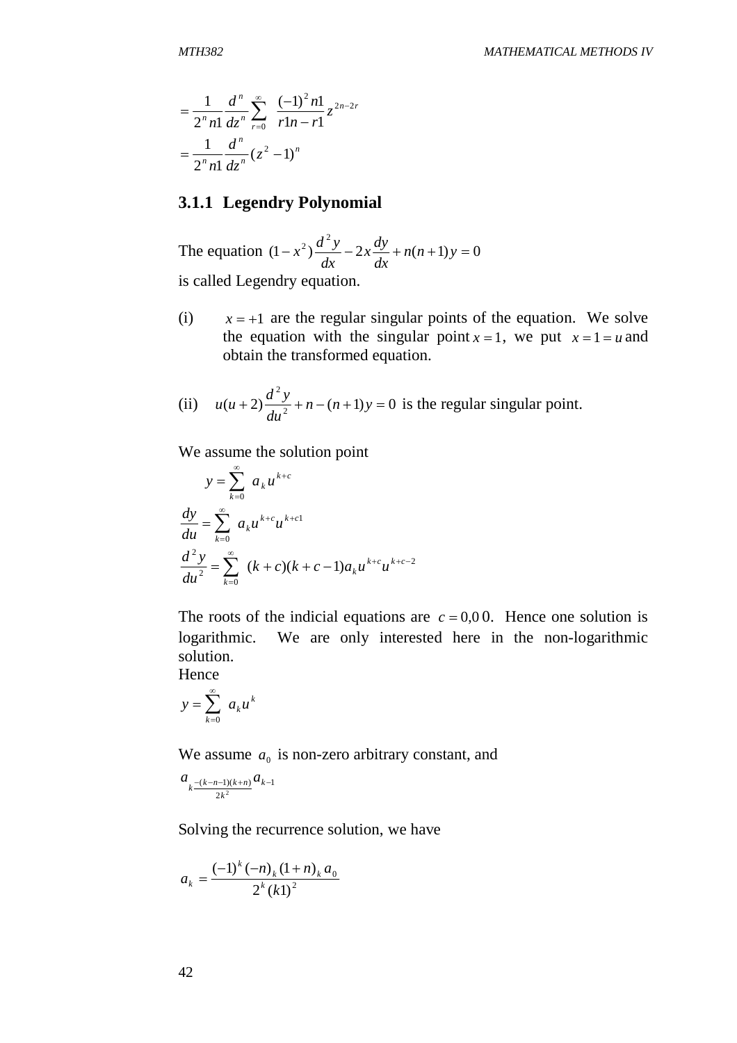$$= \frac{1}{2^n n1} \frac{d^n}{dz^n} \sum_{r=0}^{\infty} \frac{(-1)^2 n1}{r1n - r1} z^{2n-2r}$$

$$= \frac{1}{2^n n1} \frac{d^n}{dz^n} (z^2 - 1)^n$$

### 3.1.1 Legendry Polynomial

The equation $(1 - x^2)\frac{d^2 y}{dx} - 2x\frac{dy}{dx} + n(n+1)y = 0$

is called Legendry equation.

(i) $x = +1$ are the regular singular points of the equation. We solve the equation with the singular point $x = 1$, we put $x = 1 = u$ and obtain the transformed equation.

(ii) $u(u+2)\frac{d^2 y}{du^2} + n - (n+1)y = 0$ is the regular singular point.

We assume the solution point

$$y = \sum_{k=0}^{\infty} a_k u^{k+c}$$

$$\frac{dy}{du} = \sum_{k=0}^{\infty} a_k u^{k+c} u^{k+c1}$$

$$\frac{d^2 y}{du^2} = \sum_{k=0}^{\infty} (k+c)(k+c-1) a_k u^{k+c} u^{k+c-2}$$

The roots of the indicial equations are $c = 0{,}0\,0$. Hence one solution is logarithmic. We are only interested here in the non-logarithmic solution.

Hence

$$y = \sum_{k=0}^{\infty} a_k u^k$$

We assume $a_0$ is non-zero arbitrary constant, and

$$a_{k\frac{-(k-n-1)(k+n)}{2k^2}} a_{k-1}$$

Solving the recurrence solution, we have

$$a_k = \frac{(-1)^k (-n)_k (1+n)_k a_0}{2^k (k1)^2}$$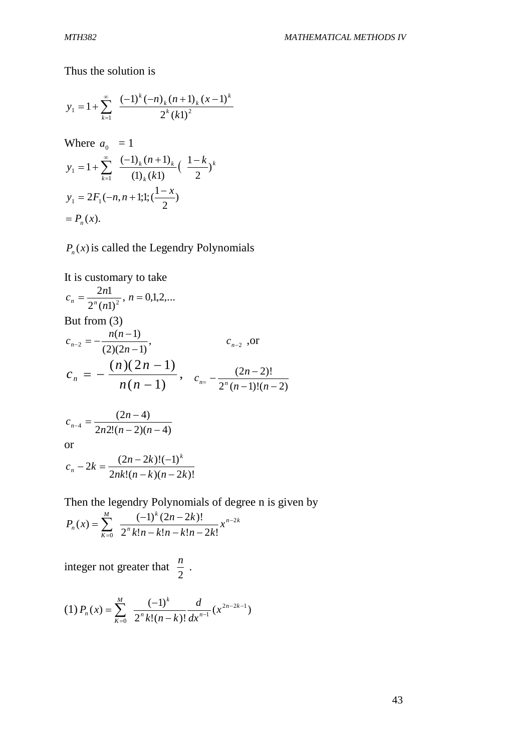Thus the solution is

$$y_1 = 1 + \sum_{k=1}^{\infty} \frac{(-1)^k (-n)_k (n+1)_k (x-1)^k}{2^k (k1)^2}$$

Where $a_0 \quad = 1$

$$y_1 = 1 + \sum_{k=1}^{\infty} \frac{(-1)_k (n+1)_k}{(1)_k (k1)} \left( \frac{1-k}{2} \right)^k$$

$$y_1 = 2F_1(-n, n+1; 1; (\frac{1-x}{2})$$

$$= P_n(x).$$

$P_n(x)$ is called the Legendry Polynomials

It is customary to take

$$c_n = \frac{2n1}{2^n (n1)^2}, \; n = 0,1,2,...$$

But from (3)

$$c_{n-2} = -\frac{n(n-1)}{(2)(2n-1)}, \qquad\qquad c_{n-2} \text{ ,or}$$

$$c_n = -\frac{(n)(2n-1)}{n(n-1)}, \quad c_{n=} -\frac{(2n-2)!}{2^n (n-1)!(n-2)}$$

$$c_{n-4} = \frac{(2n-4)}{2n2!(n-2)(n-4)}$$

or

$$c_n - 2k = \frac{(2n-2k)!(-1)^k}{2nk!(n-k)(n-2k)!}$$

Then the legendry Polynomials of degree n is given by

$$P_n(x) = \sum_{K=0}^{M} \frac{(-1)^k (2n-2k)!}{2^n k! n - k! n - k! n - 2k!} x^{n-2k}$$

integer not greater that $\frac{n}{2}$ .

$$(1) \, P_n(x) = \sum_{K=0}^{M} \frac{(-1)^k}{2^n k! (n-k)!} \frac{d}{dx^{n-1}} (x^{2n-2k-1})$$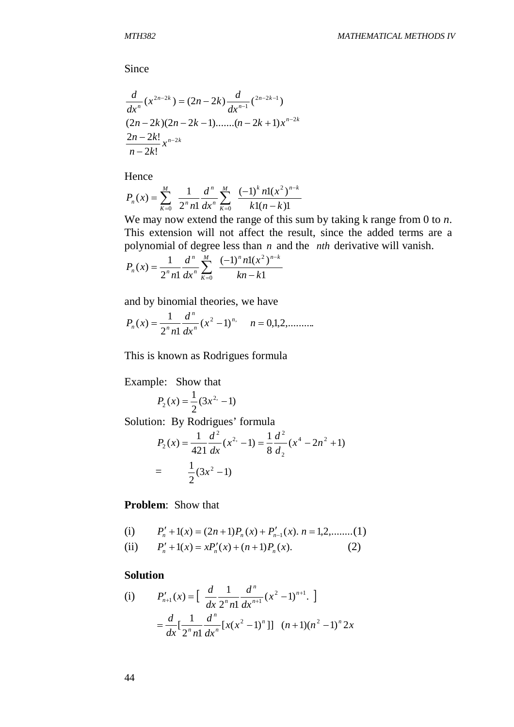Since

$$\frac{d}{dx^n}(x^{2n-2k}) = (2n-2k)\frac{d}{dx^{n-1}}(^{2n-2k-1})$$
$$(2n-2k)(2n-2k-1).......(n-2k+1)x^{n-2k}$$
$$\frac{2n-2k!}{n-2k!}x^{n-2k}$$

Hence

$$P_n(x) = \sum_{K=0}^{M} \frac{1}{2^n n1}\frac{d^n}{dx^n}\sum_{K=0}^{M}\frac{(-1)^k n1(x^2)^{n-k}}{k1(n-k)1}$$

We may now extend the range of this sum by taking k range from 0 to *n*. This extension will not affect the result, since the added terms are a polynomial of degree less than $n$ and the *nth* derivative will vanish.

$$P_n(x) = \frac{1}{2^n n1}\frac{d^n}{dx^n}\sum_{K=0}^{M}\frac{(-1)^n n1(x^2)^{n-k}}{kn-k1}$$

and by binomial theories, we have

$$P_n(x) = \frac{1}{2^n n1}\frac{d^n}{dx^n}(x^2-1)^{n,} \quad n = 0,1,2,..........$$

This is known as Rodrigues formula

Example: Show that

$$P_2(x) = \frac{1}{2}(3x^{2,} - 1)$$

Solution: By Rodrigues' formula

$$P_2(x) = \frac{1}{421}\frac{d^2}{dx}(x^{2,} - 1) = \frac{1}{8}\frac{d^2}{d_2}(x^4 - 2n^2 + 1)$$
$$= \quad \frac{1}{2}(3x^2 - 1)$$

**Problem**: Show that

(i) $P_n' + 1(x) = (2n+1)P_n(x) + P_{n-1}'(x).\ n = 1,2,........(1)$

(ii) $P_n' + 1(x) = xP_n'(x) + (n+1)P_n(x). \qquad (2)$

**Solution**

(i) $$P_{n+1}'(x) = \left[\ \frac{d}{dx}\frac{1}{2^n n1}\frac{d^n}{dx^{n+1}}(x^2-1)^{n+1}.\ \right]$$
$$= \frac{d}{dx}\left[\frac{1}{2^n n1}\frac{d^n}{dx^n}[x(x^2-1)^n]\right] \quad (n+1)(n^2-1)^n 2x$$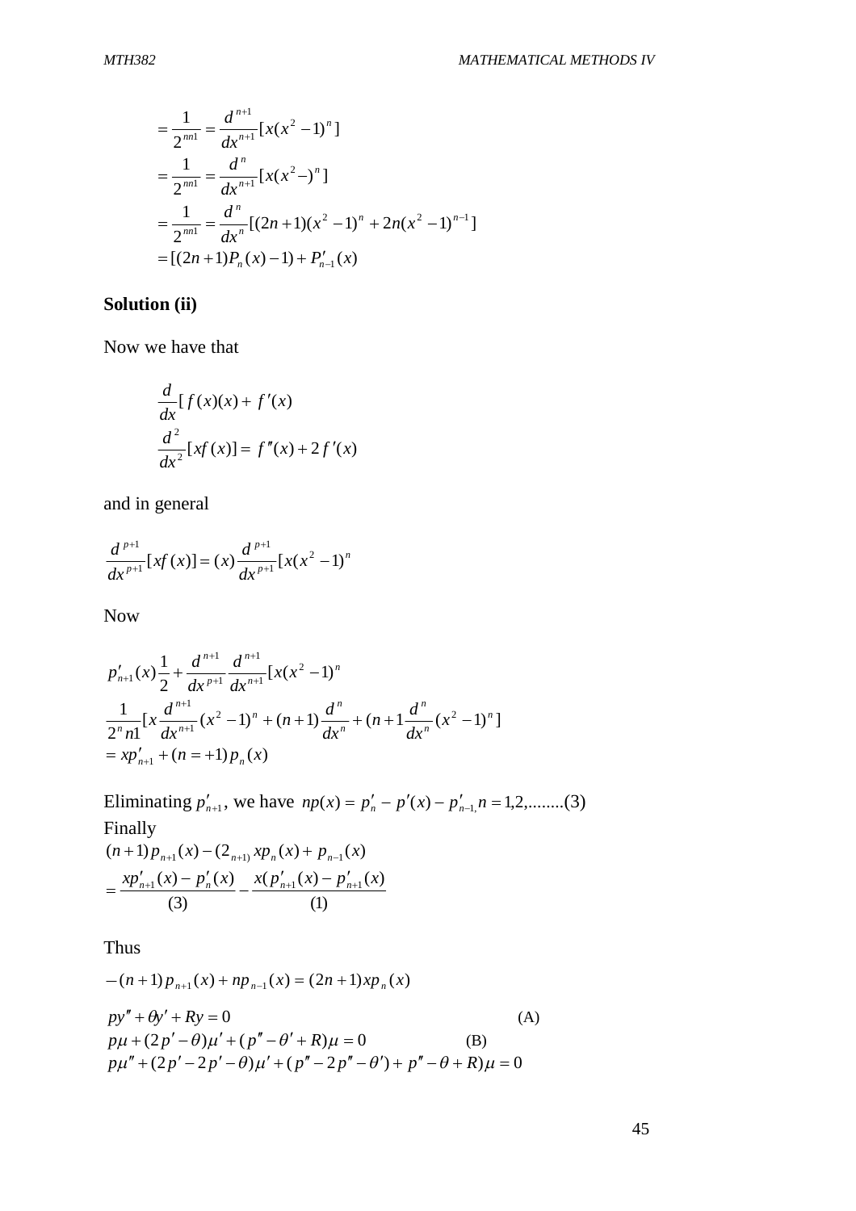$$= \frac{1}{2^{nn1}} = \frac{d^{n+1}}{dx^{n+1}}[x(x^2-1)^n]$$
$$= \frac{1}{2^{nn1}} = \frac{d^n}{dx^{n+1}}[x(x^2-)^n]$$
$$= \frac{1}{2^{nn1}} = \frac{d^n}{dx^n}[(2n+1)(x^2-1)^n + 2n(x^2-1)^{n-1}]$$
$$= [(2n+1)P_n(x)-1) + P'_{n-1}(x)$$

**Solution (ii)**

Now we have that

$$\frac{d}{dx}[f(x)(x) + f'(x)$$
$$\frac{d^2}{dx^2}[xf(x)] = f''(x) + 2f'(x)$$

and in general

$$\frac{d^{p+1}}{dx^{p+1}}[xf(x)] = (x)\frac{d^{p+1}}{dx^{p+1}}[x(x^2-1)^n$$

Now

$$p'_{n+1}(x)\frac{1}{2} + \frac{d^{n+1}}{dx^{p+1}}\frac{d^{n+1}}{dx^{n+1}}[x(x^2-1)^n$$
$$\frac{1}{2^n n1}[x\frac{d^{n+1}}{dx^{n+1}}(x^2-1)^n + (n+1)\frac{d^n}{dx^n} + (n+1\frac{d^n}{dx^n}(x^2-1)^n]$$
$$= xp'_{n+1} + (n=+1)p_n(x)$$

Eliminating $p'_{n+1}$, we have $np(x) = p'_n - p'(x) - p'_{n-1,} n = 1,2,........(3)$

Finally

$$(n+1)p_{n+1}(x) - (2_{n+1)}xp_n(x) + p_{n-1}(x)$$
$$= \frac{xp'_{n+1}(x) - p'_n(x)}{(3)} - \frac{x(p'_{n+1}(x) - p'_{n+1}(x)}{(1)}$$

Thus

$$-(n+1)p_{n+1}(x) + np_{n-1}(x) = (2n+1)xp_n(x)$$

$$py'' + \theta y' + Ry = 0 \qquad \text{(A)}$$
$$p\mu + (2p' - \theta)\mu' + (p'' - \theta' + R)\mu = 0 \qquad \text{(B)}$$
$$p\mu'' + (2p' - 2p' - \theta)\mu' + (p'' - 2p'' - \theta') + p'' - \theta + R)\mu = 0$$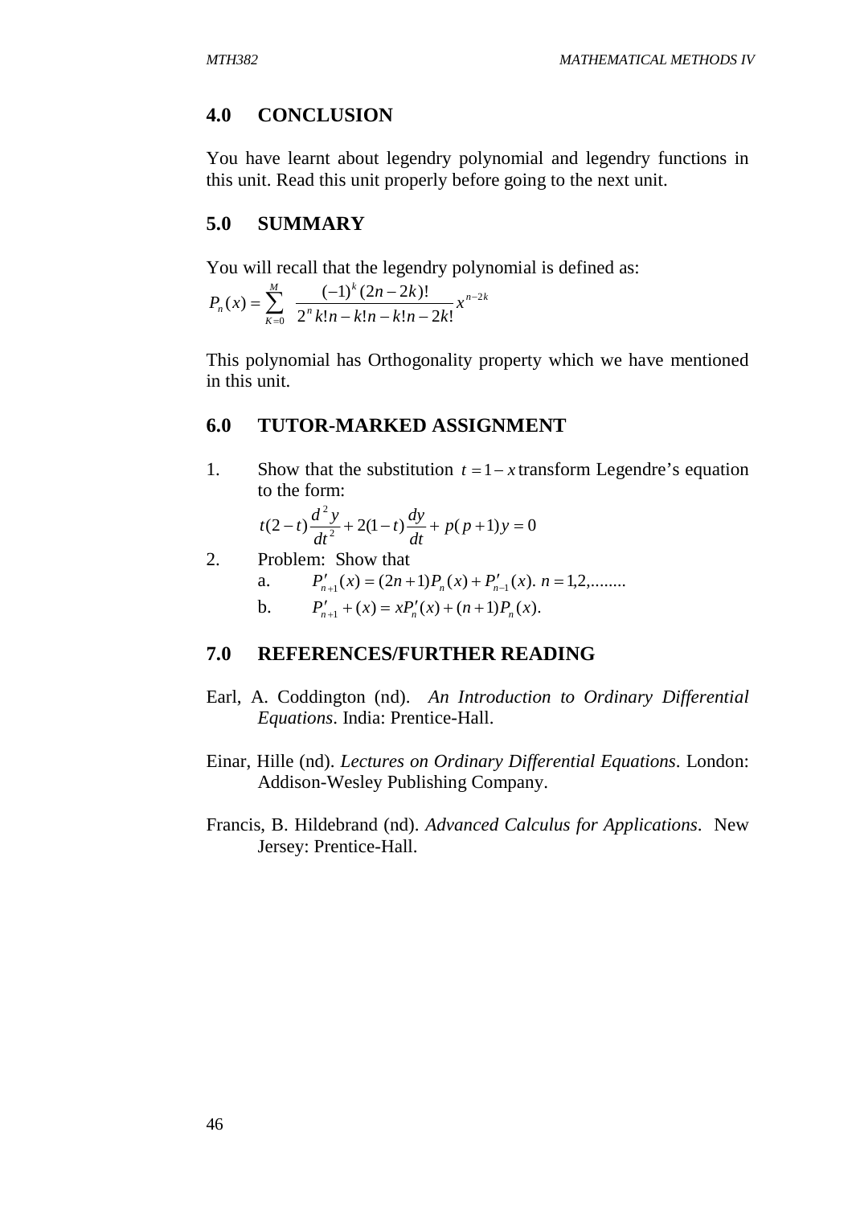## 4.0 CONCLUSION

You have learnt about legendry polynomial and legendry functions in this unit. Read this unit properly before going to the next unit.

## 5.0 SUMMARY

You will recall that the legendry polynomial is defined as:

$$P_n(x) = \sum_{K=0}^{M} \frac{(-1)^k (2n-2k)!}{2^n k! n-k! n-k! n-2k!} x^{n-2k}$$

This polynomial has Orthogonality property which we have mentioned in this unit.

## 6.0 TUTOR-MARKED ASSIGNMENT

1. Show that the substitution $t = 1 - x$ transform Legendre's equation to the form:

$$t(2-t)\frac{d^2y}{dt^2} + 2(1-t)\frac{dy}{dt} + p(p+1)y = 0$$

2. Problem: Show that
   a. $P'_{n+1}(x) = (2n+1)P_n(x) + P'_{n-1}(x).\ n = 1,2,........$
   b. $P'_{n+1} + (x) = xP'_n(x) + (n+1)P_n(x).$

## 7.0 REFERENCES/FURTHER READING

Earl, A. Coddington (nd). *An Introduction to Ordinary Differential Equations*. India: Prentice-Hall.

Einar, Hille (nd). *Lectures on Ordinary Differential Equations*. London: Addison-Wesley Publishing Company.

Francis, B. Hildebrand (nd). *Advanced Calculus for Applications*. New Jersey: Prentice-Hall.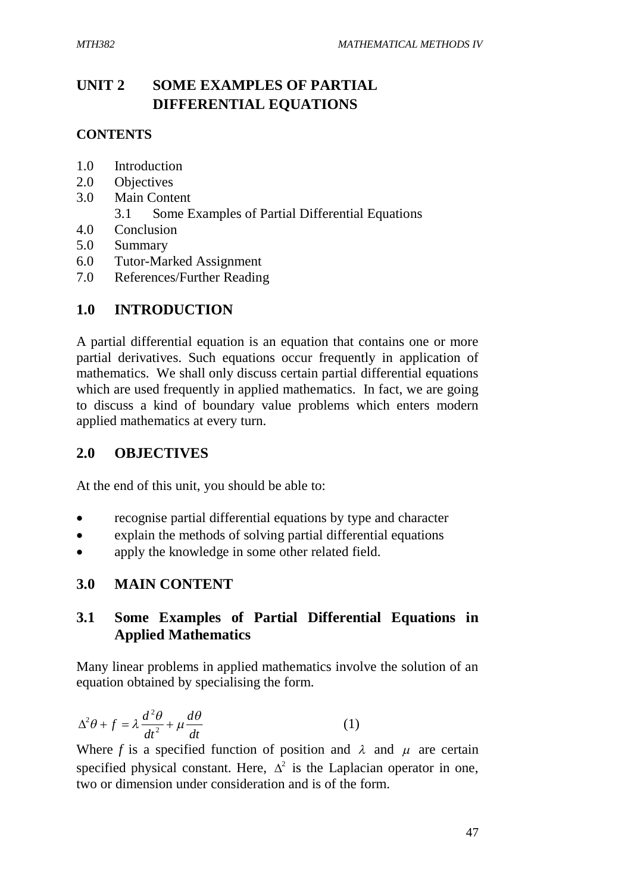# UNIT 2 SOME EXAMPLES OF PARTIAL DIFFERENTIAL EQUATIONS

## CONTENTS

1.0 Introduction
2.0 Objectives
3.0 Main Content
    3.1 Some Examples of Partial Differential Equations
4.0 Conclusion
5.0 Summary
6.0 Tutor-Marked Assignment
7.0 References/Further Reading

## 1.0 INTRODUCTION

A partial differential equation is an equation that contains one or more partial derivatives. Such equations occur frequently in application of mathematics. We shall only discuss certain partial differential equations which are used frequently in applied mathematics. In fact, we are going to discuss a kind of boundary value problems which enters modern applied mathematics at every turn.

## 2.0 OBJECTIVES

At the end of this unit, you should be able to:

- recognise partial differential equations by type and character
- explain the methods of solving partial differential equations
- apply the knowledge in some other related field.

## 3.0 MAIN CONTENT

### 3.1 Some Examples of Partial Differential Equations in Applied Mathematics

Many linear problems in applied mathematics involve the solution of an equation obtained by specialising the form.

$$\Delta^2\theta + f = \lambda \frac{d^2\theta}{dt^2} + \mu \frac{d\theta}{dt} \qquad (1)$$

Where *f* is a specified function of position and $\lambda$ and $\mu$ are certain specified physical constant. Here, $\Delta^2$ is the Laplacian operator in one, two or dimension under consideration and is of the form.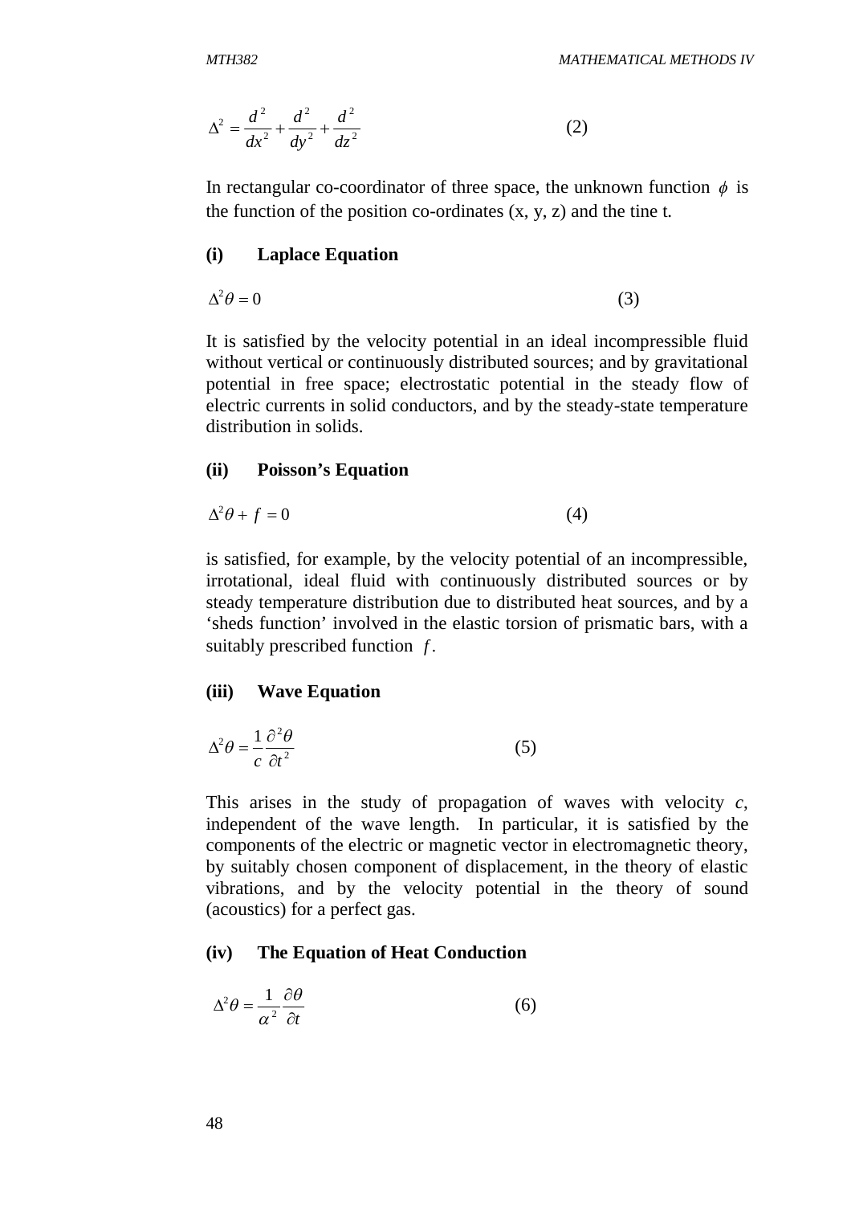$$\Delta^2 = \frac{d^2}{dx^2} + \frac{d^2}{dy^2} + \frac{d^2}{dz^2} \qquad (2)$$

In rectangular co-coordinator of three space, the unknown function $\phi$ is the function of the position co-ordinates (x, y, z) and the tine t.

**(i) Laplace Equation**

$$\Delta^2\theta = 0 \qquad (3)$$

It is satisfied by the velocity potential in an ideal incompressible fluid without vertical or continuously distributed sources; and by gravitational potential in free space; electrostatic potential in the steady flow of electric currents in solid conductors, and by the steady-state temperature distribution in solids.

**(ii) Poisson's Equation**

$$\Delta^2\theta + f = 0 \qquad (4)$$

is satisfied, for example, by the velocity potential of an incompressible, irrotational, ideal fluid with continuously distributed sources or by steady temperature distribution due to distributed heat sources, and by a 'sheds function' involved in the elastic torsion of prismatic bars, with a suitably prescribed function $f$.

**(iii) Wave Equation**

$$\Delta^2\theta = \frac{1}{c}\frac{\partial^2\theta}{\partial t^2} \qquad (5)$$

This arises in the study of propagation of waves with velocity *c*, independent of the wave length. In particular, it is satisfied by the components of the electric or magnetic vector in electromagnetic theory, by suitably chosen component of displacement, in the theory of elastic vibrations, and by the velocity potential in the theory of sound (acoustics) for a perfect gas.

**(iv) The Equation of Heat Conduction**

$$\Delta^2\theta = \frac{1}{\alpha^2}\frac{\partial\theta}{\partial t} \qquad (6)$$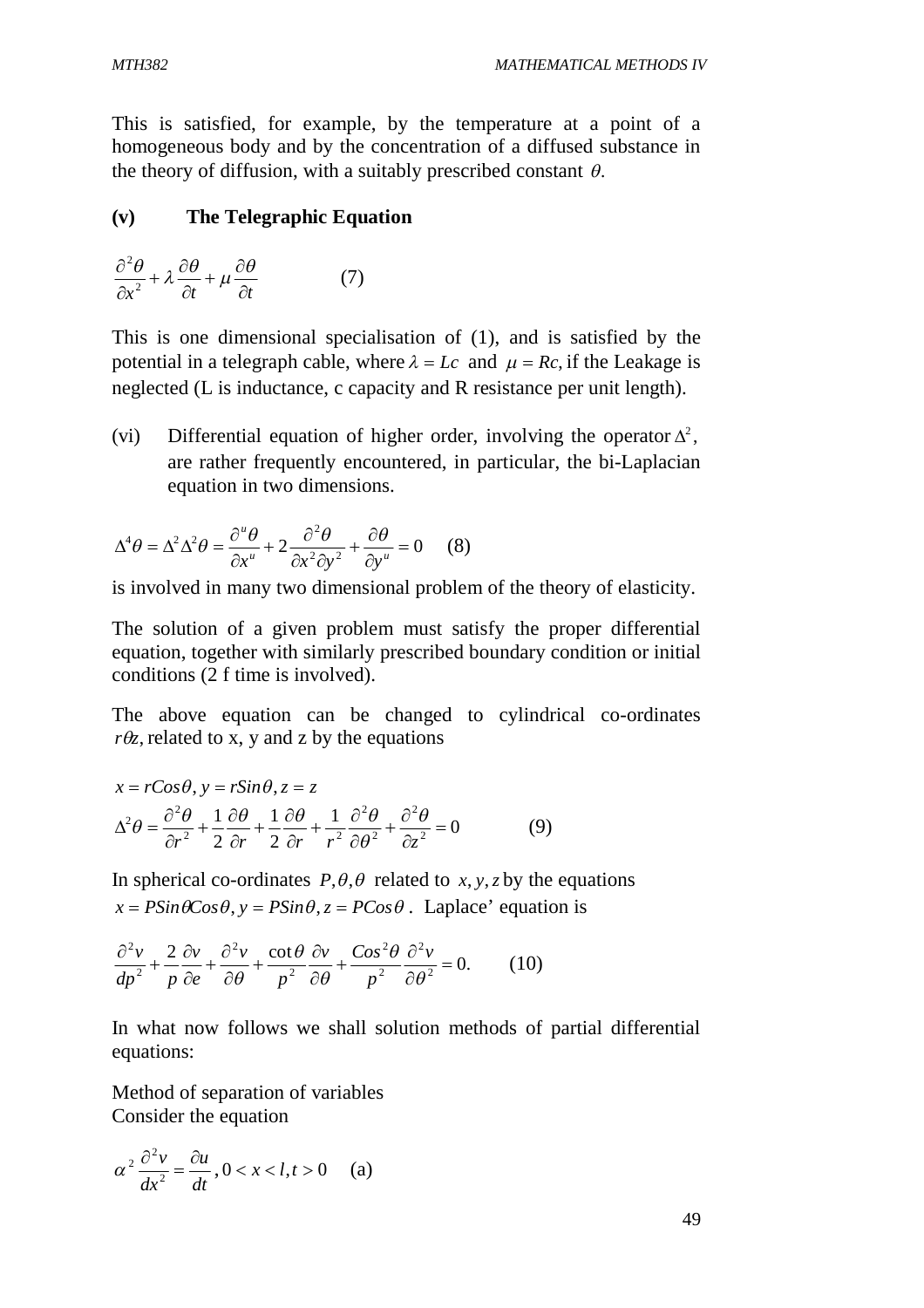This is satisfied, for example, by the temperature at a point of a homogeneous body and by the concentration of a diffused substance in the theory of diffusion, with a suitably prescribed constant $\theta$.

**(v) The Telegraphic Equation**

$$\frac{\partial^2\theta}{\partial x^2} + \lambda\frac{\partial\theta}{\partial t} + \mu\frac{\partial\theta}{\partial t} \qquad (7)$$

This is one dimensional specialisation of (1), and is satisfied by the potential in a telegraph cable, where $\lambda = Lc$ and $\mu = Rc$, if the Leakage is neglected (L is inductance, c capacity and R resistance per unit length).

(vi) Differential equation of higher order, involving the operator $\Delta^2$, are rather frequently encountered, in particular, the bi-Laplacian equation in two dimensions.

$$\Delta^4\theta = \Delta^2\Delta^2\theta = \frac{\partial^u\theta}{\partial x^u} + 2\frac{\partial^2\theta}{\partial x^2\partial y^2} + \frac{\partial\theta}{\partial y^u} = 0 \qquad (8)$$

is involved in many two dimensional problem of the theory of elasticity.

The solution of a given problem must satisfy the proper differential equation, together with similarly prescribed boundary condition or initial conditions (2 f time is involved).

The above equation can be changed to cylindrical co-ordinates $r\theta z$, related to x, y and z by the equations

$$x = rCos\theta, y = rSin\theta, z = z$$

$$\Delta^2\theta = \frac{\partial^2\theta}{\partial r^2} + \frac{1}{2}\frac{\partial\theta}{\partial r} + \frac{1}{2}\frac{\partial\theta}{\partial r} + \frac{1}{r^2}\frac{\partial^2\theta}{\partial\theta^2} + \frac{\partial^2\theta}{\partial z^2} = 0 \qquad (9)$$

In spherical co-ordinates $P, \theta, \theta$ related to $x, y, z$ by the equations $x = PSin\theta Cos\theta, y = PSin\theta, z = PCos\theta$. Laplace' equation is

$$\frac{\partial^2 v}{dp^2} + \frac{2}{p}\frac{\partial v}{\partial e} + \frac{\partial^2 v}{\partial\theta} + \frac{\cot\theta}{p^2}\frac{\partial v}{\partial\theta} + \frac{Cos^2\theta}{p^2}\frac{\partial^2 v}{\partial\theta^2} = 0. \qquad (10)$$

In what now follows we shall solution methods of partial differential equations:

Method of separation of variables
Consider the equation

$$\alpha^2\frac{\partial^2 v}{dx^2} = \frac{\partial u}{dt}, 0 < x < l, t > 0 \qquad (a)$$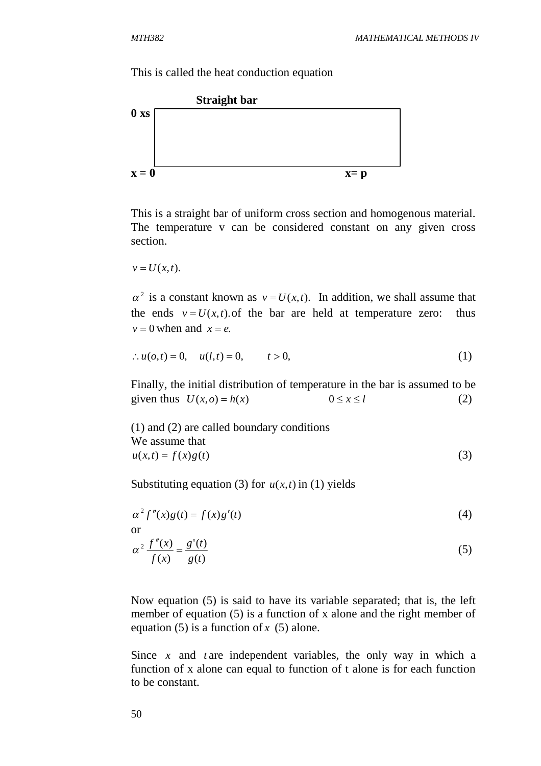This is called the heat conduction equation

**Straight bar**

**0 xs**

**x = 0** **x= p**

This is a straight bar of uniform cross section and homogenous material. The temperature v can be considered constant on any given cross section.

$v = U(x,t).$

$\alpha^2$ is a constant known as $v = U(x,t)$. In addition, we shall assume that the ends $v = U(x,t)$.of the bar are held at temperature zero: thus $v = 0$ when and $x = e.$

$$\therefore u(o,t) = 0, \quad u(l,t) = 0, \qquad t > 0, \tag{1}$$

Finally, the initial distribution of temperature in the bar is assumed to be given thus $U(x,o) = h(x) \qquad 0 \le x \le l$ (2)

(1) and (2) are called boundary conditions
We assume that

$$u(x,t) = f(x)g(t) \tag{3}$$

Substituting equation (3) for $u(x,t)$ in (1) yields

$$\alpha^2 f''(x)g(t) = f(x)g'(t) \tag{4}$$

or

$$\alpha^2 \frac{f''(x)}{f(x)} = \frac{g'(t)}{g(t)} \tag{5}$$

Now equation (5) is said to have its variable separated; that is, the left member of equation (5) is a function of x alone and the right member of equation (5) is a function of $x$ (5) alone.

Since $x$ and $t$ are independent variables, the only way in which a function of x alone can equal to function of t alone is for each function to be constant.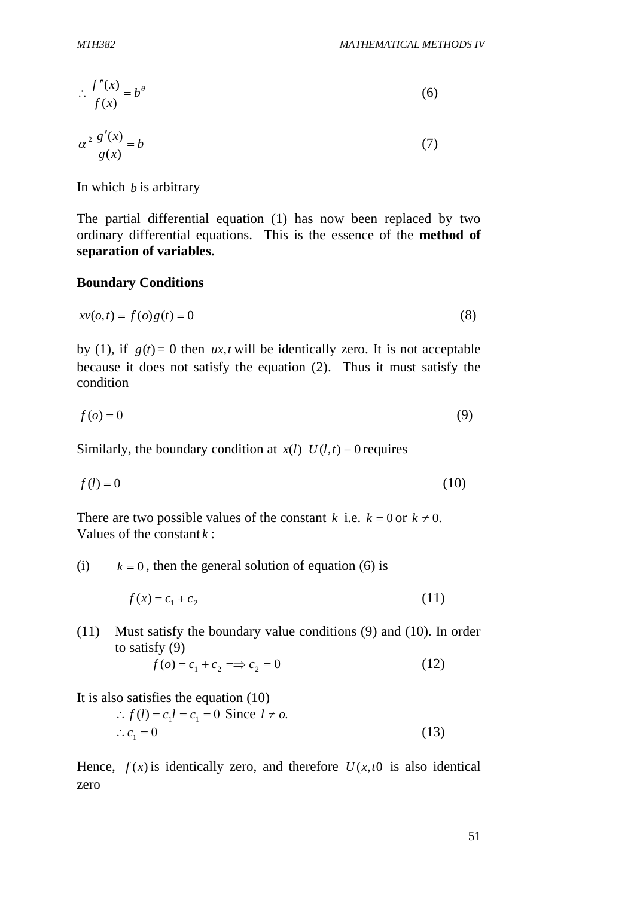$$\therefore \frac{f''(x)}{f(x)} = b^{\theta} \qquad (6)$$

$$\alpha^2 \frac{g'(x)}{g(x)} = b \qquad (7)$$

In which $b$ is arbitrary

The partial differential equation (1) has now been replaced by two ordinary differential equations. This is the essence of the **method of separation of variables.**

**Boundary Conditions**

$$xv(o,t) = f(o)g(t) = 0 \qquad (8)$$

by (1), if $g(t) = 0$ then $ux,t$ will be identically zero. It is not acceptable because it does not satisfy the equation (2). Thus it must satisfy the condition

$$f(o) = 0 \qquad (9)$$

Similarly, the boundary condition at $x(l)$ $U(l,t) = 0$ requires

$$f(l) = 0 \qquad (10)$$

There are two possible values of the constant $k$ i.e. $k = 0$ or $k \neq 0$.
Values of the constant $k$:

(i) $k = 0$, then the general solution of equation (6) is

$$f(x) = c_1 + c_2 \qquad (11)$$

(11) Must satisfy the boundary value conditions (9) and (10). In order to satisfy (9)

$$f(o) = c_1 + c_2 \Longrightarrow c_2 = 0 \qquad (12)$$

It is also satisfies the equation (10)

$$\therefore f(l) = c_1 l = c_1 = 0 \text{ Since } l \neq o.$$

$$\therefore c_1 = 0 \qquad (13)$$

Hence, $f(x)$ is identically zero, and therefore $U(x,t0$ is also identical zero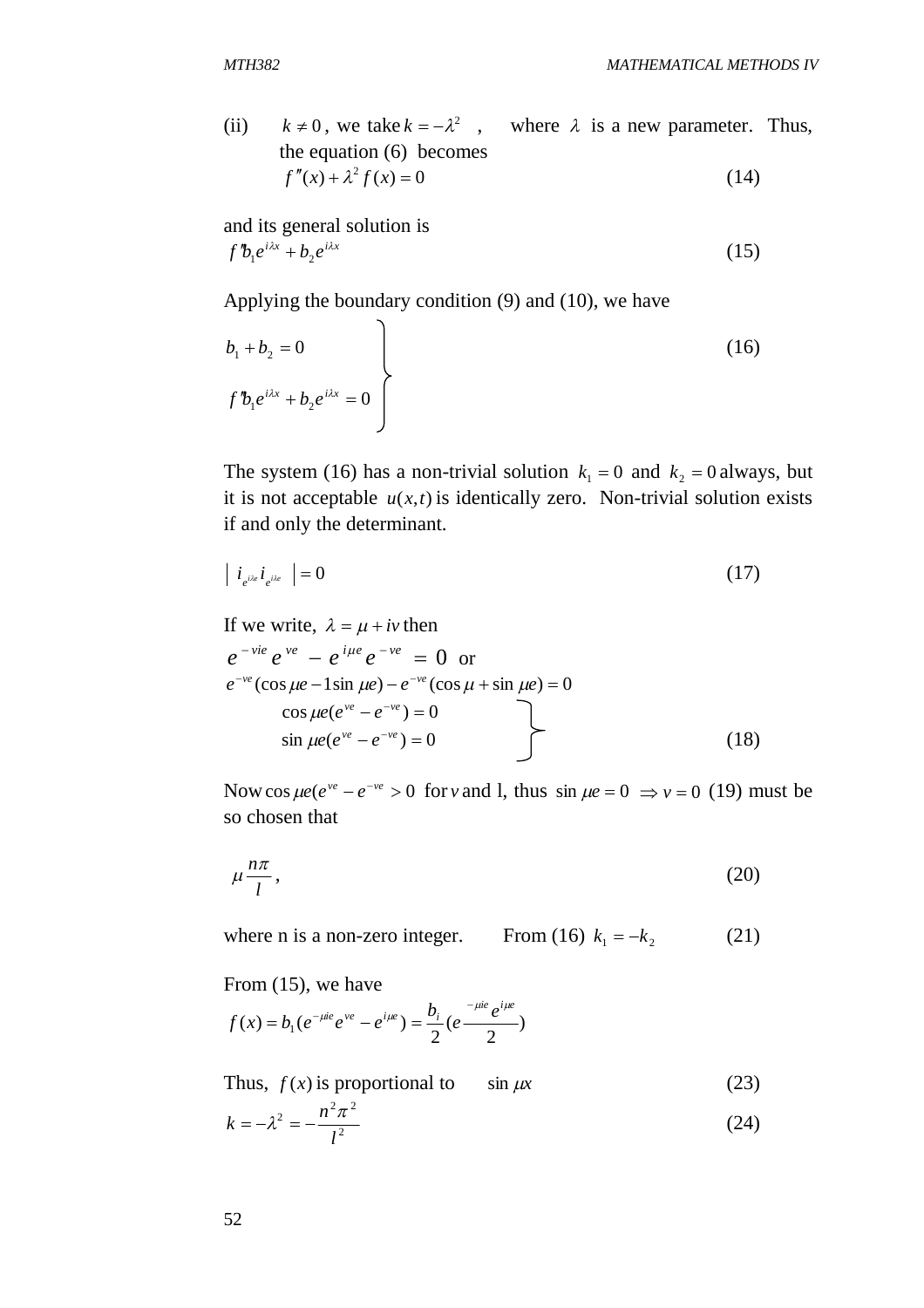(ii) $k \neq 0$, we take $k = -\lambda^2$ , where $\lambda$ is a new parameter. Thus, the equation (6) becomes

$$f''(x) + \lambda^2 f(x) = 0 \tag{14}$$

and its general solution is

$$f''b_1 e^{i\lambda x} + b_2 e^{i\lambda x} \tag{15}$$

Applying the boundary condition (9) and (10), we have

$$\left.\begin{aligned} & b_1 + b_2 = 0 \\ & f''b_1 e^{i\lambda x} + b_2 e^{i\lambda x} = 0 \end{aligned}\right\} \tag{16}$$

The system (16) has a non-trivial solution $k_1 = 0$ and $k_2 = 0$ always, but it is not acceptable $u(x,t)$ is identically zero. Non-trivial solution exists if and only the determinant.

$$\left| \; i_{e^{i\lambda e}} i_{e^{i\lambda e}} \; \right| = 0 \tag{17}$$

If we write, $\lambda = \mu + iv$ then

$$e^{-vie} e^{ve} - e^{i\mu e} e^{-ve} = 0 \text{ or}$$

$$e^{-ve}(\cos \mu e - 1\sin \mu e) - e^{-ve}(\cos \mu + \sin \mu e) = 0$$

$$\left.\begin{aligned} & \cos \mu e(e^{ve} - e^{-ve}) = 0 \\ & \sin \mu e(e^{ve} - e^{-ve}) = 0 \end{aligned}\right\} \tag{18}$$

Now $\cos \mu e(e^{ve} - e^{-ve} > 0$ for $v$ and l, thus $\sin \mu e = 0 \;\Rightarrow v = 0$ (19) must be so chosen that

$$\mu \frac{n\pi}{l}, \tag{20}$$

where n is a non-zero integer. From (16) $k_1 = -k_2$ (21)

From (15), we have

$$f(x) = b_1(e^{-\mu ie} e^{ve} - e^{i\mu e}) = \frac{b_i}{2}(e \frac{{}^{-\mu ie} e^{i\mu e}}{2})$$

Thus, $f(x)$ is proportional to $\sin \mu x$ (23)

$$k = -\lambda^2 = -\frac{n^2 \pi^2}{l^2} \tag{24}$$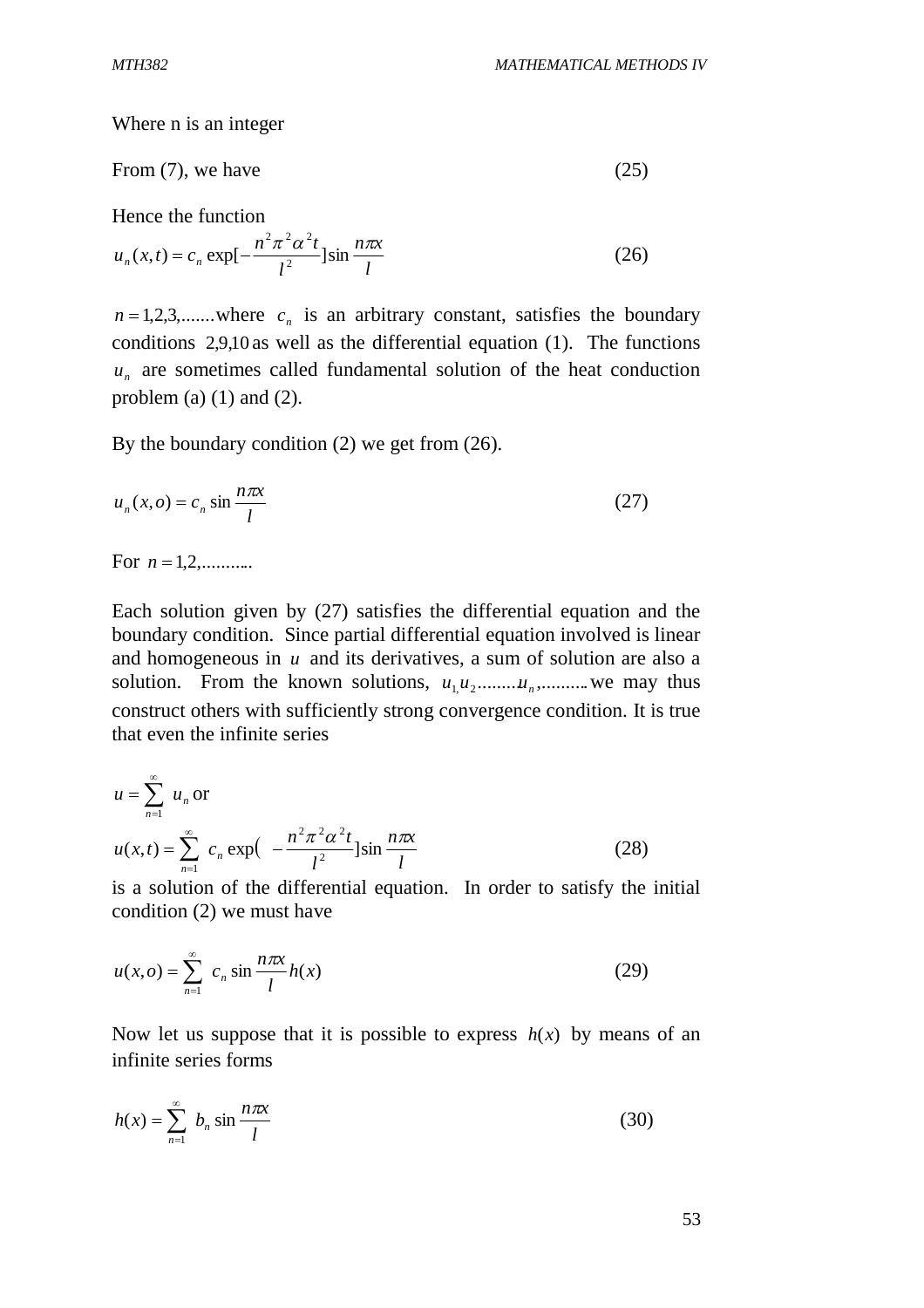Where n is an integer

From (7), we have (25)

Hence the function

$$u_n(x,t) = c_n \exp[-\frac{n^2\pi^2\alpha^2 t}{l^2}]\sin\frac{n\pi x}{l} \tag{26}$$

$n = 1,2,3,.......$where $c_n$ is an arbitrary constant, satisfies the boundary conditions $2,9,10$ as well as the differential equation (1). The functions $u_n$ are sometimes called fundamental solution of the heat conduction problem (a) (1) and (2).

By the boundary condition (2) we get from (26).

$$u_n(x,o) = c_n \sin\frac{n\pi x}{l} \tag{27}$$

For $n = 1,2,..........$

Each solution given by (27) satisfies the differential equation and the boundary condition. Since partial differential equation involved is linear and homogeneous in $u$ and its derivatives, a sum of solution are also a solution. From the known solutions, $u_{1,}u_2........u_n,..........$ we may thus construct others with sufficiently strong convergence condition. It is true that even the infinite series

$$u = \sum_{n=1}^{\infty} u_n \text{ or}$$

$$u(x,t) = \sum_{n=1}^{\infty} c_n \exp\Big( -\frac{n^2\pi^2\alpha^2 t}{l^2}]\sin\frac{n\pi x}{l} \tag{28}$$

is a solution of the differential equation. In order to satisfy the initial condition (2) we must have

$$u(x,o) = \sum_{n=1}^{\infty} c_n \sin\frac{n\pi x}{l} h(x) \tag{29}$$

Now let us suppose that it is possible to express $h(x)$ by means of an infinite series forms

$$h(x) = \sum_{n=1}^{\infty} b_n \sin\frac{n\pi x}{l} \tag{30}$$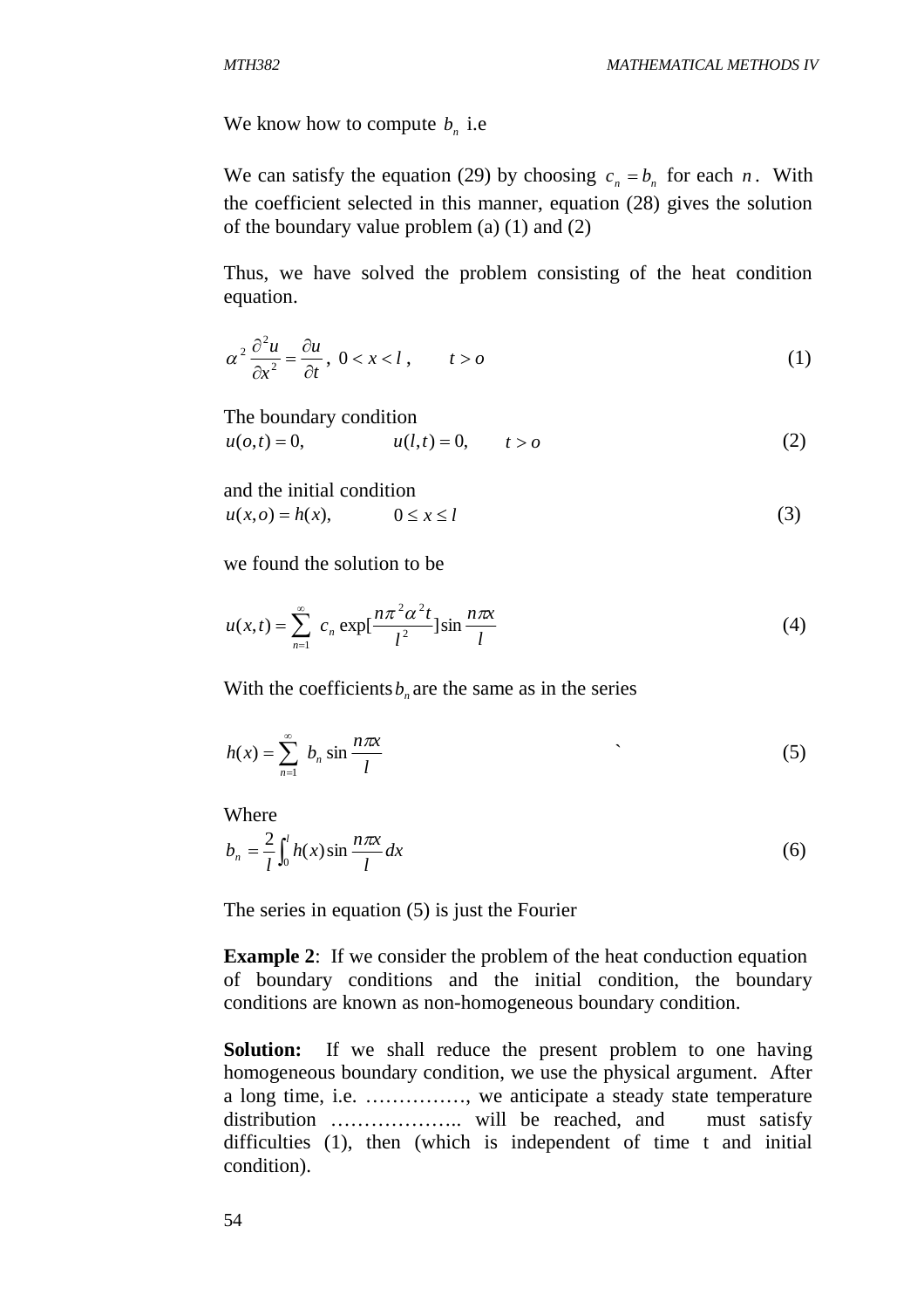We know how to compute $b_n$ i.e

We can satisfy the equation (29) by choosing $c_n = b_n$ for each $n$. With the coefficient selected in this manner, equation (28) gives the solution of the boundary value problem (a) (1) and (2)

Thus, we have solved the problem consisting of the heat condition equation.

$$\alpha^2 \frac{\partial^2 u}{\partial x^2} = \frac{\partial u}{\partial t}, \; 0 < x < l, \qquad t > o \tag{1}$$

The boundary condition

$$u(o,t) = 0, \qquad u(l,t) = 0, \qquad t > o \tag{2}$$

and the initial condition

$$u(x,o) = h(x), \qquad 0 \leq x \leq l \tag{3}$$

we found the solution to be

$$u(x,t) = \sum_{n=1}^{\infty} c_n \exp[\frac{n\pi^2 \alpha^2 t}{l^2}] \sin \frac{n\pi x}{l} \tag{4}$$

With the coefficients $b_n$ are the same as in the series

$$h(x) = \sum_{n=1}^{\infty} b_n \sin \frac{n\pi x}{l} \tag{5}$$

Where

$$b_n = \frac{2}{l} \int_0^l h(x) \sin \frac{n\pi x}{l} dx \tag{6}$$

The series in equation (5) is just the Fourier

**Example 2**: If we consider the problem of the heat conduction equation of boundary conditions and the initial condition, the boundary conditions are known as non-homogeneous boundary condition.

**Solution:** If we shall reduce the present problem to one having homogeneous boundary condition, we use the physical argument. After a long time, i.e. ……………, we anticipate a steady state temperature distribution ……………….. will be reached, and must satisfy difficulties (1), then (which is independent of time t and initial condition).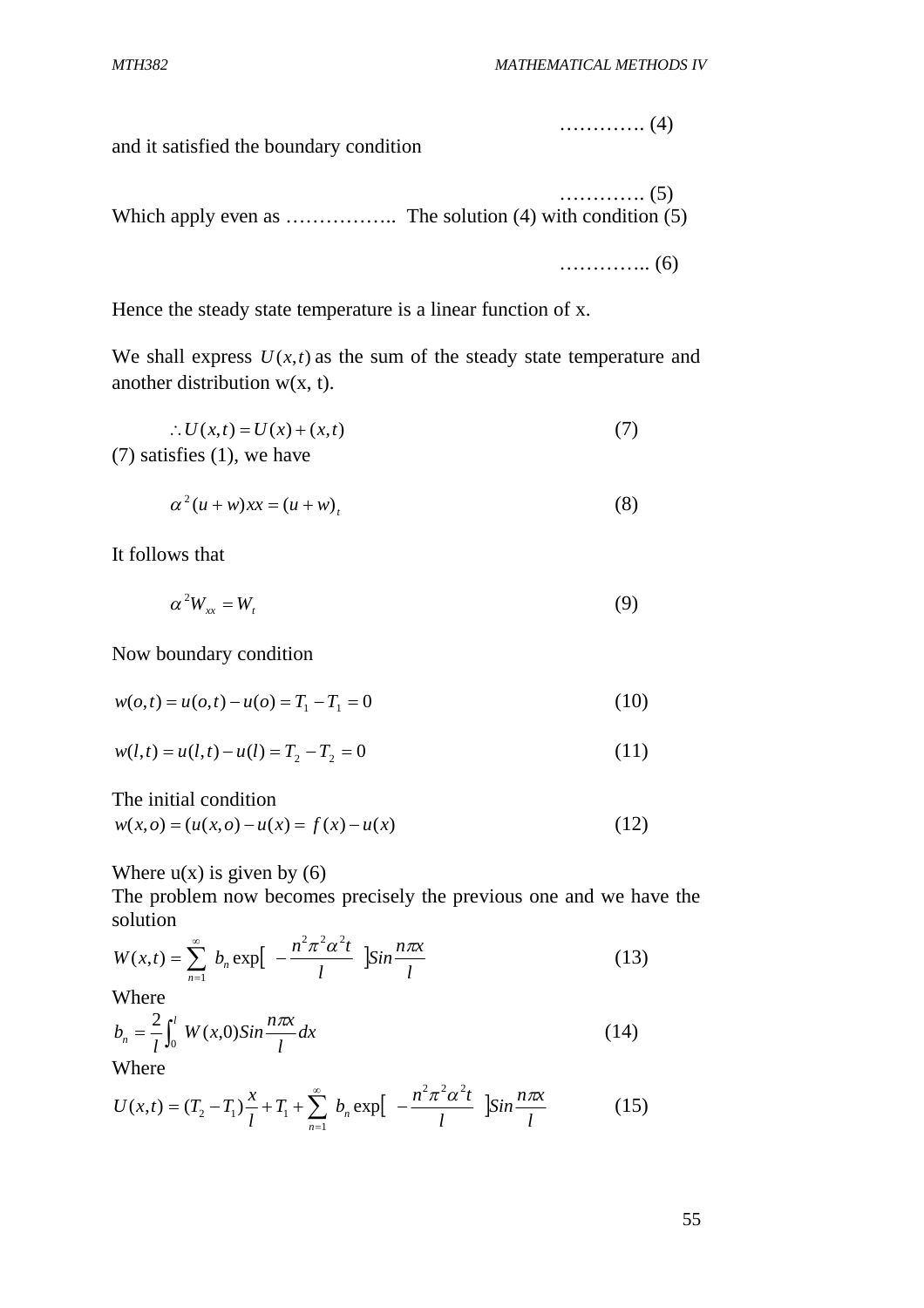…………. (4)

and it satisfied the boundary condition

…………. (5)

Which apply even as …………….. The solution (4) with condition (5)

………….. (6)

Hence the steady state temperature is a linear function of x.

We shall express $U(x,t)$ as the sum of the steady state temperature and another distribution w(x, t).

$$\therefore U(x,t) = U(x) + (x,t) \tag{7}$$

(7) satisfies (1), we have

$$\alpha^2 (u+w)xx = (u+w)_t \tag{8}$$

It follows that

$$\alpha^2 W_{xx} = W_t \tag{9}$$

Now boundary condition

$$w(o,t) = u(o,t) - u(o) = T_1 - T_1 = 0 \tag{10}$$

$$w(l,t) = u(l,t) - u(l) = T_2 - T_2 = 0 \tag{11}$$

The initial condition

$$w(x,o) = (u(x,o) - u(x) = f(x) - u(x) \tag{12}$$

Where u(x) is given by (6)

The problem now becomes precisely the previous one and we have the solution

$$W(x,t) = \sum_{n=1}^{\infty} b_n \exp\left[ -\frac{n^2\pi^2\alpha^2 t}{l} \right] Sin\frac{n\pi x}{l} \tag{13}$$

Where

$$b_n = \frac{2}{l}\int_0^l W(x,0) Sin\frac{n\pi x}{l} dx \tag{14}$$

Where

$$U(x,t) = (T_2 - T_1)\frac{x}{l} + T_1 + \sum_{n=1}^{\infty} b_n \exp\left[ -\frac{n^2\pi^2\alpha^2 t}{l} \right] Sin\frac{n\pi x}{l} \tag{15}$$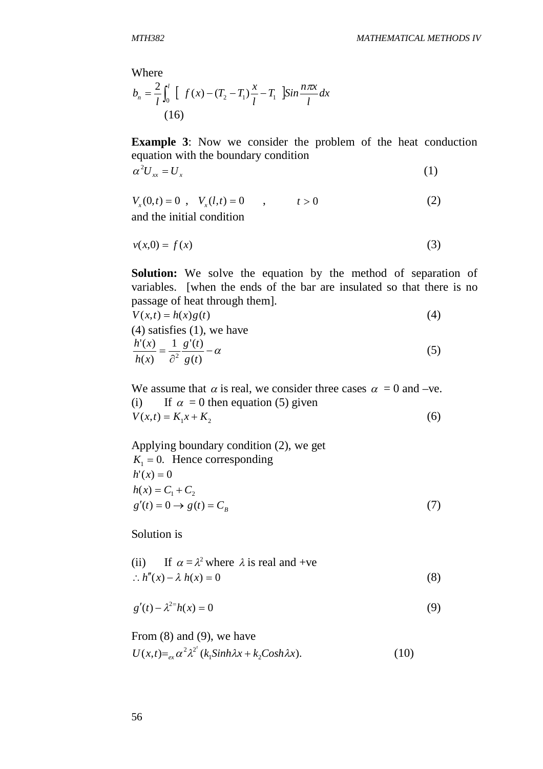Where

$$b_n = \frac{2}{l}\int_0^l \left[\; f(x) - (T_2 - T_1)\frac{x}{l} - T_1 \;\right] Sin\frac{n\pi x}{l}dx$$

(16)

**Example 3**: Now we consider the problem of the heat conduction equation with the boundary condition

$$\alpha^2 U_{xx} = U_x \qquad (1)$$

$$V_x(0,t) = 0 \;\;,\;\; V_x(l,t) = 0 \quad , \quad t > 0 \qquad (2)$$

and the initial condition

$$v(x,0) = f(x) \qquad (3)$$

**Solution:** We solve the equation by the method of separation of variables. [when the ends of the bar are insulated so that there is no passage of heat through them].

$$V(x,t) = h(x)g(t) \qquad (4)$$

(4) satisfies (1), we have

$$\frac{h'(x)}{h(x)} = \frac{1}{\partial^2}\frac{g'(t)}{g(t)} - \alpha \qquad (5)$$

We assume that $\alpha$ is real, we consider three cases $\alpha$ = 0 and –ve.

(i) If $\alpha$ = 0 then equation (5) given

$$V(x,t) = K_1 x + K_2 \qquad (6)$$

Applying boundary condition (2), we get

$K_1 = 0.$ Hence corresponding

$$h'(x) = 0$$

$$h(x) = C_1 + C_2$$

$$g'(t) = 0 \rightarrow g(t) = C_B \qquad (7)$$

Solution is

(ii) If $\alpha = \lambda^2$ where $\lambda$ is real and +ve

$$\therefore h''(x) - \lambda\; h(x) = 0 \qquad (8)$$

$$g'(t) - \lambda^{2=} h(x) = 0 \qquad (9)$$

From (8) and (9), we have

$$U(x,t) =_{ex} \alpha^2 \lambda^{2^t} (k_1 Sinh\lambda x + k_2 Cosh\lambda x). \qquad (10)$$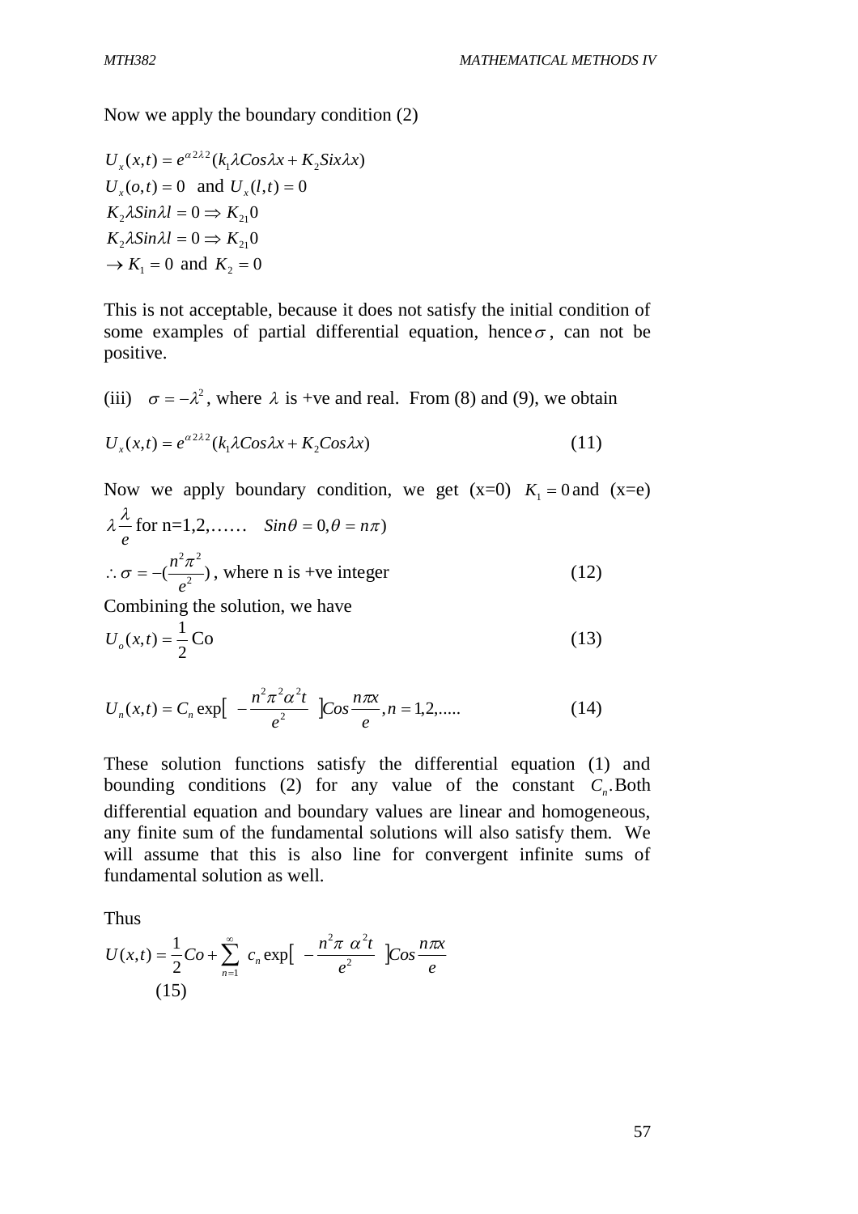Now we apply the boundary condition (2)

$$U_x(x,t) = e^{\alpha 2\lambda 2}(k_1\lambda Cos\lambda x + K_2 Six\lambda x)$$
$$U_x(o,t) = 0 \text{ and } U_x(l,t) = 0$$
$$K_2\lambda Sin\lambda l = 0 \Rightarrow K_{21}0$$
$$K_2\lambda Sin\lambda l = 0 \Rightarrow K_{21}0$$
$$\rightarrow K_1 = 0 \text{ and } K_2 = 0$$

This is not acceptable, because it does not satisfy the initial condition of some examples of partial differential equation, hence $\sigma$, can not be positive.

(iii) $\sigma = -\lambda^2$, where $\lambda$ is +ve and real. From (8) and (9), we obtain

$$U_x(x,t) = e^{\alpha 2\lambda 2}(k_1\lambda Cos\lambda x + K_2 Cos\lambda x) \tag{11}$$

Now we apply boundary condition, we get (x=0) $K_1 = 0$ and (x=e) $\lambda \frac{\lambda}{e}$ for n=1,2,…… $Sin\theta = 0, \theta = n\pi)$

$$\therefore \sigma = -(\frac{n^2\pi^2}{e^2}), \text{ where n is +ve integer} \tag{12}$$

Combining the solution, we have

$$U_o(x,t) = \frac{1}{2}\text{Co} \tag{13}$$

$$U_n(x,t) = C_n \exp\left[ -\frac{n^2\pi^2\alpha^2 t}{e^2} \right] Cos\frac{n\pi x}{e}, n = 1,2,..... \tag{14}$$

These solution functions satisfy the differential equation (1) and bounding conditions (2) for any value of the constant $C_n$.Both differential equation and boundary values are linear and homogeneous, any finite sum of the fundamental solutions will also satisfy them. We will assume that this is also line for convergent infinite sums of fundamental solution as well.

Thus

$$U(x,t) = \frac{1}{2}Co + \sum_{n=1}^{\infty} c_n \exp\left[ -\frac{n^2\pi\ \alpha^2 t}{e^2} \right] Cos\frac{n\pi x}{e} \tag{15}$$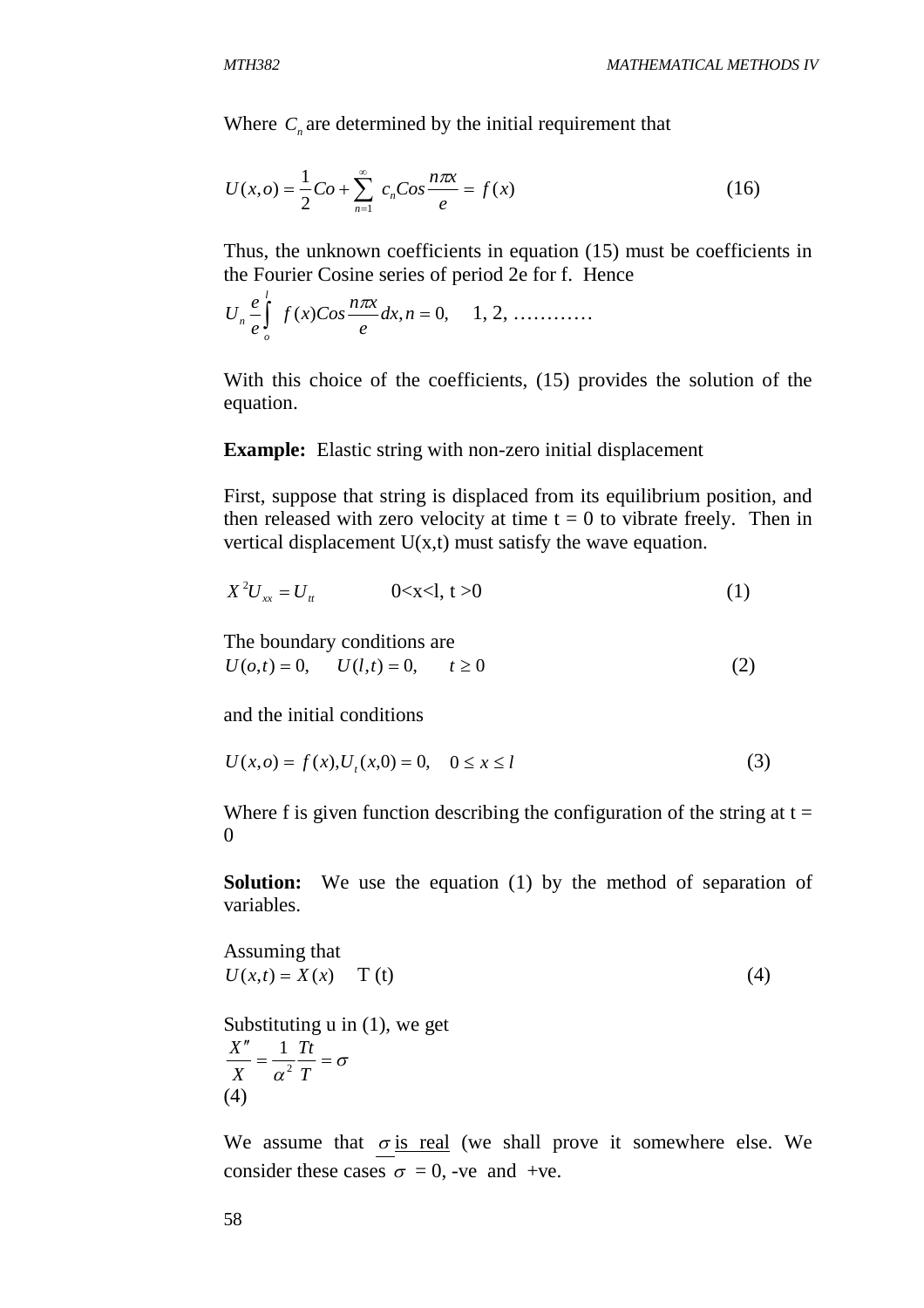Where $C_n$ are determined by the initial requirement that

$$U(x,o) = \frac{1}{2}Co + \sum_{n=1}^{\infty} c_n Cos\frac{n\pi x}{e} = f(x) \tag{16}$$

Thus, the unknown coefficients in equation (15) must be coefficients in the Fourier Cosine series of period 2e for f. Hence

$$U_n \frac{e}{e}\int_o^l f(x)Cos\frac{n\pi x}{e}dx, n = 0, \quad 1, 2, \ldots\ldots\ldots\ldots$$

With this choice of the coefficients, (15) provides the solution of the equation.

**Example:** Elastic string with non-zero initial displacement

First, suppose that string is displaced from its equilibrium position, and then released with zero velocity at time t = 0 to vibrate freely. Then in vertical displacement U(x,t) must satisfy the wave equation.

$$X^2 U_{xx} = U_{tt} \qquad 0<x<l,\ t>0 \tag{1}$$

The boundary conditions are

$$U(o,t) = 0, \quad U(l,t) = 0, \quad t \geq 0 \tag{2}$$

and the initial conditions

$$U(x,o) = f(x), U_t(x,0) = 0, \quad 0 \leq x \leq l \tag{3}$$

Where f is given function describing the configuration of the string at t = 0

**Solution:** We use the equation (1) by the method of separation of variables.

Assuming that

$$U(x,t) = X(x) \quad T(t) \tag{4}$$

Substituting u in (1), we get

$$\frac{X''}{X} = \frac{1}{\alpha^2}\frac{Tt}{T} = \sigma$$

(4)

We assume that $\sigma$ is real (we shall prove it somewhere else. We consider these cases $\sigma$ = 0, -ve and +ve.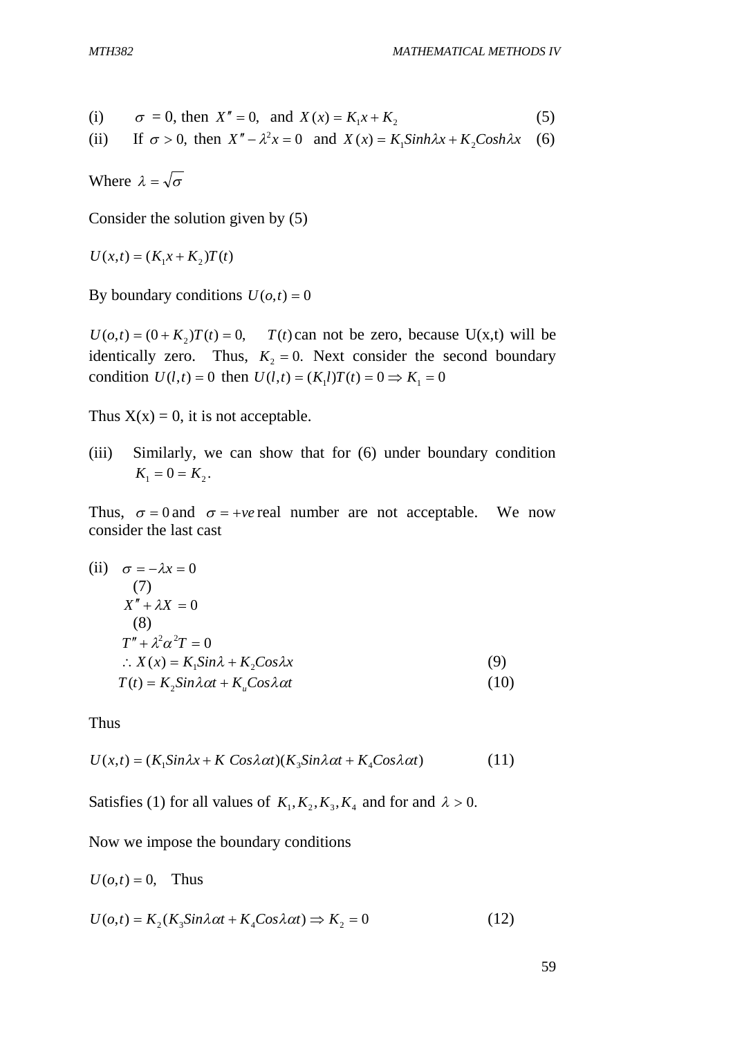(i) $\sigma$ = 0, then $X'' = 0$, and $X(x) = K_1x + K_2$ (5)

(ii) If $\sigma > 0$, then $X'' - \lambda^2 x = 0$ and $X(x) = K_1 Sinh\lambda x + K_2 Cosh\lambda x$ (6)

Where $\lambda = \sqrt{\sigma}$

Consider the solution given by (5)

$U(x,t) = (K_1x + K_2)T(t)$

By boundary conditions $U(o,t) = 0$

$U(o,t) = (0 + K_2)T(t) = 0,$ $T(t)$ can not be zero, because U(x,t) will be identically zero. Thus, $K_2 = 0$. Next consider the second boundary condition $U(l,t) = 0$ then $U(l,t) = (K_1 l)T(t) = 0 \Rightarrow K_1 = 0$

Thus X(x) = 0, it is not acceptable.

(iii) Similarly, we can show that for (6) under boundary condition $K_1 = 0 = K_2$.

Thus, $\sigma = 0$ and $\sigma = +ve$ real number are not acceptable. We now consider the last cast

(ii) $\sigma = -\lambda x = 0$ (7)

$X'' + \lambda X = 0$ (8)

$T'' + \lambda^2 \alpha^2 T = 0$

$\therefore X(x) = K_1 Sin\lambda + K_2 Cos\lambda x$ (9)

$T(t) = K_2 Sin\lambda\alpha t + K_u Cos\lambda\alpha t$ (10)

Thus

$$U(x,t) = (K_1 Sin\lambda x + K\ Cos\lambda\alpha t)(K_3 Sin\lambda\alpha t + K_4 Cos\lambda\alpha t) \quad (11)$$

Satisfies (1) for all values of $K_1, K_2, K_3, K_4$ and for and $\lambda > 0$.

Now we impose the boundary conditions

$U(o,t) = 0,$ Thus

$$U(o,t) = K_2(K_3 Sin\lambda\alpha t + K_4 Cos\lambda\alpha t) \Rightarrow K_2 = 0 \quad (12)$$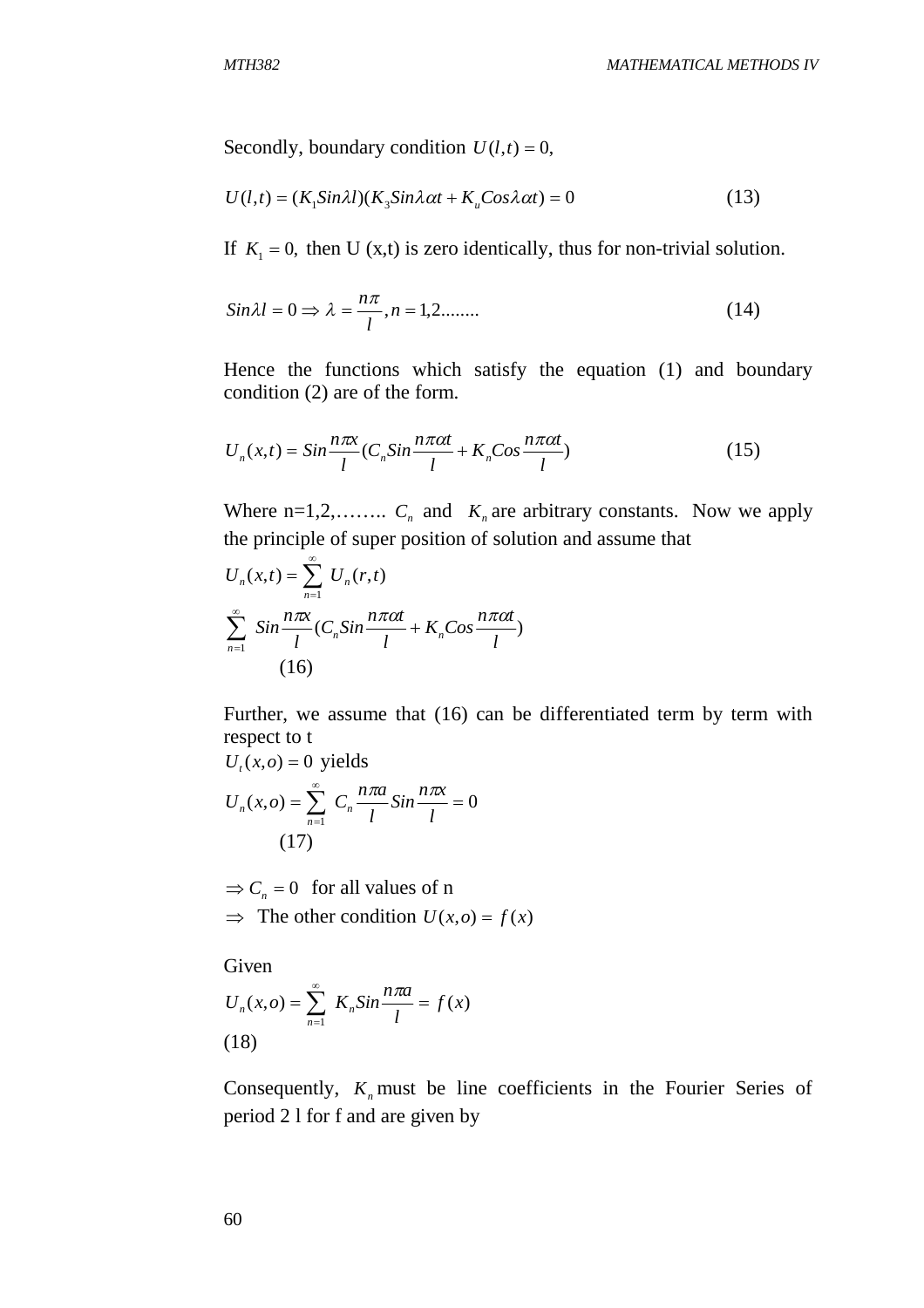Secondly, boundary condition $U(l,t) = 0,$

$$U(l,t) = (K_1 Sin\lambda l)(K_3 Sin\lambda \alpha t + K_u Cos\lambda \alpha t) = 0 \qquad (13)$$

If $K_1 = 0,$ then U (x,t) is zero identically, thus for non-trivial solution.

$$Sin\lambda l = 0 \Rightarrow \lambda = \frac{n\pi}{l}, n = 1,2........ \qquad (14)$$

Hence the functions which satisfy the equation (1) and boundary condition (2) are of the form.

$$U_n(x,t) = Sin\frac{n\pi x}{l}(C_n Sin\frac{n\pi\alpha t}{l} + K_n Cos\frac{n\pi\alpha t}{l}) \qquad (15)$$

Where n=1,2,…….. $C_n$ and $K_n$ are arbitrary constants. Now we apply the principle of super position of solution and assume that

$$U_n(x,t) = \sum_{n=1}^{\infty} U_n(r,t)$$

$$\sum_{n=1}^{\infty} Sin\frac{n\pi x}{l}(C_n Sin\frac{n\pi\alpha t}{l} + K_n Cos\frac{n\pi\alpha t}{l})$$

(16)

Further, we assume that (16) can be differentiated term by term with respect to t

$U_t(x,o) = 0$ yields

$$U_n(x,o) = \sum_{n=1}^{\infty} C_n \frac{n\pi a}{l} Sin\frac{n\pi x}{l} = 0$$

(17)

$\Rightarrow C_n = 0$ for all values of n

$\Rightarrow$ The other condition $U(x,o) = f(x)$

Given

$$U_n(x,o) = \sum_{n=1}^{\infty} K_n Sin\frac{n\pi a}{l} = f(x)$$

(18)

Consequently, $K_n$ must be line coefficients in the Fourier Series of period 2 l for f and are given by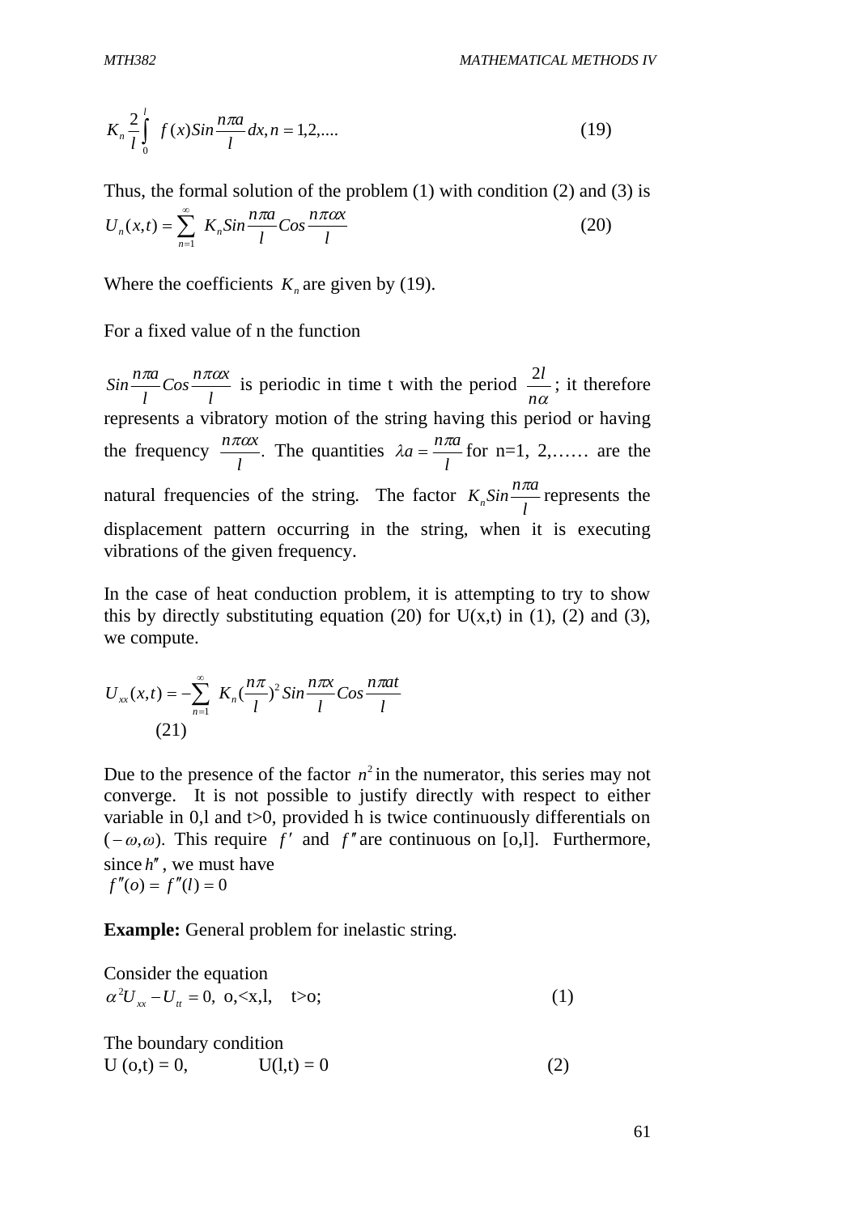$$K_n \frac{2}{l}\int_0^l f(x) Sin\frac{n\pi a}{l}dx, n = 1,2,.... \tag{19}$$

Thus, the formal solution of the problem (1) with condition (2) and (3) is

$$U_n(x,t) = \sum_{n=1}^{\infty} K_n Sin\frac{n\pi a}{l} Cos\frac{n\pi \alpha x}{l} \tag{20}$$

Where the coefficients $K_n$ are given by (19).

For a fixed value of n the function

$Sin\frac{n\pi a}{l} Cos\frac{n\pi \alpha x}{l}$ is periodic in time t with the period $\frac{2l}{n\alpha}$; it therefore represents a vibratory motion of the string having this period or having the frequency $\frac{n\pi \alpha x}{l}$. The quantities $\lambda a = \frac{n\pi a}{l}$ for n=1, 2,…… are the natural frequencies of the string. The factor $K_n Sin\frac{n\pi a}{l}$ represents the displacement pattern occurring in the string, when it is executing vibrations of the given frequency.

In the case of heat conduction problem, it is attempting to try to show this by directly substituting equation (20) for U(x,t) in (1), (2) and (3), we compute.

$$U_{xx}(x,t) = -\sum_{n=1}^{\infty} K_n (\frac{n\pi}{l})^2 Sin\frac{n\pi x}{l} Cos\frac{n\pi a t}{l}$$

(21)

Due to the presence of the factor $n^2$ in the numerator, this series may not converge. It is not possible to justify directly with respect to either variable in 0,l and t>0, provided h is twice continuously differentials on $(-\omega,\omega)$. This require $f'$ and $f''$ are continuous on [o,l]. Furthermore, since $h''$, we must have

$f''(o) = f''(l) = 0$

**Example:** General problem for inelastic string.

Consider the equation

$\alpha^2 U_{xx} - U_{tt} = 0,$ o,<x,l, t>o; (1)

The boundary condition

U (o,t) = 0, U(l,t) = 0 (2)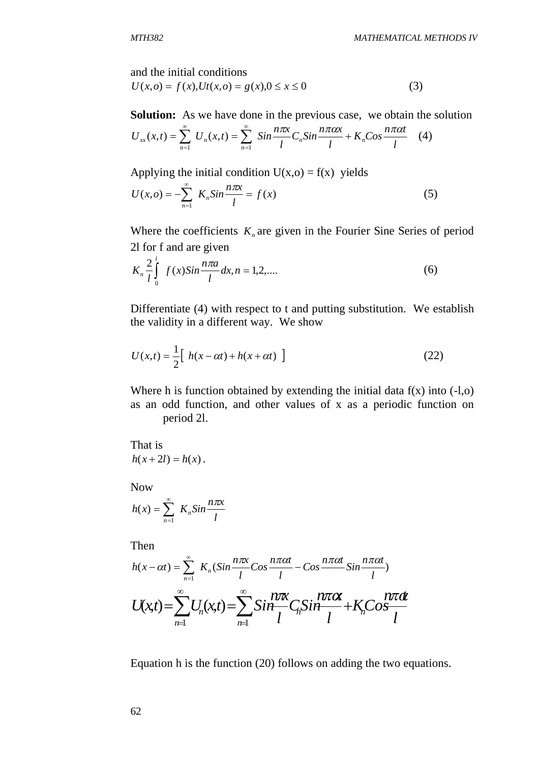and the initial conditions

$$U(x,o) = f(x), Ut(x,o) = g(x), 0 \le x \le 0 \qquad (3)$$

**Solution:** As we have done in the previous case, we obtain the solution

$$U_{xx}(x,t) = \sum_{n=1}^{\infty} U_n(x,t) = \sum_{n=1}^{\infty} Sin\frac{n\pi x}{l} C_n Sin\frac{n\pi\alpha x}{l} + K_n Cos\frac{n\pi\alpha t}{l} \qquad (4)$$

Applying the initial condition U(x,o) = f(x) yields

$$U(x,o) = -\sum_{n=1}^{\infty} K_n Sin\frac{n\pi x}{l} = f(x) \qquad (5)$$

Where the coefficients $K_n$ are given in the Fourier Sine Series of period 2l for f and are given

$$K_n \frac{2}{l}\int_0^l f(x) Sin\frac{n\pi a}{l} dx, n = 1,2,.... \qquad (6)$$

Differentiate (4) with respect to t and putting substitution. We establish the validity in a different way. We show

$$U(x,t) = \frac{1}{2}\left[\ h(x-\alpha t) + h(x+\alpha t)\ \right] \qquad (22)$$

Where h is function obtained by extending the initial data f(x) into (-l,o) as an odd function, and other values of x as a periodic function on period 2l.

That is

$$h(x+2l) = h(x).$$

Now

$$h(x) = \sum_{n=1}^{\infty} K_n Sin\frac{n\pi x}{l}$$

Then

$$h(x-\alpha t) = \sum_{n=1}^{\infty} K_n (Sin\frac{n\pi x}{l} Cos\frac{n\pi\alpha t}{l} - Cos\frac{n\pi\alpha t}{l} Sin\frac{n\pi\alpha t}{l})$$

$$U(x,t) = \sum_{n=1}^{\infty} U_n(x,t) = \sum_{n=1}^{\infty} Sin\frac{n\pi x}{l} C_n Sin\frac{n\pi\alpha x}{l} + K_n Cos\frac{n\pi\alpha t}{l}$$

Equation h is the function (20) follows on adding the two equations.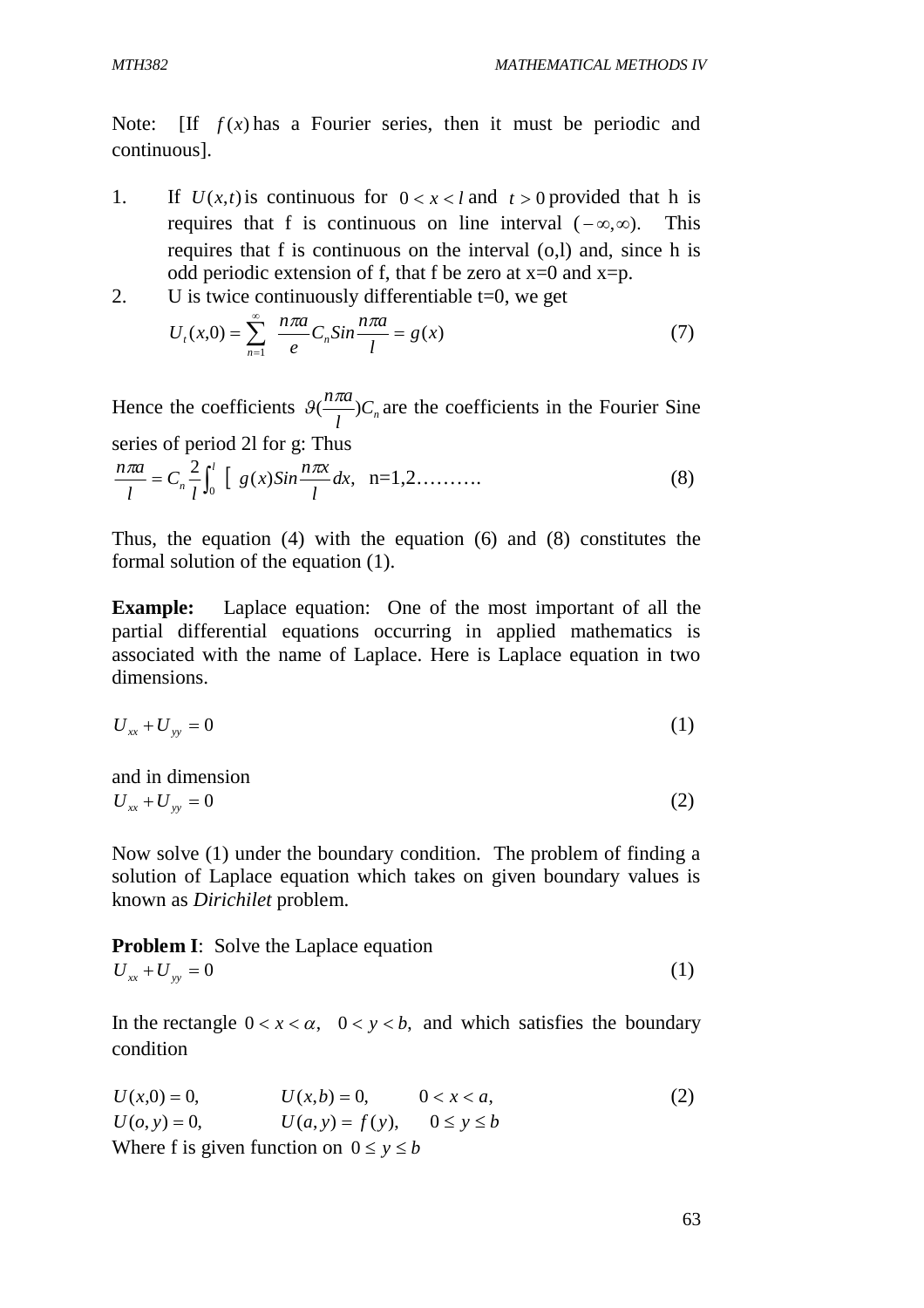Note: [If $f(x)$ has a Fourier series, then it must be periodic and continuous].

1. If $U(x,t)$ is continuous for $0 < x < l$ and $t > 0$ provided that h is requires that f is continuous on line interval $(-\infty, \infty)$. This requires that f is continuous on the interval (o,l) and, since h is odd periodic extension of f, that f be zero at x=0 and x=p.
2. U is twice continuously differentiable t=0, we get

$$U_t(x,0) = \sum_{n=1}^{\infty} \frac{n\pi a}{e} C_n Sin \frac{n\pi a}{l} = g(x) \qquad (7)$$

Hence the coefficients $\vartheta(\frac{n\pi a}{l})C_n$ are the coefficients in the Fourier Sine series of period 2l for g: Thus

$$\frac{n\pi a}{l} = C_n \frac{2}{l} \int_0^l \left[ \; g(x) Sin \frac{n\pi x}{l} dx, \quad \text{n=1,2……….} \qquad (8)$$

Thus, the equation (4) with the equation (6) and (8) constitutes the formal solution of the equation (1).

**Example:** Laplace equation: One of the most important of all the partial differential equations occurring in applied mathematics is associated with the name of Laplace. Here is Laplace equation in two dimensions.

$$U_{xx} + U_{yy} = 0 \qquad (1)$$

and in dimension

$$U_{xx} + U_{yy} = 0 \qquad (2)$$

Now solve (1) under the boundary condition. The problem of finding a solution of Laplace equation which takes on given boundary values is known as *Dirichilet* problem.

**Problem I**: Solve the Laplace equation

$$U_{xx} + U_{yy} = 0 \qquad (1)$$

In the rectangle $0 < x < \alpha, \quad 0 < y < b,$ and which satisfies the boundary condition

$$U(x,0) = 0, \qquad U(x,b) = 0, \qquad 0 < x < a, \qquad (2)$$

$$U(o,y) = 0, \qquad U(a,y) = f(y), \qquad 0 \le y \le b$$

Where f is given function on $0 \le y \le b$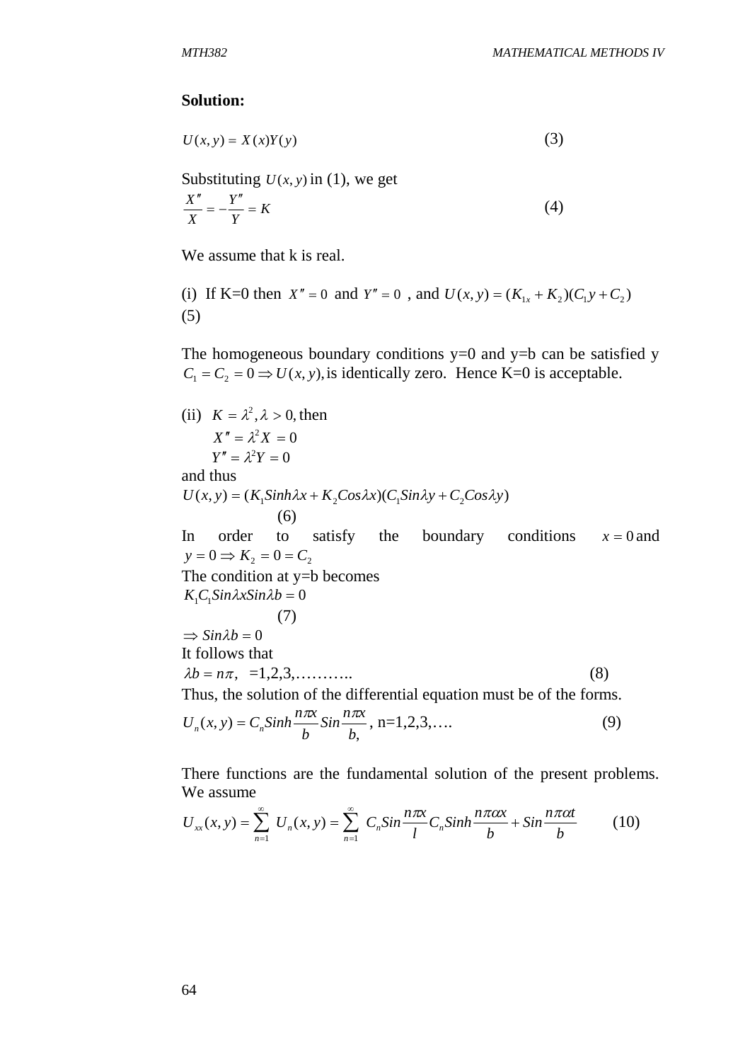**Solution:**

$$U(x, y) = X(x)Y(y) \tag{3}$$

Substituting $U(x, y)$ in (1), we get

$$\frac{X''}{X} = -\frac{Y''}{Y} = K \tag{4}$$

We assume that k is real.

(i) If K=0 then $X'' = 0$ and $Y'' = 0$ , and $U(x, y) = (K_{1x} + K_2)(C_1 y + C_2)$
(5)

The homogeneous boundary conditions y=0 and y=b can be satisfied y $C_1 = C_2 = 0 \Rightarrow U(x, y),$ is identically zero. Hence K=0 is acceptable.

(ii) $K = \lambda^2, \lambda > 0,$ then

$$X'' = \lambda^2 X = 0$$
$$Y'' = \lambda^2 Y = 0$$

and thus

$$U(x, y) = (K_1 Sinh\lambda x + K_2 Cos\lambda x)(C_1 Sin\lambda y + C_2 Cos\lambda y) \tag{6}$$

In order to satisfy the boundary conditions $x = 0$ and $y = 0 \Rightarrow K_2 = 0 = C_2$

The condition at y=b becomes

$$K_1 C_1 Sin\lambda x Sin\lambda b = 0 \tag{7}$$

$\Rightarrow Sin\lambda b = 0$

It follows that

$$\lambda b = n\pi, \quad =1,2,3,\ldots\ldots\ldots.. \tag{8}$$

Thus, the solution of the differential equation must be of the forms.

$$U_n(x, y) = C_n Sinh\frac{n\pi x}{b} Sin\frac{n\pi x}{b,}, \text{ n=1,2,3,….} \tag{9}$$

There functions are the fundamental solution of the present problems. We assume

$$U_{xx}(x, y) = \sum_{n=1}^{\infty} U_n(x, y) = \sum_{n=1}^{\infty} C_n Sin\frac{n\pi x}{l} C_n Sinh\frac{n\pi\alpha x}{b} + Sin\frac{n\pi\alpha t}{b} \tag{10}$$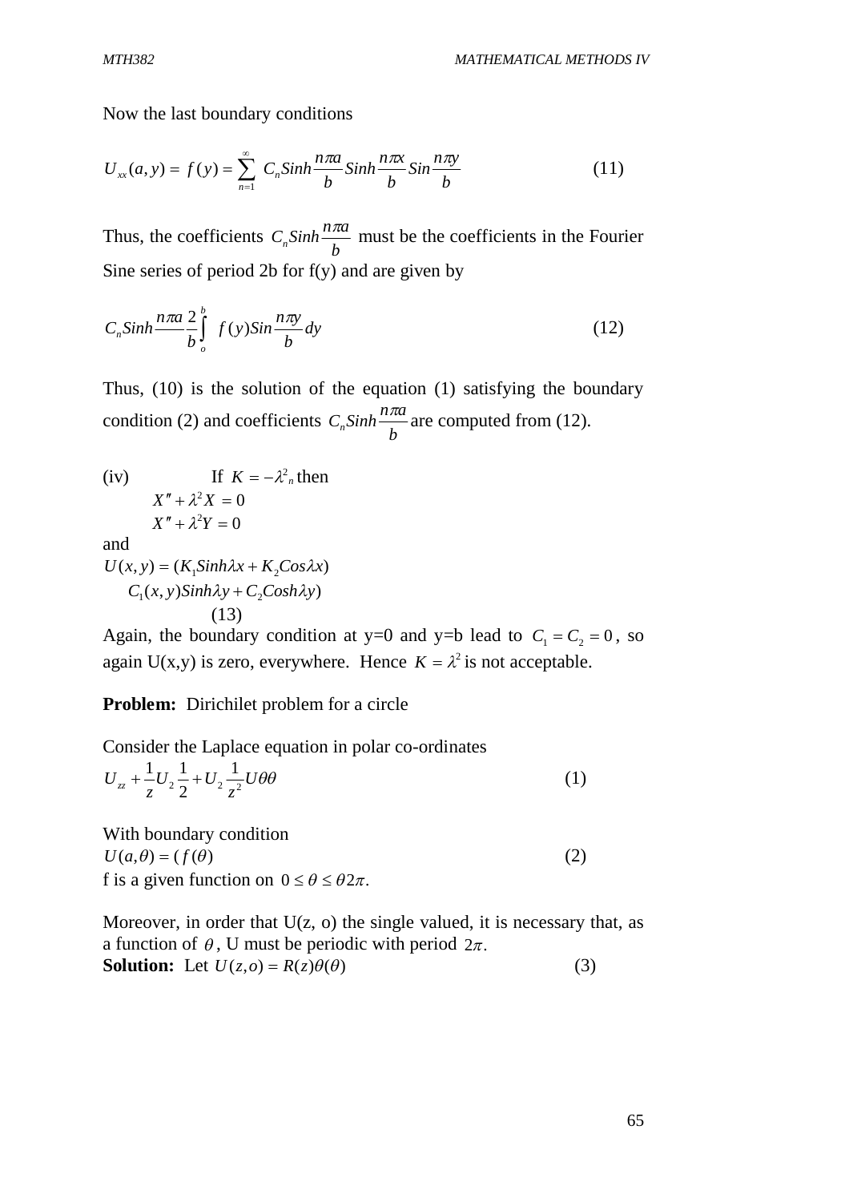Now the last boundary conditions

$$U_{xx}(a,y) = f(y) = \sum_{n=1}^{\infty} C_n Sinh\frac{n\pi a}{b} Sinh\frac{n\pi x}{b} Sin\frac{n\pi y}{b} \qquad (11)$$

Thus, the coefficients $C_n Sinh\frac{n\pi a}{b}$ must be the coefficients in the Fourier Sine series of period 2b for f(y) and are given by

$$C_n Sinh\frac{n\pi a}{b}\frac{2}{b}\int_o^b f(y) Sin\frac{n\pi y}{b} dy \qquad (12)$$

Thus, (10) is the solution of the equation (1) satisfying the boundary condition (2) and coefficients $C_n Sinh\frac{n\pi a}{b}$ are computed from (12).

(iv) If $K = -\lambda^2{}_n$ then

$$X'' + \lambda^2 X = 0$$
$$X'' + \lambda^2 Y = 0$$

and

$$U(x,y) = (K_1 Sinh\lambda x + K_2 Cos\lambda x)$$
$$C_1(x,y) Sinh\lambda y + C_2 Cosh\lambda y) \qquad (13)$$

Again, the boundary condition at y=0 and y=b lead to $C_1 = C_2 = 0$, so again U(x,y) is zero, everywhere. Hence $K = \lambda^2$ is not acceptable.

**Problem:** Dirichilet problem for a circle

Consider the Laplace equation in polar co-ordinates

$$U_{zz} + \frac{1}{z}U_2\frac{1}{2} + U_2\frac{1}{z^2}U\theta\theta \qquad (1)$$

With boundary condition

$$U(a,\theta) = (f(\theta) \qquad (2)$$

f is a given function on $0 \le \theta \le \theta 2\pi$.

Moreover, in order that U(z, o) the single valued, it is necessary that, as a function of $\theta$, U must be periodic with period $2\pi$.

**Solution:** Let $U(z,o) = R(z)\theta(\theta)$ (3)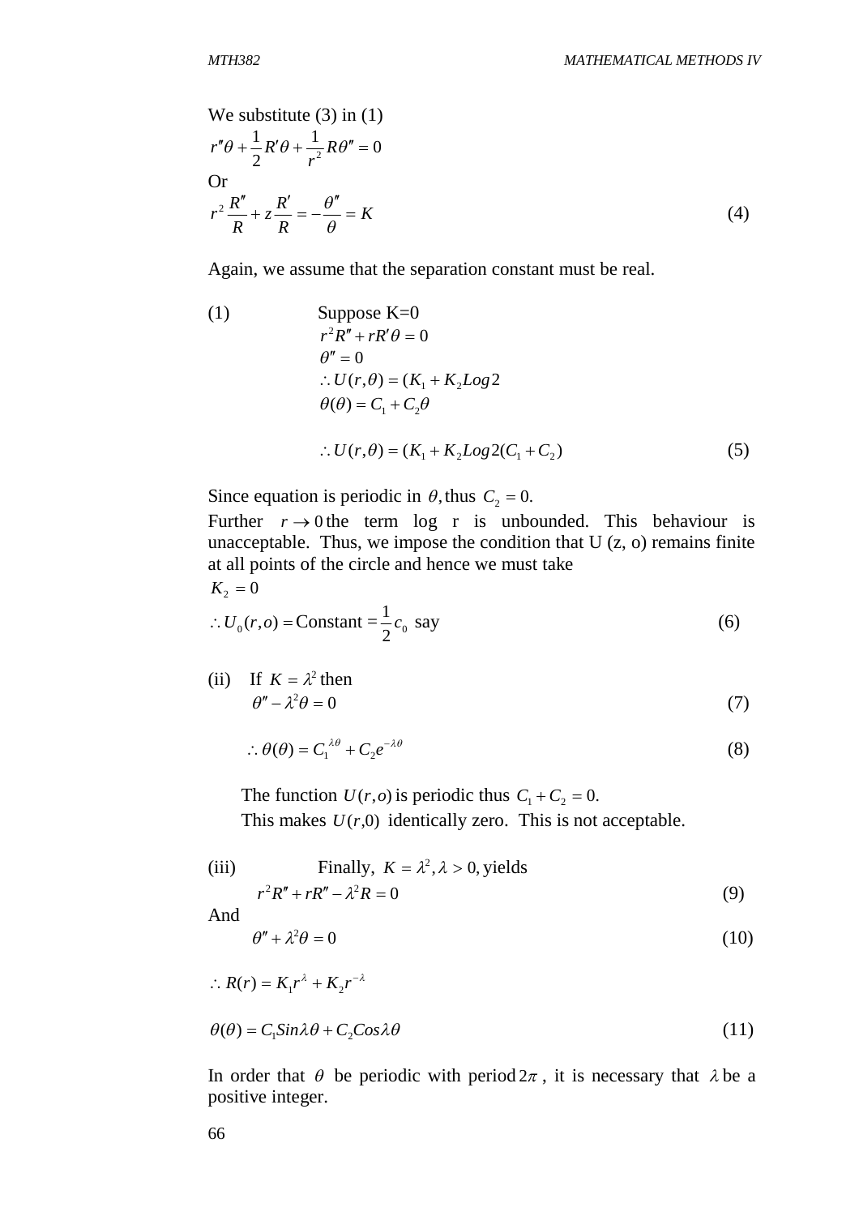We substitute (3) in (1)

$$r''\theta + \frac{1}{2}R'\theta + \frac{1}{r^2}R\theta'' = 0$$

Or

$$r^2\frac{R''}{R} + z\frac{R'}{R} = -\frac{\theta''}{\theta} = K \tag{4}$$

Again, we assume that the separation constant must be real.

(1) Suppose K=0

$$r^2R'' + rR'\theta = 0$$

$$\theta'' = 0$$

$$\therefore U(r,\theta) = (K_1 + K_2 Log2$$

$$\theta(\theta) = C_1 + C_2\theta$$

$$\therefore U(r,\theta) = (K_1 + K_2 Log2(C_1 + C_2) \tag{5}$$

Since equation is periodic in $\theta$, thus $C_2 = 0$.

Further $r \to 0$ the term log r is unbounded. This behaviour is unacceptable. Thus, we impose the condition that U (z, o) remains finite at all points of the circle and hence we must take

$K_2 = 0$

$$\therefore U_0(r,o) = \text{Constant} = \frac{1}{2}c_0 \text{ say} \tag{6}$$

(ii) If $K = \lambda^2$ then

$$\theta'' - \lambda^2\theta = 0 \tag{7}$$

$$\therefore \theta(\theta) = C_1^{\lambda\theta} + C_2e^{-\lambda\theta} \tag{8}$$

The function $U(r,o)$ is periodic thus $C_1 + C_2 = 0$.

This makes $U(r,0)$ identically zero. This is not acceptable.

(iii) Finally, $K = \lambda^2, \lambda > 0$, yields

$$r^2R'' + rR'' - \lambda^2R = 0 \tag{9}$$

And

$$\theta'' + \lambda^2\theta = 0 \tag{10}$$

$$\therefore R(r) = K_1r^{\lambda} + K_2r^{-\lambda}$$

$$\theta(\theta) = C_1 Sin\lambda\theta + C_2 Cos\lambda\theta \tag{11}$$

In order that $\theta$ be periodic with period $2\pi$, it is necessary that $\lambda$ be a positive integer.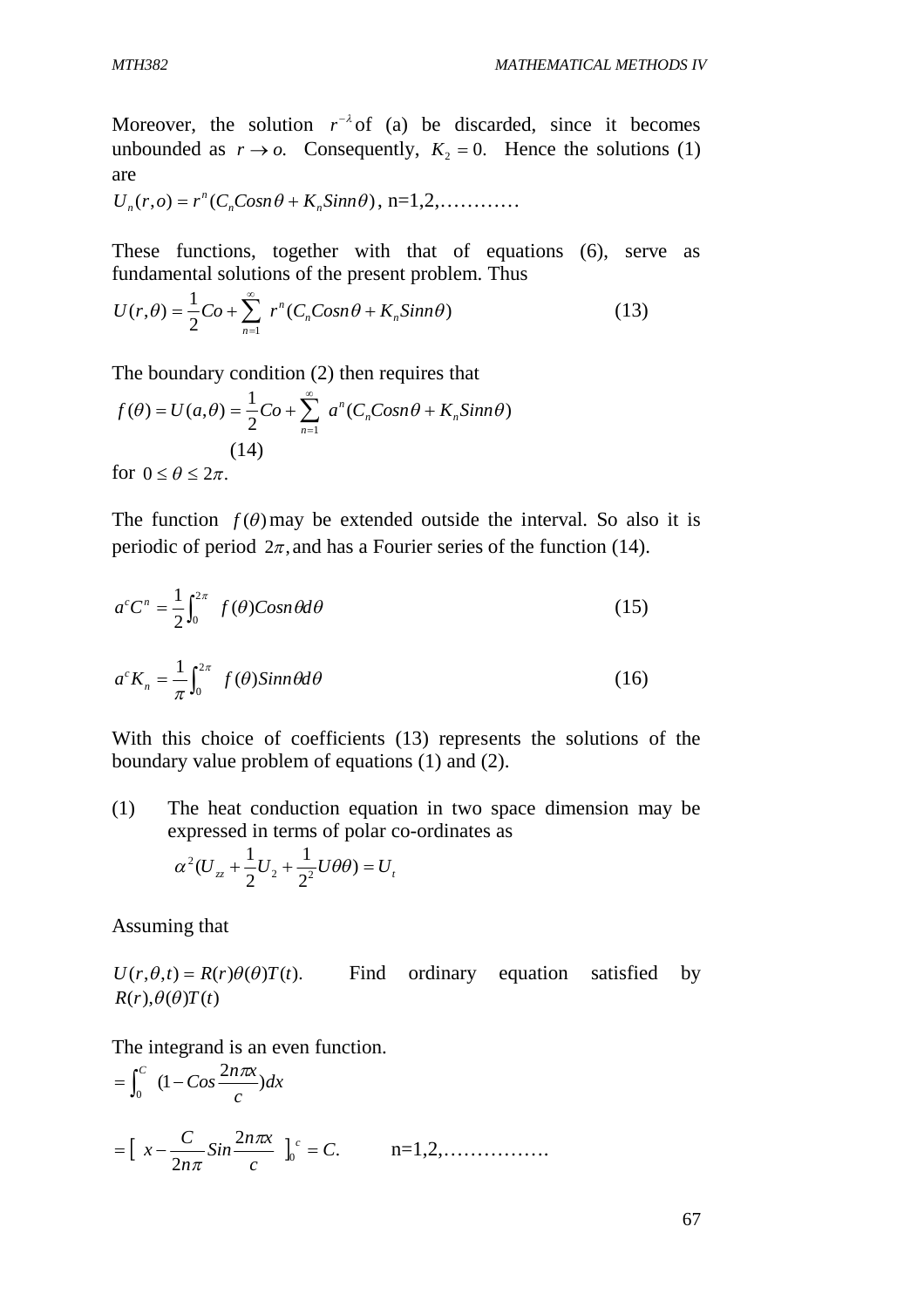Moreover, the solution $r^{-\lambda}$ of (a) be discarded, since it becomes unbounded as $r \to o.$ Consequently, $K_2 = 0.$ Hence the solutions (1) are

$U_n(r,o) = r^n(C_n Cosn\theta + K_n Sinn\theta)$, n=1,2,…………

These functions, together with that of equations (6), serve as fundamental solutions of the present problem. Thus

$$U(r,\theta) = \frac{1}{2}Co + \sum_{n=1}^{\infty} r^n(C_n Cosn\theta + K_n Sinn\theta) \qquad (13)$$

The boundary condition (2) then requires that

$$f(\theta) = U(a,\theta) = \frac{1}{2}Co + \sum_{n=1}^{\infty} a^n(C_n Cosn\theta + K_n Sinn\theta) \qquad (14)$$

for $0 \le \theta \le 2\pi.$

The function $f(\theta)$ may be extended outside the interval. So also it is periodic of period $2\pi,$ and has a Fourier series of the function (14).

$$a^c C^n = \frac{1}{2}\int_0^{2\pi} f(\theta)Cosn\theta d\theta \qquad (15)$$

$$a^c K_n = \frac{1}{\pi}\int_0^{2\pi} f(\theta)Sinn\theta d\theta \qquad (16)$$

With this choice of coefficients (13) represents the solutions of the boundary value problem of equations (1) and (2).

(1) The heat conduction equation in two space dimension may be expressed in terms of polar co-ordinates as

$$\alpha^2(U_{zz} + \frac{1}{2}U_2 + \frac{1}{2^2}U\theta\theta) = U_t$$

Assuming that

$U(r,\theta,t) = R(r)\theta(\theta)T(t).$ Find ordinary equation satisfied by $R(r), \theta(\theta)T(t)$

The integrand is an even function.

$$= \int_0^C (1 - Cos\frac{2n\pi x}{c})dx$$

$$= [\ x - \frac{C}{2n\pi}Sin\frac{2n\pi x}{c}\ ]_0^c = C. \qquad \text{n=1,2,…………….}$$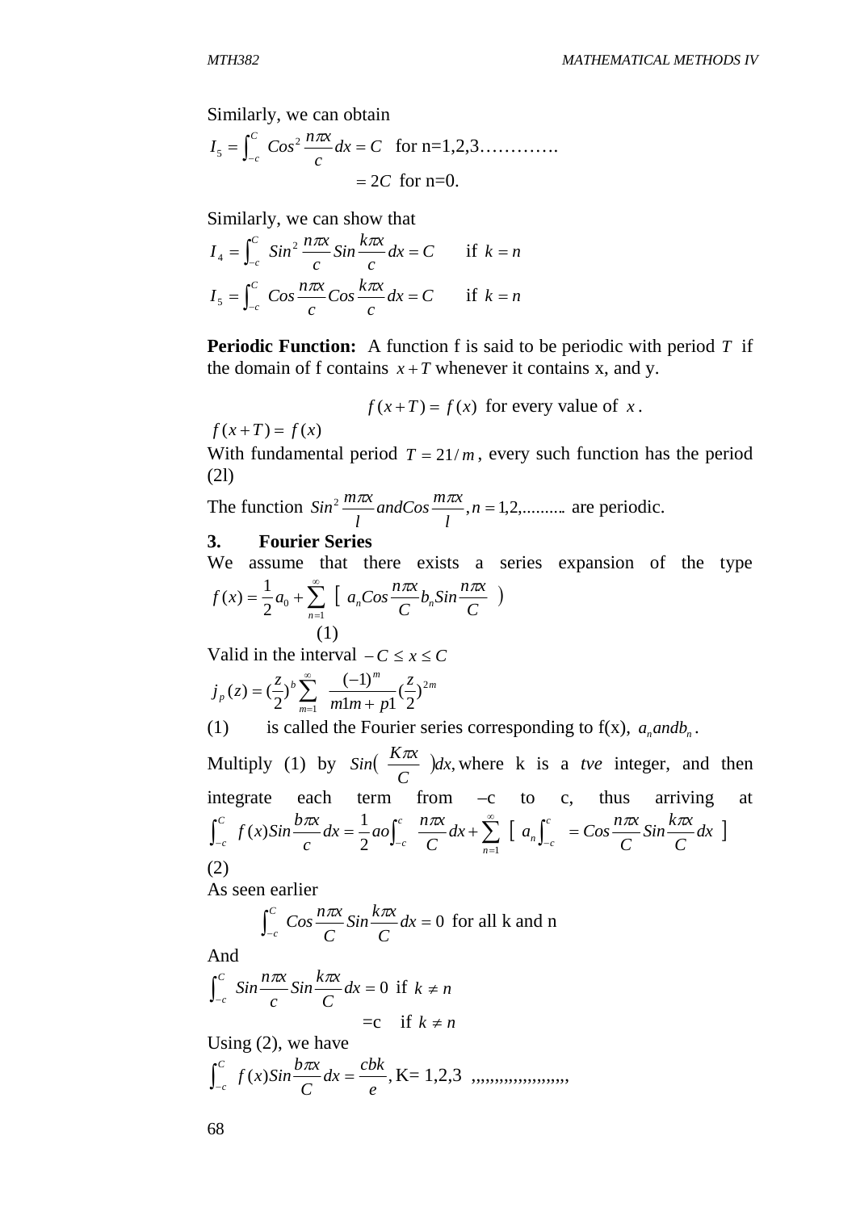Similarly, we can obtain

$$I_5 = \int_{-c}^{C} Cos^2 \frac{n\pi x}{c} dx = C \quad \text{for n=1,2,3…………}$$

$$= 2C \quad \text{for n=0.}$$

Similarly, we can show that

$$I_4 = \int_{-c}^{C} Sin^2 \frac{n\pi x}{c} Sin \frac{k\pi x}{c} dx = C \qquad \text{if } k = n$$

$$I_5 = \int_{-c}^{C} Cos \frac{n\pi x}{c} Cos \frac{k\pi x}{c} dx = C \qquad \text{if } k = n$$

**Periodic Function:** A function f is said to be periodic with period $T$ if the domain of f contains $x+T$ whenever it contains x, and y.

$$f(x+T) = f(x) \text{ for every value of } x.$$

$f(x+T) = f(x)$

With fundamental period $T = 21/m$, every such function has the period (2l)

The function $Sin^2 \frac{m\pi x}{l} and Cos \frac{m\pi x}{l}, n = 1,2,.........$ are periodic.

## 3. Fourier Series

We assume that there exists a series expansion of the type $f(x) = \frac{1}{2}a_0 + \sum_{n=1}^{\infty} [\ a_n Cos \frac{n\pi x}{C} b_n Sin \frac{n\pi x}{C}\ )$

(1)

Valid in the interval $-C \le x \le C$

$$j_p(z) = (\frac{z}{2})^b \sum_{m=1}^{\infty} \frac{(-1)^m}{m1m + p1}(\frac{z}{2})^{2m}$$

(1) is called the Fourier series corresponding to f(x), $a_n and b_n$.

Multiply (1) by $Sin(\frac{K\pi x}{C})dx,$ where k is a *tve* integer, and then integrate each term from –c to c, thus arriving at $\int_{-c}^{C} f(x) Sin \frac{b\pi x}{c} dx = \frac{1}{2} ao \int_{-c}^{c} \frac{n\pi x}{C} dx + \sum_{n=1}^{\infty} [\ a_n \int_{-c}^{c} = Cos \frac{n\pi x}{C} Sin \frac{k\pi x}{C} dx\ ]$

(2)

As seen earlier

$$\int_{-c}^{C} Cos \frac{n\pi x}{C} Sin \frac{k\pi x}{C} dx = 0 \text{ for all k and n}$$

And

$$\int_{-c}^{C} Sin \frac{n\pi x}{c} Sin \frac{k\pi x}{C} dx = 0 \text{ if } k \ne n$$

$$= c \quad \text{if } k \ne n$$

Using (2), we have

$$\int_{-c}^{C} f(x) Sin \frac{b\pi x}{C} dx = \frac{cbk}{e}, \text{K= 1,2,3 ,,,,,,,,,,,,,,,,,,}$$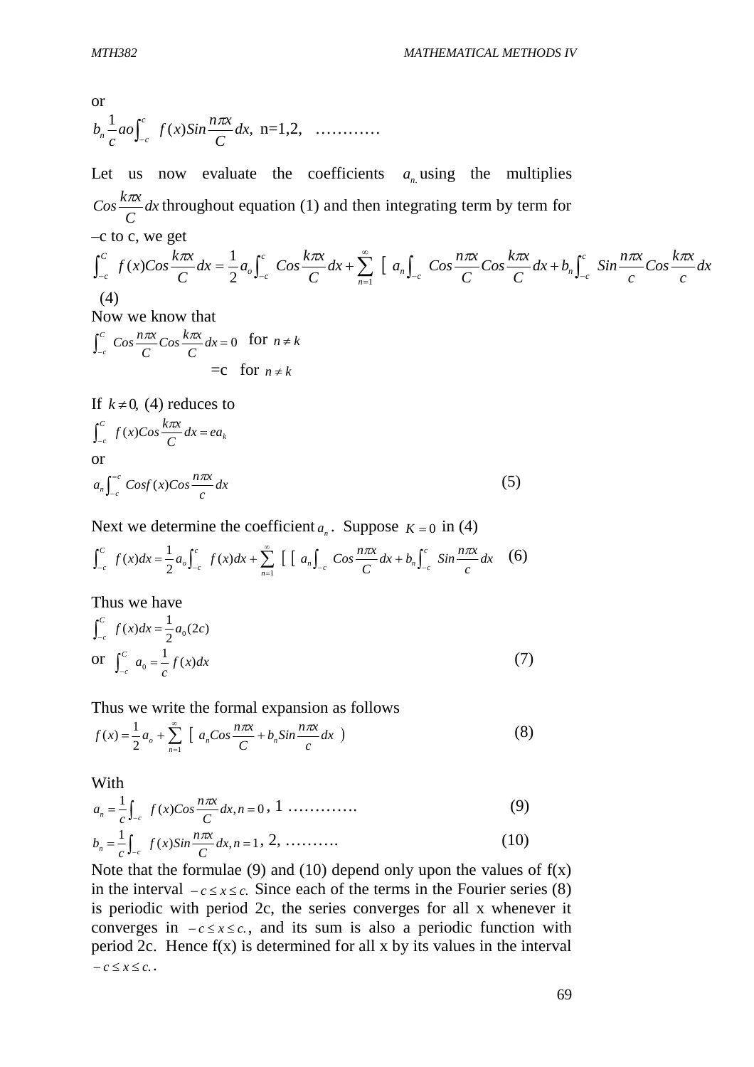or

$$b_n \frac{1}{c} ao \int_{-c}^{c} f(x) Sin \frac{n\pi x}{C} dx, \text{ n=1,2, } \ldots\ldots\ldots\ldots$$

Let us now evaluate the coefficients $a_{n.}$ using the multiplies $Cos \frac{k\pi x}{C} dx$ throughout equation (1) and then integrating term by term for –c to c, we get

$$\int_{-c}^{C} f(x) Cos \frac{k\pi x}{C} dx = \frac{1}{2} a_o \int_{-c}^{c} Cos \frac{k\pi x}{C} dx + \sum_{n=1}^{\infty} \left[ a_n \int_{-c} Cos \frac{n\pi x}{C} Cos \frac{k\pi x}{C} dx + b_n \int_{-c}^{c} Sin \frac{n\pi x}{c} Cos \frac{k\pi x}{c} dx \right.$$

(4)

Now we know that

$$\int_{-c}^{C} Cos \frac{n\pi x}{C} Cos \frac{k\pi x}{C} dx = 0 \quad \text{for } n \neq k$$

$$= c \quad \text{for } n \neq k$$

If $k \neq 0$, (4) reduces to

$$\int_{-c}^{C} f(x) Cos \frac{k\pi x}{C} dx = ea_k$$

or

$$a_n \int_{-c}^{=c} Cos f(x) Cos \frac{n\pi x}{c} dx \tag{5}$$

Next we determine the coefficient $a_n$. Suppose $K = 0$ in (4)

$$\int_{-c}^{C} f(x) dx = \frac{1}{2} a_o \int_{-c}^{c} f(x) dx + \sum_{n=1}^{\infty} \left[ \left[ a_n \int_{-c} Cos \frac{n\pi x}{C} dx + b_n \int_{-c}^{c} Sin \frac{n\pi x}{c} dx \right. \right. \tag{6}$$

Thus we have

$$\int_{-c}^{C} f(x) dx = \frac{1}{2} a_0 (2c)$$

or $\int_{-c}^{C} a_0 = \frac{1}{c} f(x) dx \tag{7}$

Thus we write the formal expansion as follows

$$f(x) = \frac{1}{2} a_o + \sum_{n=1}^{\infty} \left[ a_n Cos \frac{n\pi x}{C} + b_n Sin \frac{n\pi x}{c} dx \right) \tag{8}$$

With

$$a_n = \frac{1}{c} \int_{-c} f(x) Cos \frac{n\pi x}{C} dx, n = 0, 1 \ldots\ldots\ldots\ldots. \tag{9}$$

$$b_n = \frac{1}{c} \int_{-c} f(x) Sin \frac{n\pi x}{C} dx, n = 1, 2, \ldots\ldots\ldots. \tag{10}$$

Note that the formulae (9) and (10) depend only upon the values of f(x) in the interval $-c \leq x \leq c.$ Since each of the terms in the Fourier series (8) is periodic with period 2c, the series converges for all x whenever it converges in $-c \leq x \leq c.$, and its sum is also a periodic function with period 2c. Hence f(x) is determined for all x by its values in the interval $-c \leq x \leq c.$.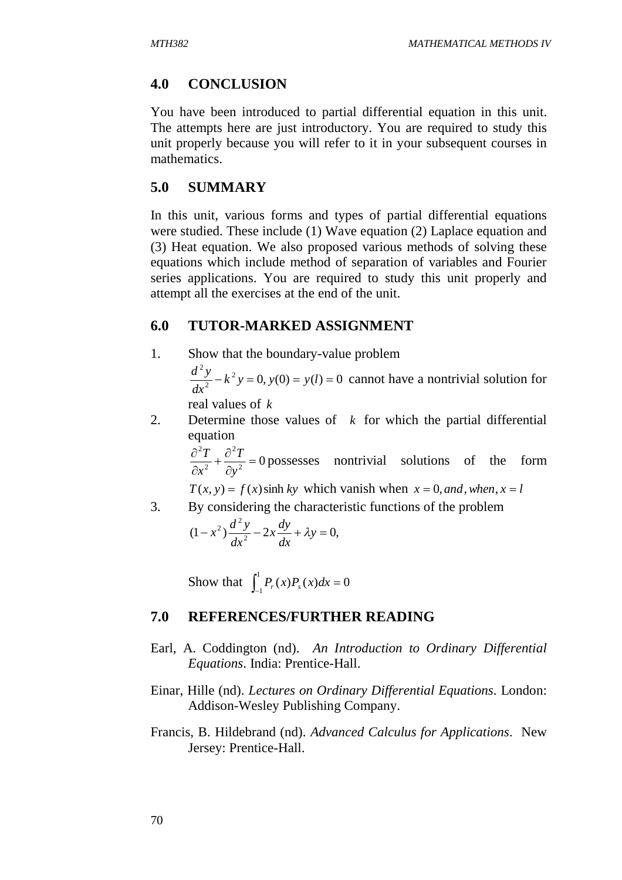## 4.0 CONCLUSION

You have been introduced to partial differential equation in this unit. The attempts here are just introductory. You are required to study this unit properly because you will refer to it in your subsequent courses in mathematics.

## 5.0 SUMMARY

In this unit, various forms and types of partial differential equations were studied. These include (1) Wave equation (2) Laplace equation and (3) Heat equation. We also proposed various methods of solving these equations which include method of separation of variables and Fourier series applications. You are required to study this unit properly and attempt all the exercises at the end of the unit.

## 6.0 TUTOR-MARKED ASSIGNMENT

1. Show that the boundary-value problem

   $\frac{d^2y}{dx^2} - k^2 y = 0, y(0) = y(l) = 0$ cannot have a nontrivial solution for real values of $k$

2. Determine those values of $k$ for which the partial differential equation

   $\frac{\partial^2 T}{\partial x^2} + \frac{\partial^2 T}{\partial y^2} = 0$ possesses nontrivial solutions of the form

   $T(x, y) = f(x)\sinh ky$ which vanish when $x = 0, and, when, x = l$

3. By considering the characteristic functions of the problem

   $(1 - x^2)\frac{d^2y}{dx^2} - 2x\frac{dy}{dx} + \lambda y = 0,$

   Show that $\int_{-1}^{1} P_r(x)P_s(x)dx = 0$

## 7.0 REFERENCES/FURTHER READING

Earl, A. Coddington (nd). *An Introduction to Ordinary Differential Equations*. India: Prentice-Hall.

Einar, Hille (nd). *Lectures on Ordinary Differential Equations*. London: Addison-Wesley Publishing Company.

Francis, B. Hildebrand (nd). *Advanced Calculus for Applications*. New Jersey: Prentice-Hall.